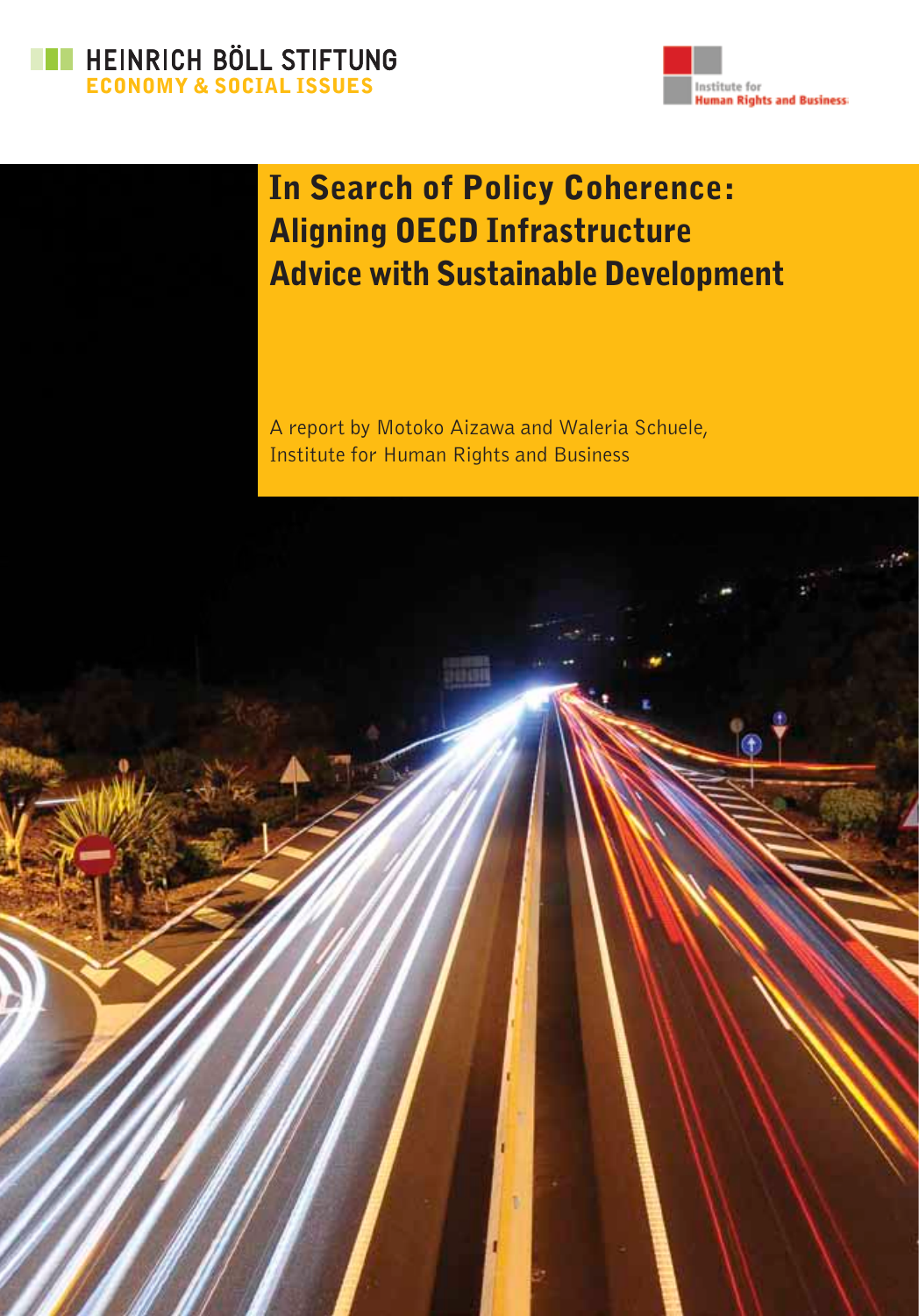HEINRICH BÖLL STIFTUNG
ECONOMY & SOCIAL ISSUES

Institute for Human Rights and Business

# In Search of Policy Coherence: Aligning OECD Infrastructure Advice with Sustainable Development

A report by Motoko Aizawa and Waleria Schuele, Institute for Human Rights and Business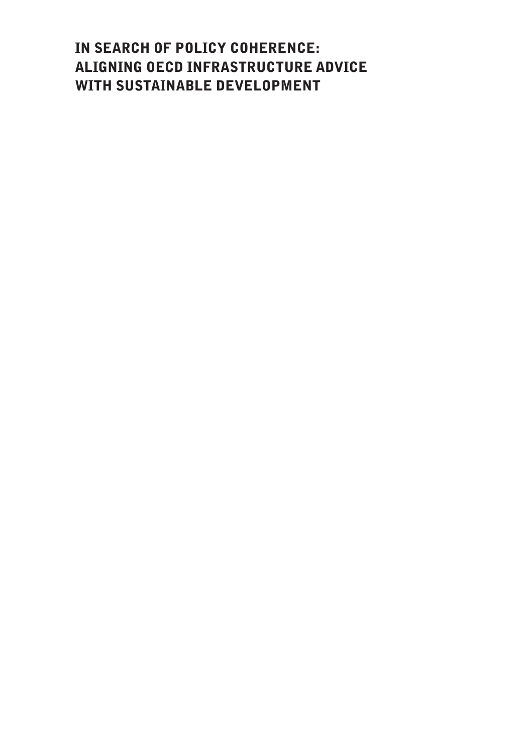# IN SEARCH OF POLICY COHERENCE: ALIGNING OECD INFRASTRUCTURE ADVICE WITH SUSTAINABLE DEVELOPMENT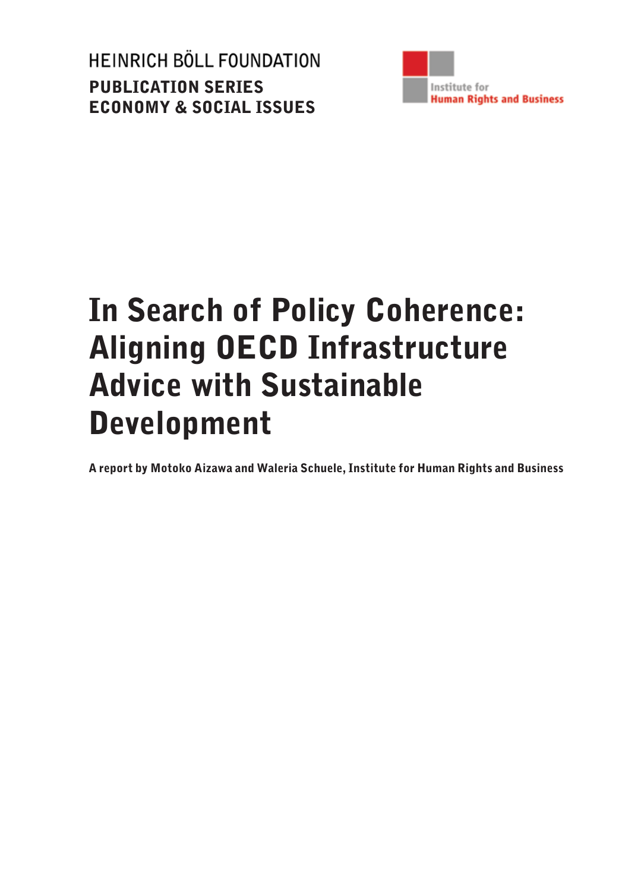HEINRICH BÖLL FOUNDATION

**PUBLICATION SERIES**
**ECONOMY & SOCIAL ISSUES**

Institute for
Human Rights and Business

# In Search of Policy Coherence: Aligning OECD Infrastructure Advice with Sustainable Development

**A report by Motoko Aizawa and Waleria Schuele, Institute for Human Rights and Business**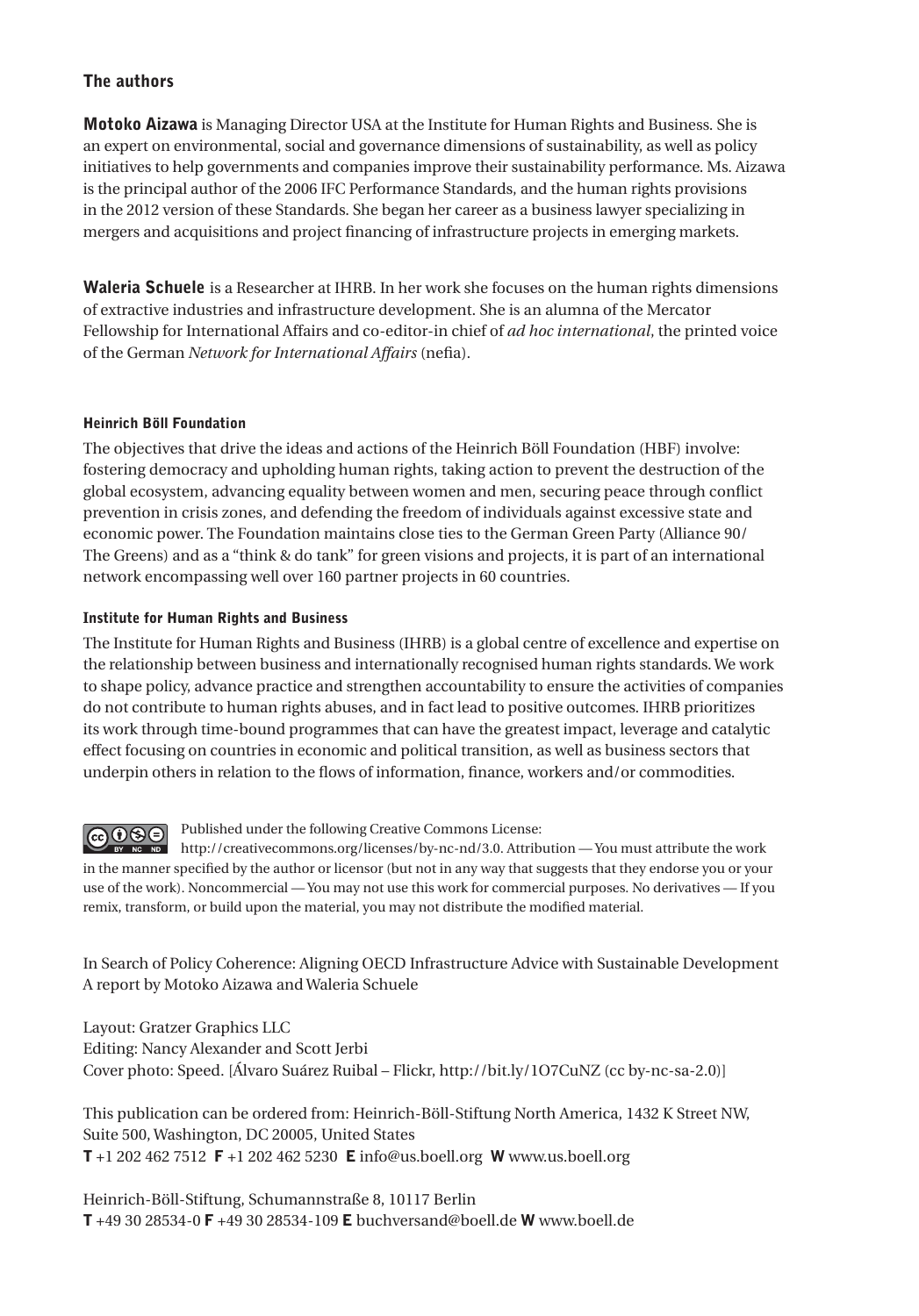## The authors

**Motoko Aizawa** is Managing Director USA at the Institute for Human Rights and Business. She is an expert on environmental, social and governance dimensions of sustainability, as well as policy initiatives to help governments and companies improve their sustainability performance. Ms. Aizawa is the principal author of the 2006 IFC Performance Standards, and the human rights provisions in the 2012 version of these Standards. She began her career as a business lawyer specializing in mergers and acquisitions and project financing of infrastructure projects in emerging markets.

**Waleria Schuele** is a Researcher at IHRB. In her work she focuses on the human rights dimensions of extractive industries and infrastructure development. She is an alumna of the Mercator Fellowship for International Affairs and co-editor-in chief of *ad hoc international*, the printed voice of the German *Network for International Affairs* (nefia).

### Heinrich Böll Foundation

The objectives that drive the ideas and actions of the Heinrich Böll Foundation (HBF) involve: fostering democracy and upholding human rights, taking action to prevent the destruction of the global ecosystem, advancing equality between women and men, securing peace through conflict prevention in crisis zones, and defending the freedom of individuals against excessive state and economic power. The Foundation maintains close ties to the German Green Party (Alliance 90/ The Greens) and as a "think & do tank" for green visions and projects, it is part of an international network encompassing well over 160 partner projects in 60 countries.

### Institute for Human Rights and Business

The Institute for Human Rights and Business (IHRB) is a global centre of excellence and expertise on the relationship between business and internationally recognised human rights standards. We work to shape policy, advance practice and strengthen accountability to ensure the activities of companies do not contribute to human rights abuses, and in fact lead to positive outcomes. IHRB prioritizes its work through time-bound programmes that can have the greatest impact, leverage and catalytic effect focusing on countries in economic and political transition, as well as business sectors that underpin others in relation to the flows of information, finance, workers and/or commodities.

Published under the following Creative Commons License: http://creativecommons.org/licenses/by-nc-nd/3.0. Attribution — You must attribute the work in the manner specified by the author or licensor (but not in any way that suggests that they endorse you or your use of the work). Noncommercial — You may not use this work for commercial purposes. No derivatives — If you remix, transform, or build upon the material, you may not distribute the modified material.

In Search of Policy Coherence: Aligning OECD Infrastructure Advice with Sustainable Development
A report by Motoko Aizawa and Waleria Schuele

Layout: Gratzer Graphics LLC
Editing: Nancy Alexander and Scott Jerbi
Cover photo: Speed. [Álvaro Suárez Ruibal – Flickr, http://bit.ly/1O7CuNZ (cc by-nc-sa-2.0)]

This publication can be ordered from: Heinrich-Böll-Stiftung North America, 1432 K Street NW, Suite 500, Washington, DC 20005, United States
**T** +1 202 462 7512 **F** +1 202 462 5230 **E** info@us.boell.org **W** www.us.boell.org

Heinrich-Böll-Stiftung, Schumannstraße 8, 10117 Berlin
**T** +49 30 28534-0 **F** +49 30 28534-109 **E** buchversand@boell.de **W** www.boell.de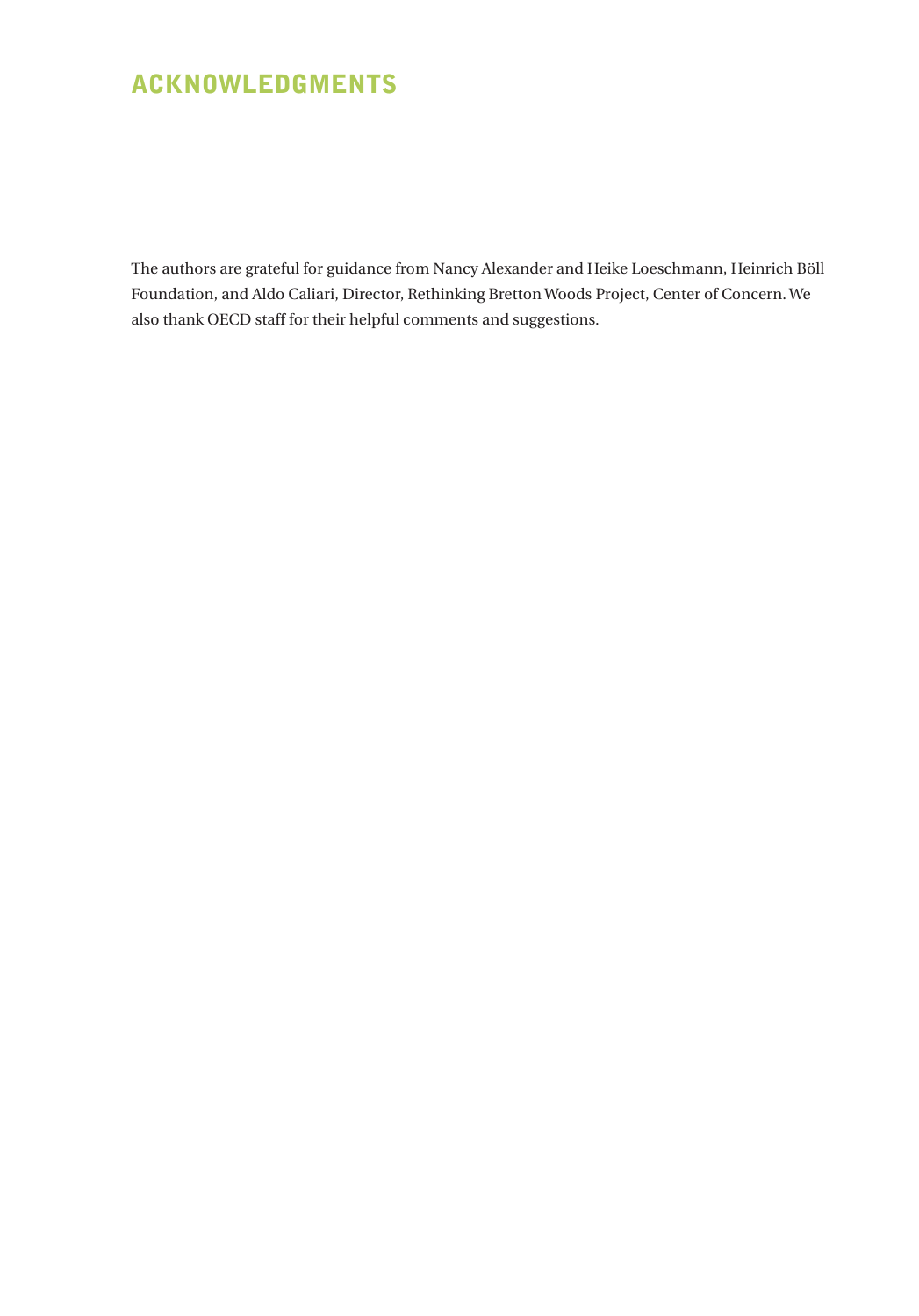# ACKNOWLEDGMENTS

The authors are grateful for guidance from Nancy Alexander and Heike Loeschmann, Heinrich Böll Foundation, and Aldo Caliari, Director, Rethinking Bretton Woods Project, Center of Concern. We also thank OECD staff for their helpful comments and suggestions.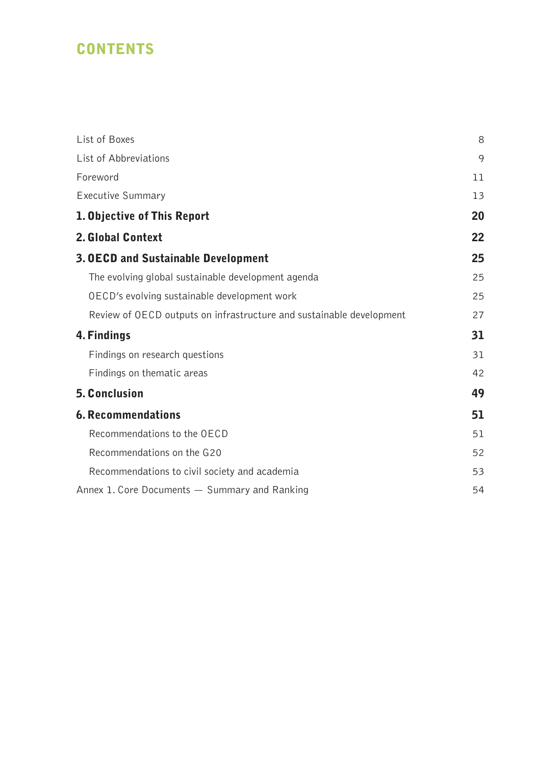# CONTENTS

| | |
|---|---|
| List of Boxes | 8 |
| List of Abbreviations | 9 |
| Foreword | 11 |
| Executive Summary | 13 |
| **1. Objective of This Report** | **20** |
| **2. Global Context** | **22** |
| **3. OECD and Sustainable Development** | **25** |
| The evolving global sustainable development agenda | 25 |
| OECD's evolving sustainable development work | 25 |
| Review of OECD outputs on infrastructure and sustainable development | 27 |
| **4. Findings** | **31** |
| Findings on research questions | 31 |
| Findings on thematic areas | 42 |
| **5. Conclusion** | **49** |
| **6. Recommendations** | **51** |
| Recommendations to the OECD | 51 |
| Recommendations on the G20 | 52 |
| Recommendations to civil society and academia | 53 |
| Annex 1. Core Documents — Summary and Ranking | 54 |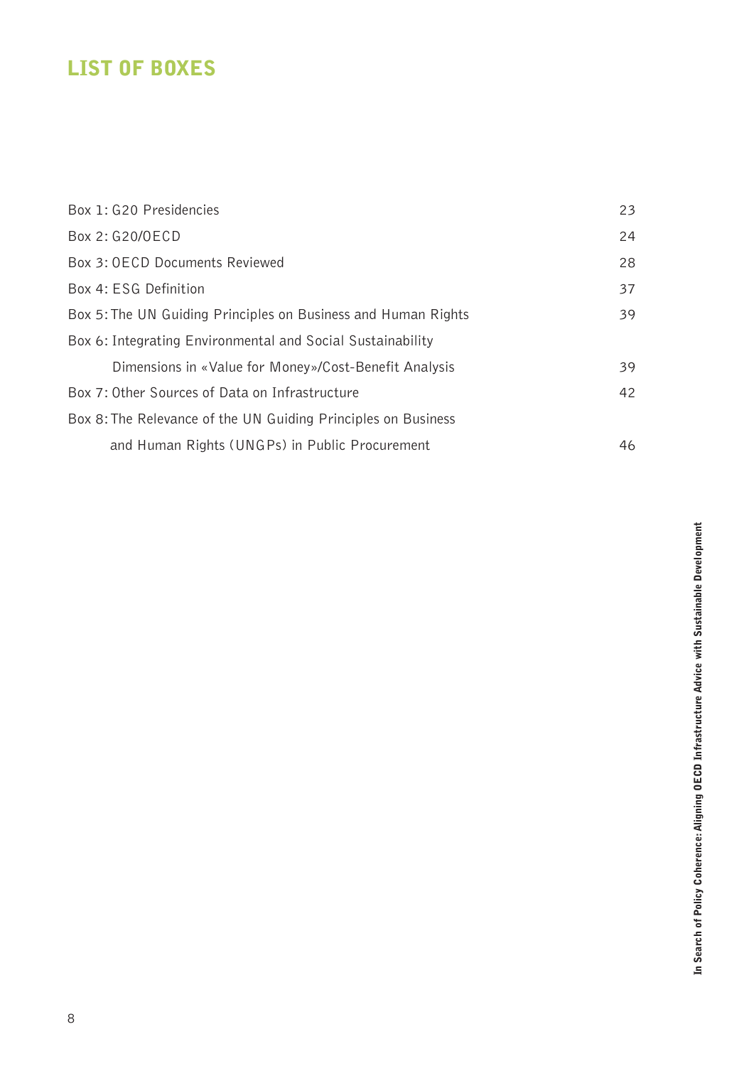# LIST OF BOXES

| | |
|---|---|
| Box 1: G20 Presidencies | 23 |
| Box 2: G20/OECD | 24 |
| Box 3: OECD Documents Reviewed | 28 |
| Box 4: ESG Definition | 37 |
| Box 5: The UN Guiding Principles on Business and Human Rights | 39 |
| Box 6: Integrating Environmental and Social Sustainability Dimensions in «Value for Money»/Cost-Benefit Analysis | 39 |
| Box 7: Other Sources of Data on Infrastructure | 42 |
| Box 8: The Relevance of the UN Guiding Principles on Business and Human Rights (UNGPs) in Public Procurement | 46 |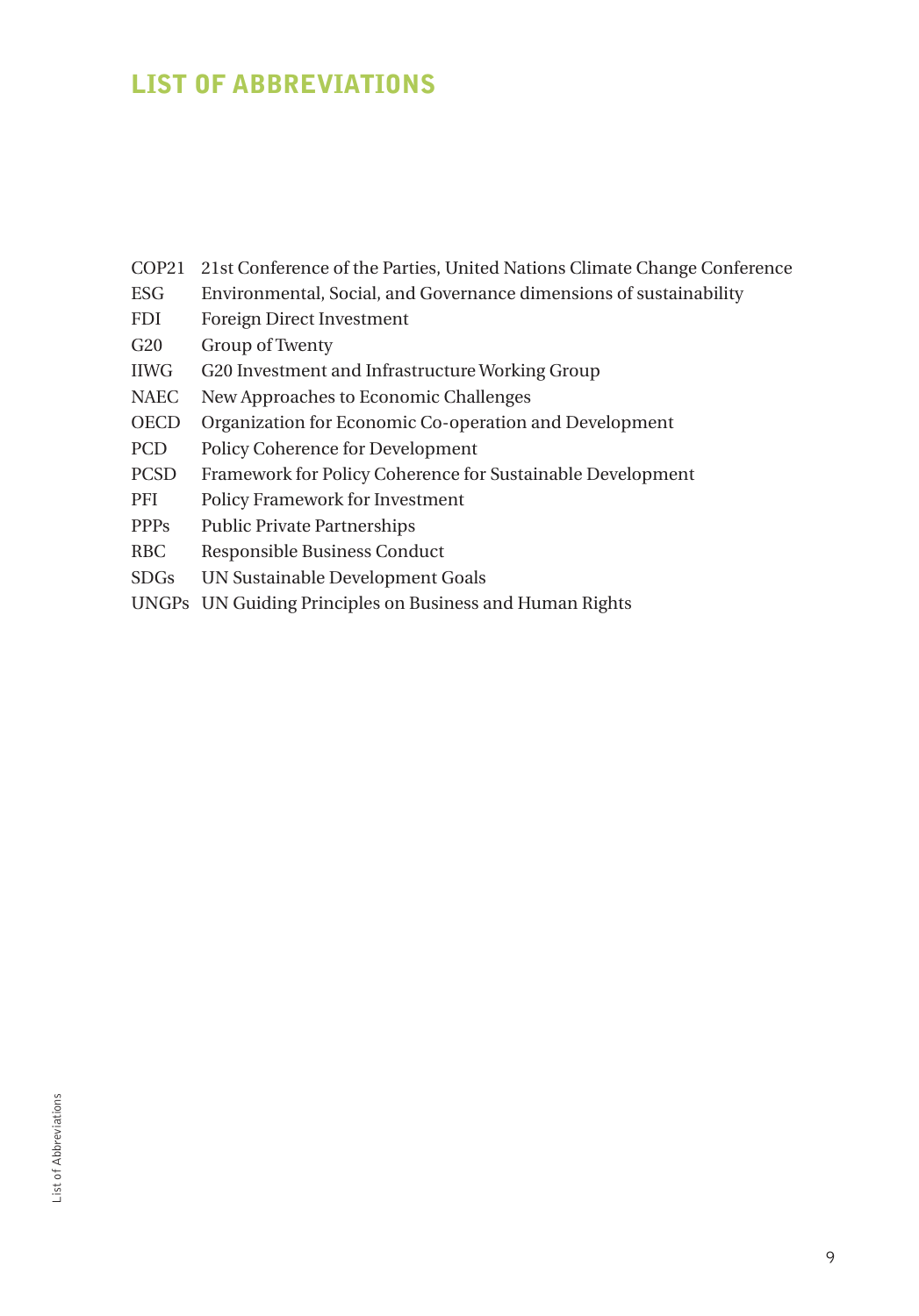# LIST OF ABBREVIATIONS

| | |
|---|---|
| COP21 | 21st Conference of the Parties, United Nations Climate Change Conference |
| ESG | Environmental, Social, and Governance dimensions of sustainability |
| FDI | Foreign Direct Investment |
| G20 | Group of Twenty |
| IIWG | G20 Investment and Infrastructure Working Group |
| NAEC | New Approaches to Economic Challenges |
| OECD | Organization for Economic Co-operation and Development |
| PCD | Policy Coherence for Development |
| PCSD | Framework for Policy Coherence for Sustainable Development |
| PFI | Policy Framework for Investment |
| PPPs | Public Private Partnerships |
| RBC | Responsible Business Conduct |
| SDGs | UN Sustainable Development Goals |
| UNGPs | UN Guiding Principles on Business and Human Rights |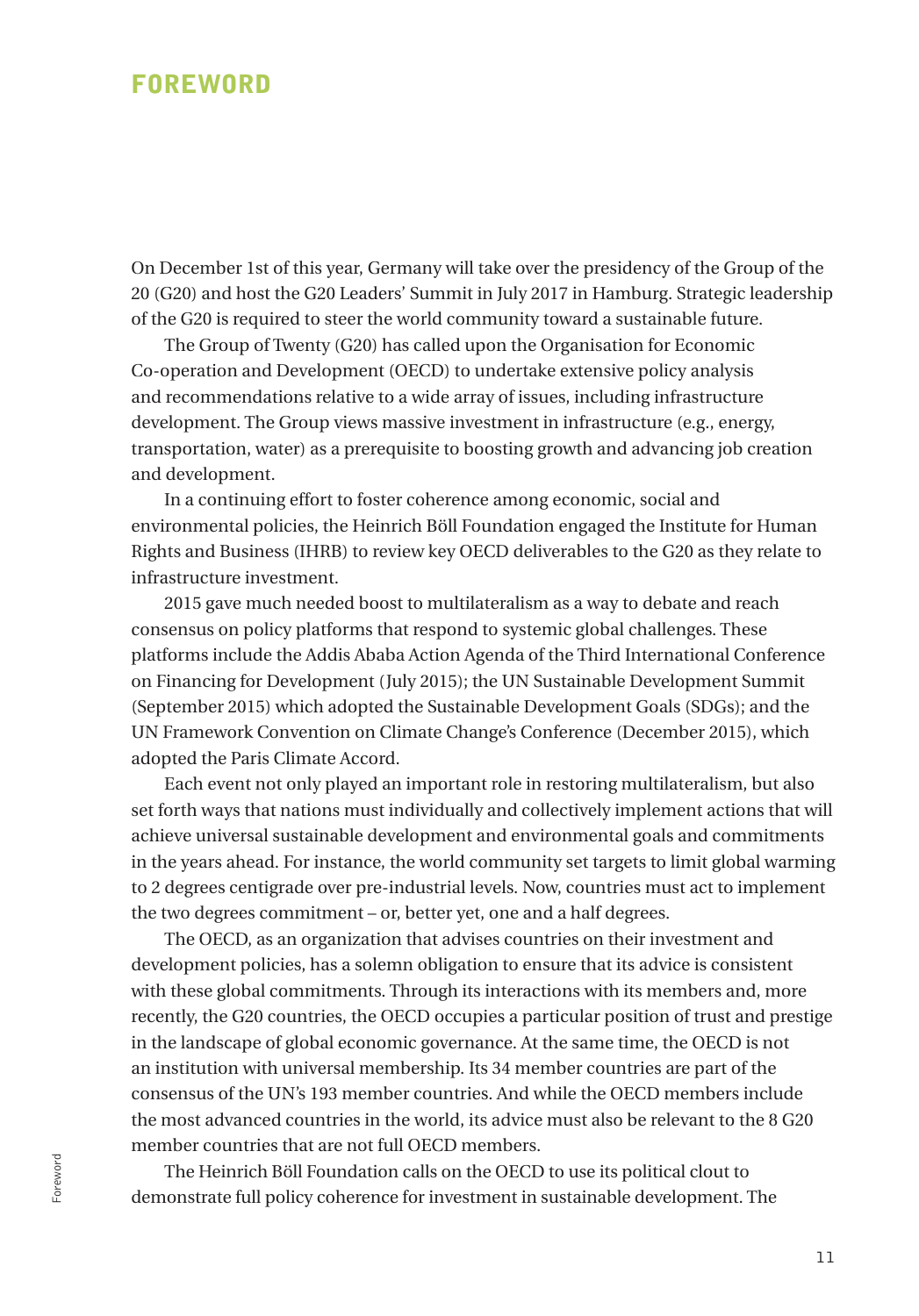# FOREWORD

On December 1st of this year, Germany will take over the presidency of the Group of the 20 (G20) and host the G20 Leaders' Summit in July 2017 in Hamburg. Strategic leadership of the G20 is required to steer the world community toward a sustainable future.

The Group of Twenty (G20) has called upon the Organisation for Economic Co-operation and Development (OECD) to undertake extensive policy analysis and recommendations relative to a wide array of issues, including infrastructure development. The Group views massive investment in infrastructure (e.g., energy, transportation, water) as a prerequisite to boosting growth and advancing job creation and development.

In a continuing effort to foster coherence among economic, social and environmental policies, the Heinrich Böll Foundation engaged the Institute for Human Rights and Business (IHRB) to review key OECD deliverables to the G20 as they relate to infrastructure investment.

2015 gave much needed boost to multilateralism as a way to debate and reach consensus on policy platforms that respond to systemic global challenges. These platforms include the Addis Ababa Action Agenda of the Third International Conference on Financing for Development (July 2015); the UN Sustainable Development Summit (September 2015) which adopted the Sustainable Development Goals (SDGs); and the UN Framework Convention on Climate Change's Conference (December 2015), which adopted the Paris Climate Accord.

Each event not only played an important role in restoring multilateralism, but also set forth ways that nations must individually and collectively implement actions that will achieve universal sustainable development and environmental goals and commitments in the years ahead. For instance, the world community set targets to limit global warming to 2 degrees centigrade over pre-industrial levels. Now, countries must act to implement the two degrees commitment – or, better yet, one and a half degrees.

The OECD, as an organization that advises countries on their investment and development policies, has a solemn obligation to ensure that its advice is consistent with these global commitments. Through its interactions with its members and, more recently, the G20 countries, the OECD occupies a particular position of trust and prestige in the landscape of global economic governance. At the same time, the OECD is not an institution with universal membership. Its 34 member countries are part of the consensus of the UN's 193 member countries. And while the OECD members include the most advanced countries in the world, its advice must also be relevant to the 8 G20 member countries that are not full OECD members.

The Heinrich Böll Foundation calls on the OECD to use its political clout to demonstrate full policy coherence for investment in sustainable development. The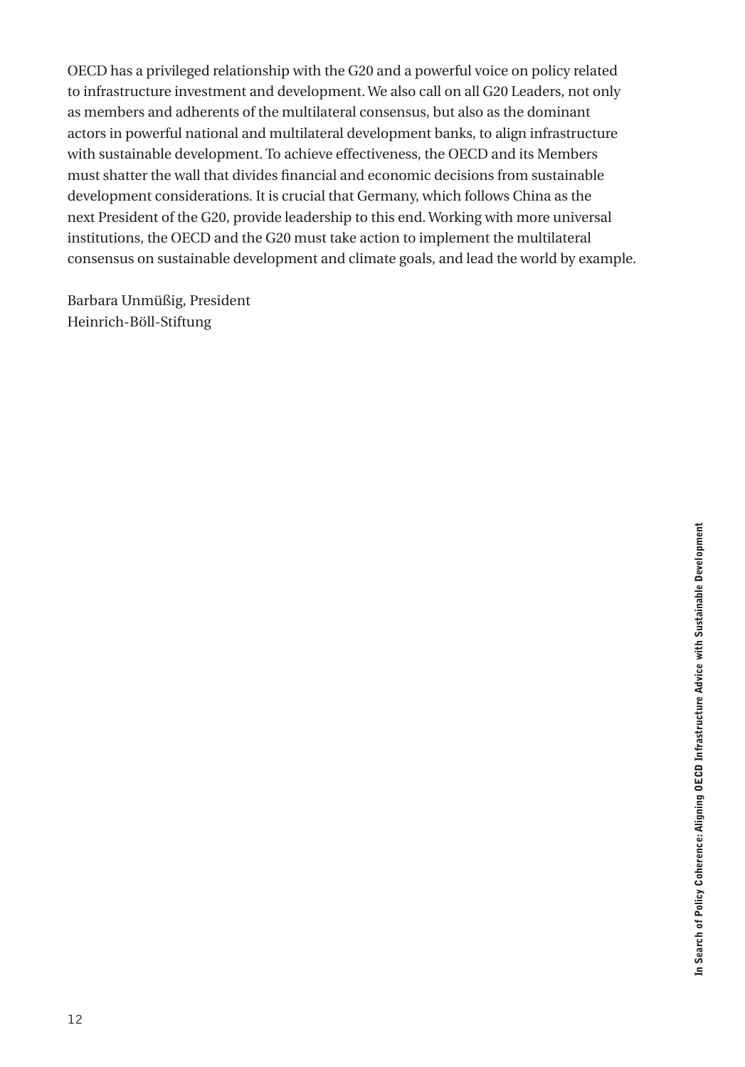OECD has a privileged relationship with the G20 and a powerful voice on policy related to infrastructure investment and development. We also call on all G20 Leaders, not only as members and adherents of the multilateral consensus, but also as the dominant actors in powerful national and multilateral development banks, to align infrastructure with sustainable development. To achieve effectiveness, the OECD and its Members must shatter the wall that divides financial and economic decisions from sustainable development considerations. It is crucial that Germany, which follows China as the next President of the G20, provide leadership to this end. Working with more universal institutions, the OECD and the G20 must take action to implement the multilateral consensus on sustainable development and climate goals, and lead the world by example.

Barbara Unmüßig, President
Heinrich-Böll-Stiftung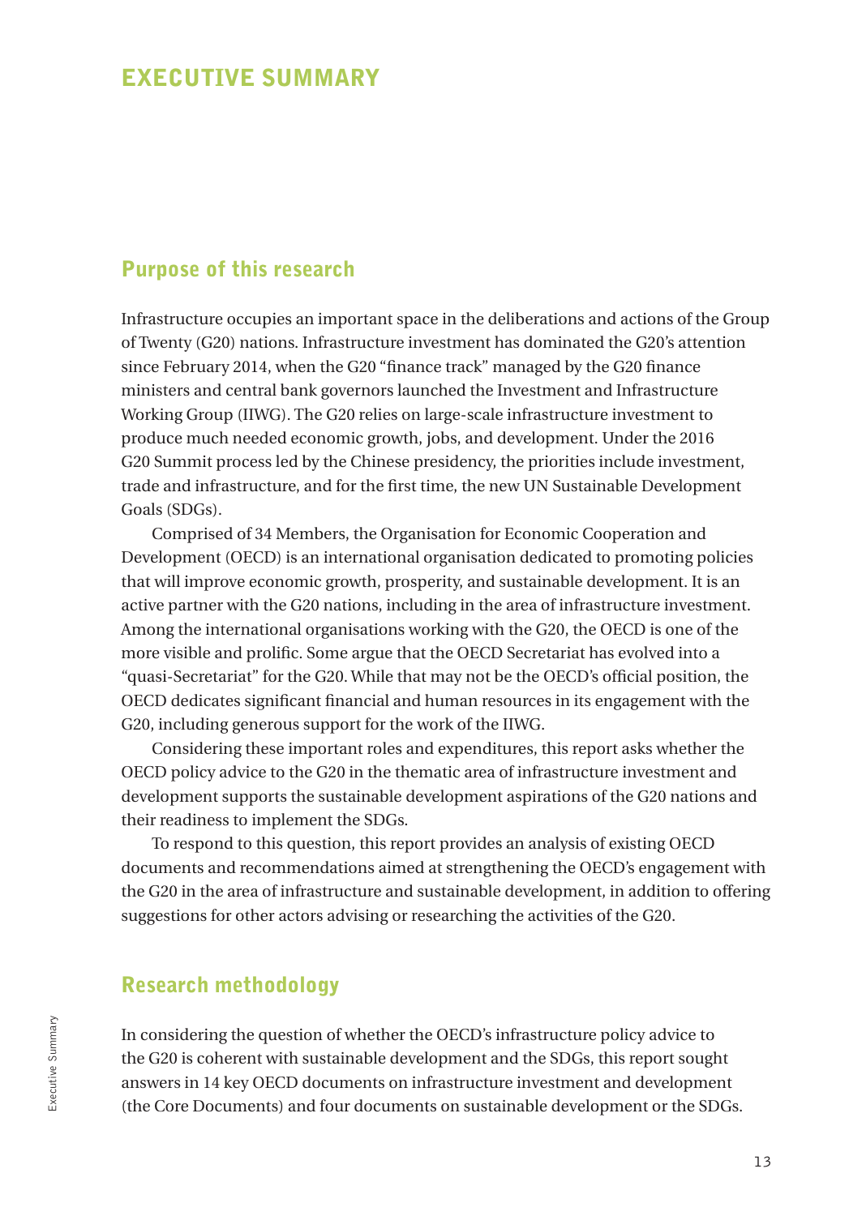# EXECUTIVE SUMMARY

## Purpose of this research

Infrastructure occupies an important space in the deliberations and actions of the Group of Twenty (G20) nations. Infrastructure investment has dominated the G20's attention since February 2014, when the G20 "finance track" managed by the G20 finance ministers and central bank governors launched the Investment and Infrastructure Working Group (IIWG). The G20 relies on large-scale infrastructure investment to produce much needed economic growth, jobs, and development. Under the 2016 G20 Summit process led by the Chinese presidency, the priorities include investment, trade and infrastructure, and for the first time, the new UN Sustainable Development Goals (SDGs).

Comprised of 34 Members, the Organisation for Economic Cooperation and Development (OECD) is an international organisation dedicated to promoting policies that will improve economic growth, prosperity, and sustainable development. It is an active partner with the G20 nations, including in the area of infrastructure investment. Among the international organisations working with the G20, the OECD is one of the more visible and prolific. Some argue that the OECD Secretariat has evolved into a "quasi-Secretariat" for the G20. While that may not be the OECD's official position, the OECD dedicates significant financial and human resources in its engagement with the G20, including generous support for the work of the IIWG.

Considering these important roles and expenditures, this report asks whether the OECD policy advice to the G20 in the thematic area of infrastructure investment and development supports the sustainable development aspirations of the G20 nations and their readiness to implement the SDGs.

To respond to this question, this report provides an analysis of existing OECD documents and recommendations aimed at strengthening the OECD's engagement with the G20 in the area of infrastructure and sustainable development, in addition to offering suggestions for other actors advising or researching the activities of the G20.

## Research methodology

In considering the question of whether the OECD's infrastructure policy advice to the G20 is coherent with sustainable development and the SDGs, this report sought answers in 14 key OECD documents on infrastructure investment and development (the Core Documents) and four documents on sustainable development or the SDGs.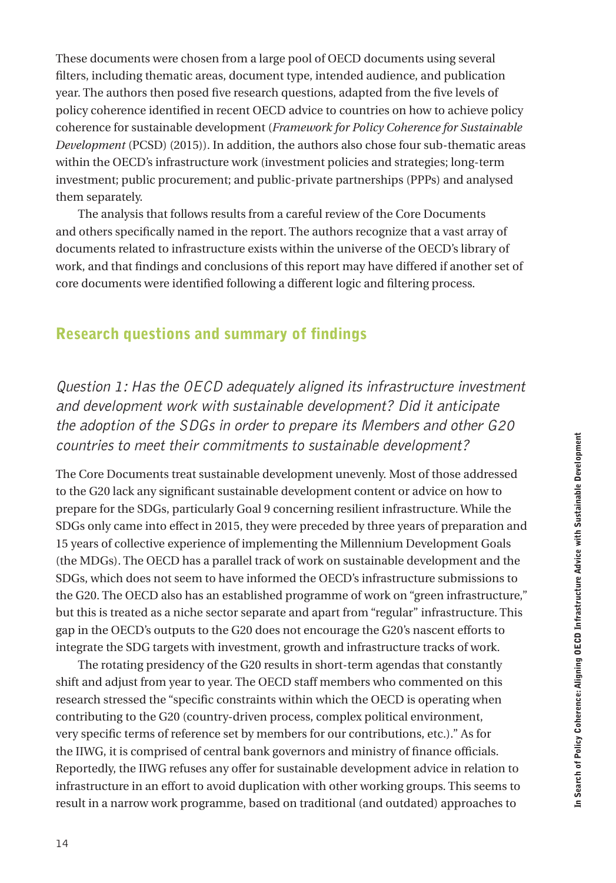These documents were chosen from a large pool of OECD documents using several filters, including thematic areas, document type, intended audience, and publication year. The authors then posed five research questions, adapted from the five levels of policy coherence identified in recent OECD advice to countries on how to achieve policy coherence for sustainable development (*Framework for Policy Coherence for Sustainable Development* (PCSD) (2015)). In addition, the authors also chose four sub-thematic areas within the OECD's infrastructure work (investment policies and strategies; long-term investment; public procurement; and public-private partnerships (PPPs) and analysed them separately.

The analysis that follows results from a careful review of the Core Documents and others specifically named in the report. The authors recognize that a vast array of documents related to infrastructure exists within the universe of the OECD's library of work, and that findings and conclusions of this report may have differed if another set of core documents were identified following a different logic and filtering process.

## Research questions and summary of findings

### *Question 1: Has the OECD adequately aligned its infrastructure investment and development work with sustainable development? Did it anticipate the adoption of the SDGs in order to prepare its Members and other G20 countries to meet their commitments to sustainable development?*

The Core Documents treat sustainable development unevenly. Most of those addressed to the G20 lack any significant sustainable development content or advice on how to prepare for the SDGs, particularly Goal 9 concerning resilient infrastructure. While the SDGs only came into effect in 2015, they were preceded by three years of preparation and 15 years of collective experience of implementing the Millennium Development Goals (the MDGs). The OECD has a parallel track of work on sustainable development and the SDGs, which does not seem to have informed the OECD's infrastructure submissions to the G20. The OECD also has an established programme of work on "green infrastructure," but this is treated as a niche sector separate and apart from "regular" infrastructure. This gap in the OECD's outputs to the G20 does not encourage the G20's nascent efforts to integrate the SDG targets with investment, growth and infrastructure tracks of work.

The rotating presidency of the G20 results in short-term agendas that constantly shift and adjust from year to year. The OECD staff members who commented on this research stressed the "specific constraints within which the OECD is operating when contributing to the G20 (country-driven process, complex political environment, very specific terms of reference set by members for our contributions, etc.)." As for the IIWG, it is comprised of central bank governors and ministry of finance officials. Reportedly, the IIWG refuses any offer for sustainable development advice in relation to infrastructure in an effort to avoid duplication with other working groups. This seems to result in a narrow work programme, based on traditional (and outdated) approaches to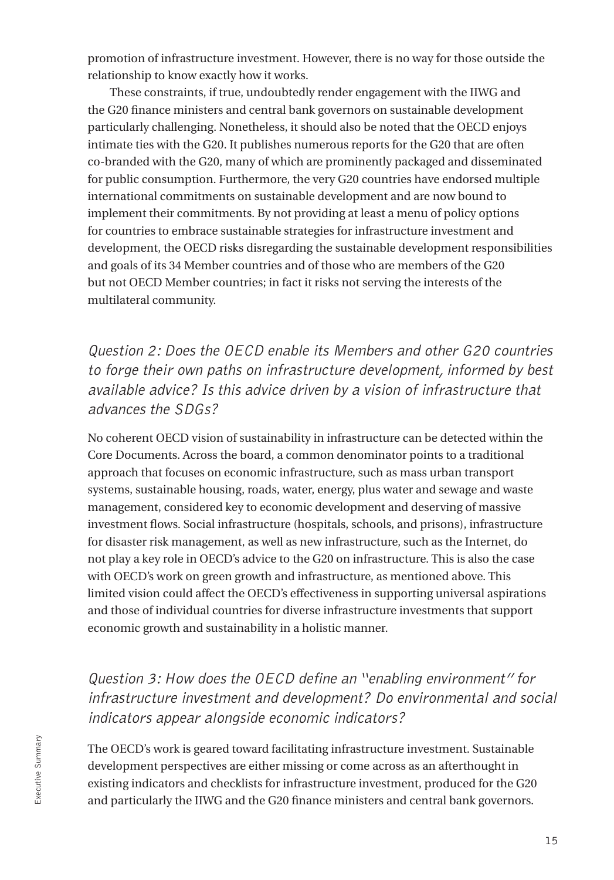promotion of infrastructure investment. However, there is no way for those outside the relationship to know exactly how it works.

These constraints, if true, undoubtedly render engagement with the IIWG and the G20 finance ministers and central bank governors on sustainable development particularly challenging. Nonetheless, it should also be noted that the OECD enjoys intimate ties with the G20. It publishes numerous reports for the G20 that are often co-branded with the G20, many of which are prominently packaged and disseminated for public consumption. Furthermore, the very G20 countries have endorsed multiple international commitments on sustainable development and are now bound to implement their commitments. By not providing at least a menu of policy options for countries to embrace sustainable strategies for infrastructure investment and development, the OECD risks disregarding the sustainable development responsibilities and goals of its 34 Member countries and of those who are members of the G20 but not OECD Member countries; in fact it risks not serving the interests of the multilateral community.

### *Question 2: Does the OECD enable its Members and other G20 countries to forge their own paths on infrastructure development, informed by best available advice? Is this advice driven by a vision of infrastructure that advances the SDGs?*

No coherent OECD vision of sustainability in infrastructure can be detected within the Core Documents. Across the board, a common denominator points to a traditional approach that focuses on economic infrastructure, such as mass urban transport systems, sustainable housing, roads, water, energy, plus water and sewage and waste management, considered key to economic development and deserving of massive investment flows. Social infrastructure (hospitals, schools, and prisons), infrastructure for disaster risk management, as well as new infrastructure, such as the Internet, do not play a key role in OECD's advice to the G20 on infrastructure. This is also the case with OECD's work on green growth and infrastructure, as mentioned above. This limited vision could affect the OECD's effectiveness in supporting universal aspirations and those of individual countries for diverse infrastructure investments that support economic growth and sustainability in a holistic manner.

### *Question 3: How does the OECD define an "enabling environment" for infrastructure investment and development? Do environmental and social indicators appear alongside economic indicators?*

The OECD's work is geared toward facilitating infrastructure investment. Sustainable development perspectives are either missing or come across as an afterthought in existing indicators and checklists for infrastructure investment, produced for the G20 and particularly the IIWG and the G20 finance ministers and central bank governors.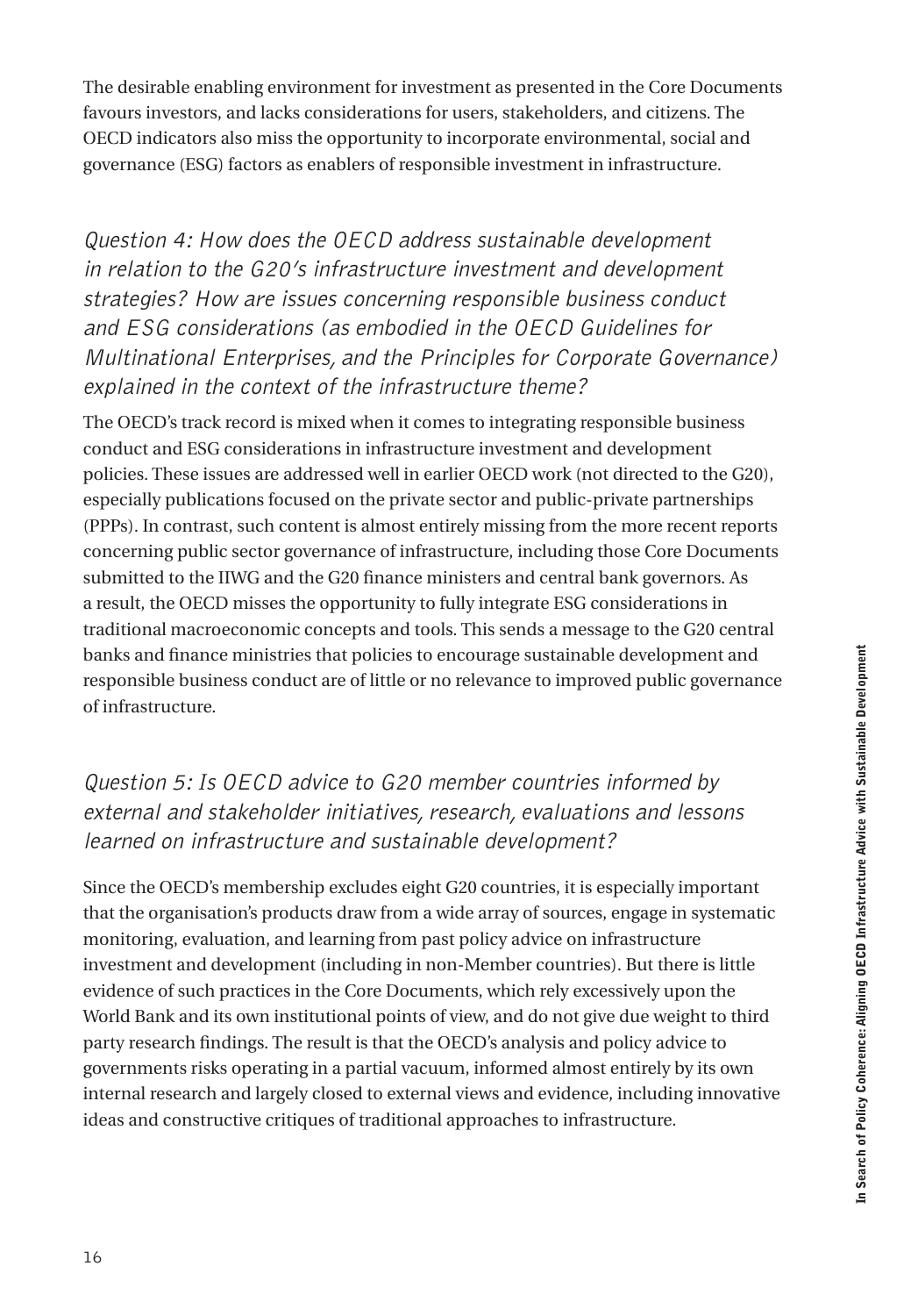The desirable enabling environment for investment as presented in the Core Documents favours investors, and lacks considerations for users, stakeholders, and citizens. The OECD indicators also miss the opportunity to incorporate environmental, social and governance (ESG) factors as enablers of responsible investment in infrastructure.

### *Question 4: How does the OECD address sustainable development in relation to the G20's infrastructure investment and development strategies? How are issues concerning responsible business conduct and ESG considerations (as embodied in the OECD Guidelines for Multinational Enterprises, and the Principles for Corporate Governance) explained in the context of the infrastructure theme?*

The OECD's track record is mixed when it comes to integrating responsible business conduct and ESG considerations in infrastructure investment and development policies. These issues are addressed well in earlier OECD work (not directed to the G20), especially publications focused on the private sector and public-private partnerships (PPPs). In contrast, such content is almost entirely missing from the more recent reports concerning public sector governance of infrastructure, including those Core Documents submitted to the IIWG and the G20 finance ministers and central bank governors. As a result, the OECD misses the opportunity to fully integrate ESG considerations in traditional macroeconomic concepts and tools. This sends a message to the G20 central banks and finance ministries that policies to encourage sustainable development and responsible business conduct are of little or no relevance to improved public governance of infrastructure.

### *Question 5: Is OECD advice to G20 member countries informed by external and stakeholder initiatives, research, evaluations and lessons learned on infrastructure and sustainable development?*

Since the OECD's membership excludes eight G20 countries, it is especially important that the organisation's products draw from a wide array of sources, engage in systematic monitoring, evaluation, and learning from past policy advice on infrastructure investment and development (including in non-Member countries). But there is little evidence of such practices in the Core Documents, which rely excessively upon the World Bank and its own institutional points of view, and do not give due weight to third party research findings. The result is that the OECD's analysis and policy advice to governments risks operating in a partial vacuum, informed almost entirely by its own internal research and largely closed to external views and evidence, including innovative ideas and constructive critiques of traditional approaches to infrastructure.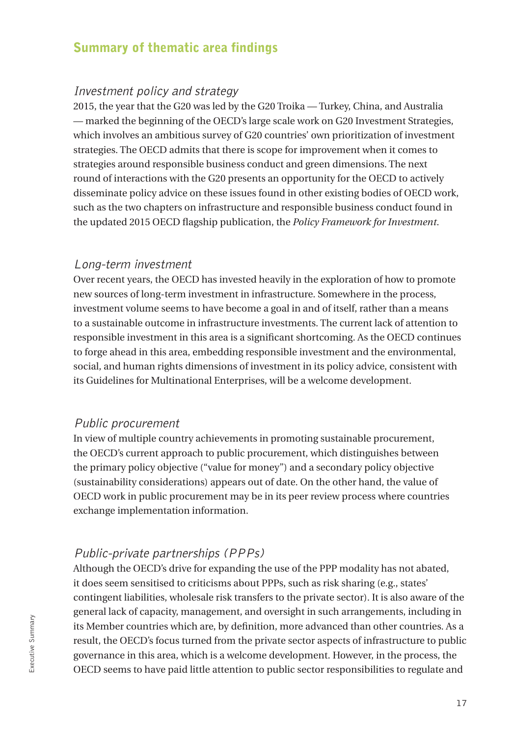## Summary of thematic area findings

### *Investment policy and strategy*

2015, the year that the G20 was led by the G20 Troika — Turkey, China, and Australia — marked the beginning of the OECD's large scale work on G20 Investment Strategies, which involves an ambitious survey of G20 countries' own prioritization of investment strategies. The OECD admits that there is scope for improvement when it comes to strategies around responsible business conduct and green dimensions. The next round of interactions with the G20 presents an opportunity for the OECD to actively disseminate policy advice on these issues found in other existing bodies of OECD work, such as the two chapters on infrastructure and responsible business conduct found in the updated 2015 OECD flagship publication, the *Policy Framework for Investment*.

### *Long-term investment*

Over recent years, the OECD has invested heavily in the exploration of how to promote new sources of long-term investment in infrastructure. Somewhere in the process, investment volume seems to have become a goal in and of itself, rather than a means to a sustainable outcome in infrastructure investments. The current lack of attention to responsible investment in this area is a significant shortcoming. As the OECD continues to forge ahead in this area, embedding responsible investment and the environmental, social, and human rights dimensions of investment in its policy advice, consistent with its Guidelines for Multinational Enterprises, will be a welcome development.

### *Public procurement*

In view of multiple country achievements in promoting sustainable procurement, the OECD's current approach to public procurement, which distinguishes between the primary policy objective ("value for money") and a secondary policy objective (sustainability considerations) appears out of date. On the other hand, the value of OECD work in public procurement may be in its peer review process where countries exchange implementation information.

### *Public-private partnerships (PPPs)*

Although the OECD's drive for expanding the use of the PPP modality has not abated, it does seem sensitised to criticisms about PPPs, such as risk sharing (e.g., states' contingent liabilities, wholesale risk transfers to the private sector). It is also aware of the general lack of capacity, management, and oversight in such arrangements, including in its Member countries which are, by definition, more advanced than other countries. As a result, the OECD's focus turned from the private sector aspects of infrastructure to public governance in this area, which is a welcome development. However, in the process, the OECD seems to have paid little attention to public sector responsibilities to regulate and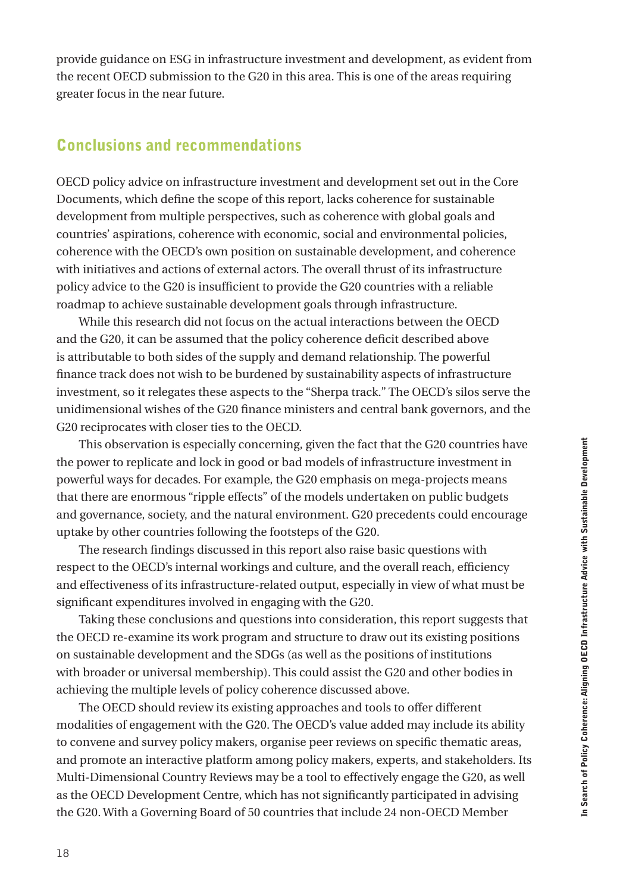provide guidance on ESG in infrastructure investment and development, as evident from the recent OECD submission to the G20 in this area. This is one of the areas requiring greater focus in the near future.

## Conclusions and recommendations

OECD policy advice on infrastructure investment and development set out in the Core Documents, which define the scope of this report, lacks coherence for sustainable development from multiple perspectives, such as coherence with global goals and countries' aspirations, coherence with economic, social and environmental policies, coherence with the OECD's own position on sustainable development, and coherence with initiatives and actions of external actors. The overall thrust of its infrastructure policy advice to the G20 is insufficient to provide the G20 countries with a reliable roadmap to achieve sustainable development goals through infrastructure.

While this research did not focus on the actual interactions between the OECD and the G20, it can be assumed that the policy coherence deficit described above is attributable to both sides of the supply and demand relationship. The powerful finance track does not wish to be burdened by sustainability aspects of infrastructure investment, so it relegates these aspects to the "Sherpa track." The OECD's silos serve the unidimensional wishes of the G20 finance ministers and central bank governors, and the G20 reciprocates with closer ties to the OECD.

This observation is especially concerning, given the fact that the G20 countries have the power to replicate and lock in good or bad models of infrastructure investment in powerful ways for decades. For example, the G20 emphasis on mega-projects means that there are enormous "ripple effects" of the models undertaken on public budgets and governance, society, and the natural environment. G20 precedents could encourage uptake by other countries following the footsteps of the G20.

The research findings discussed in this report also raise basic questions with respect to the OECD's internal workings and culture, and the overall reach, efficiency and effectiveness of its infrastructure-related output, especially in view of what must be significant expenditures involved in engaging with the G20.

Taking these conclusions and questions into consideration, this report suggests that the OECD re-examine its work program and structure to draw out its existing positions on sustainable development and the SDGs (as well as the positions of institutions with broader or universal membership). This could assist the G20 and other bodies in achieving the multiple levels of policy coherence discussed above.

The OECD should review its existing approaches and tools to offer different modalities of engagement with the G20. The OECD's value added may include its ability to convene and survey policy makers, organise peer reviews on specific thematic areas, and promote an interactive platform among policy makers, experts, and stakeholders. Its Multi-Dimensional Country Reviews may be a tool to effectively engage the G20, as well as the OECD Development Centre, which has not significantly participated in advising the G20. With a Governing Board of 50 countries that include 24 non-OECD Member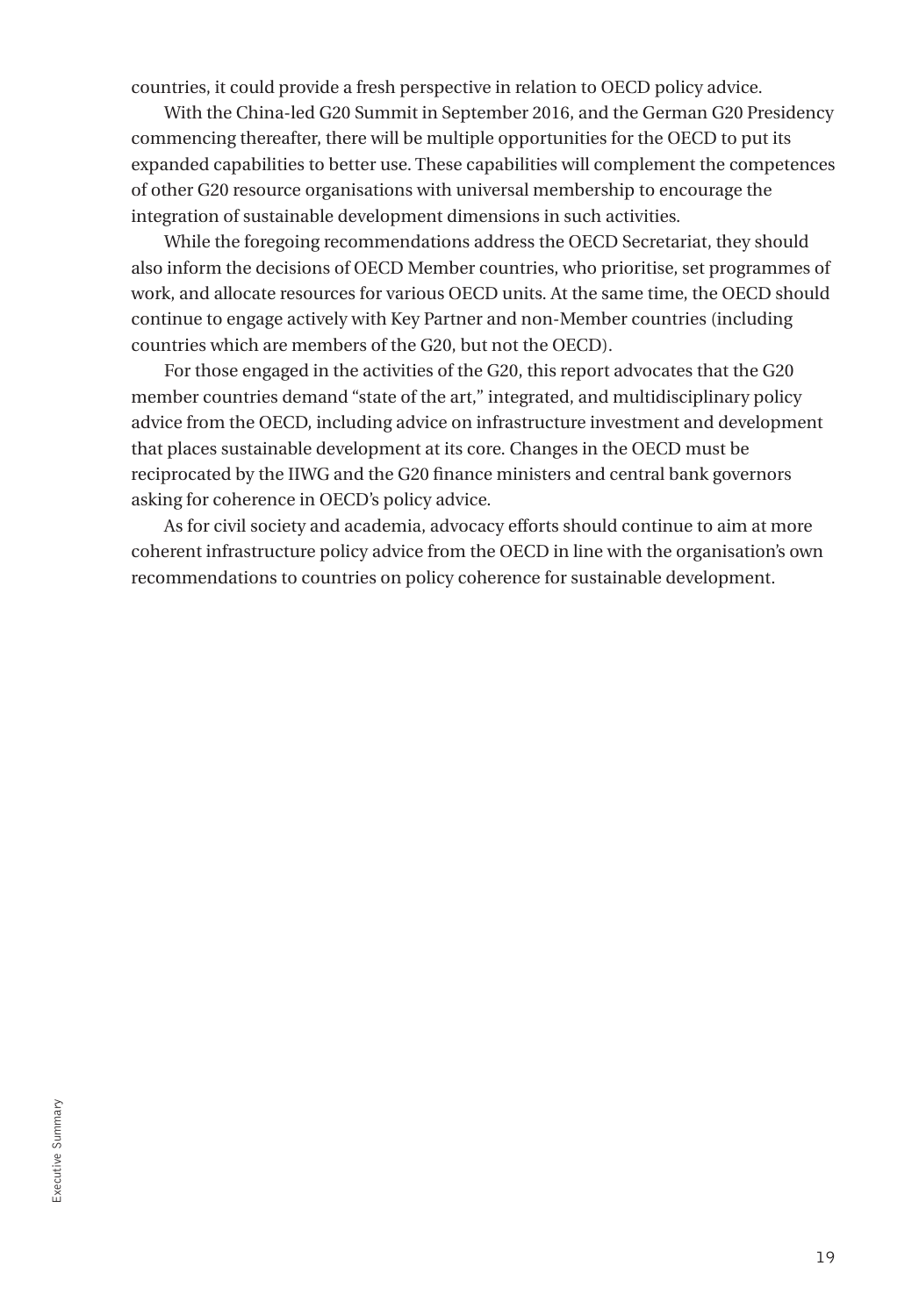countries, it could provide a fresh perspective in relation to OECD policy advice.

With the China-led G20 Summit in September 2016, and the German G20 Presidency commencing thereafter, there will be multiple opportunities for the OECD to put its expanded capabilities to better use. These capabilities will complement the competences of other G20 resource organisations with universal membership to encourage the integration of sustainable development dimensions in such activities.

While the foregoing recommendations address the OECD Secretariat, they should also inform the decisions of OECD Member countries, who prioritise, set programmes of work, and allocate resources for various OECD units. At the same time, the OECD should continue to engage actively with Key Partner and non-Member countries (including countries which are members of the G20, but not the OECD).

For those engaged in the activities of the G20, this report advocates that the G20 member countries demand "state of the art," integrated, and multidisciplinary policy advice from the OECD, including advice on infrastructure investment and development that places sustainable development at its core. Changes in the OECD must be reciprocated by the IIWG and the G20 finance ministers and central bank governors asking for coherence in OECD's policy advice.

As for civil society and academia, advocacy efforts should continue to aim at more coherent infrastructure policy advice from the OECD in line with the organisation's own recommendations to countries on policy coherence for sustainable development.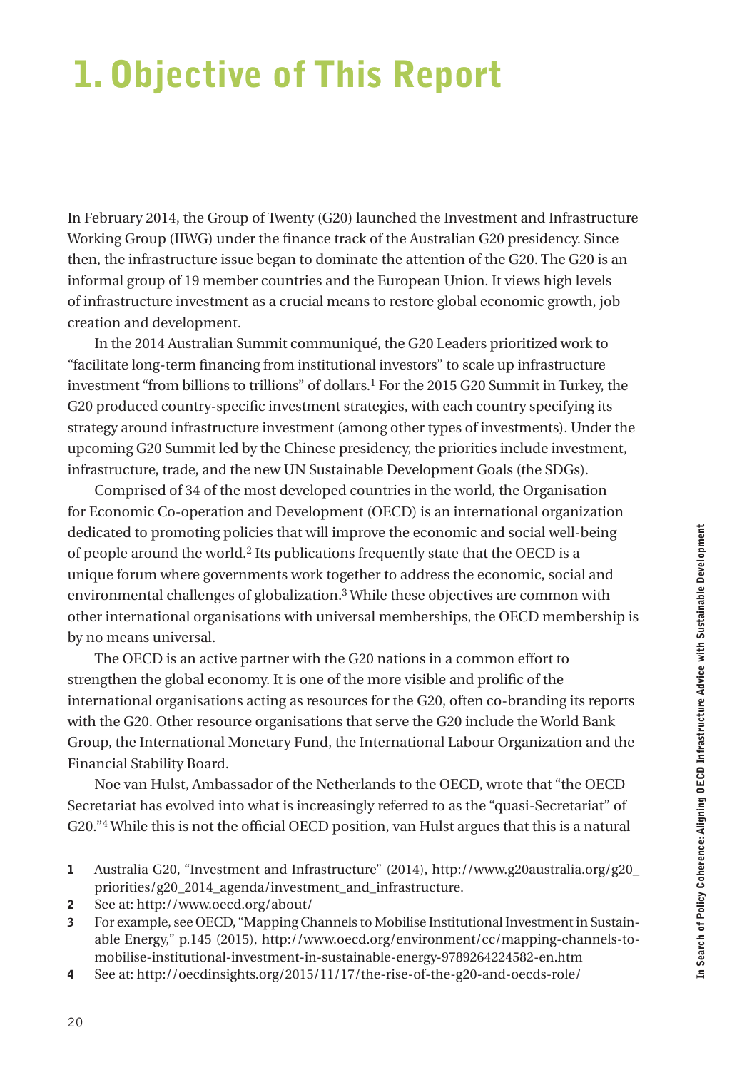# 1. Objective of This Report

In February 2014, the Group of Twenty (G20) launched the Investment and Infrastructure Working Group (IIWG) under the finance track of the Australian G20 presidency. Since then, the infrastructure issue began to dominate the attention of the G20. The G20 is an informal group of 19 member countries and the European Union. It views high levels of infrastructure investment as a crucial means to restore global economic growth, job creation and development.

In the 2014 Australian Summit communiqué, the G20 Leaders prioritized work to "facilitate long-term financing from institutional investors" to scale up infrastructure investment "from billions to trillions" of dollars.[1] For the 2015 G20 Summit in Turkey, the G20 produced country-specific investment strategies, with each country specifying its strategy around infrastructure investment (among other types of investments). Under the upcoming G20 Summit led by the Chinese presidency, the priorities include investment, infrastructure, trade, and the new UN Sustainable Development Goals (the SDGs).

Comprised of 34 of the most developed countries in the world, the Organisation for Economic Co-operation and Development (OECD) is an international organization dedicated to promoting policies that will improve the economic and social well-being of people around the world.[2] Its publications frequently state that the OECD is a unique forum where governments work together to address the economic, social and environmental challenges of globalization.[3] While these objectives are common with other international organisations with universal memberships, the OECD membership is by no means universal.

The OECD is an active partner with the G20 nations in a common effort to strengthen the global economy. It is one of the more visible and prolific of the international organisations acting as resources for the G20, often co-branding its reports with the G20. Other resource organisations that serve the G20 include the World Bank Group, the International Monetary Fund, the International Labour Organization and the Financial Stability Board.

Noe van Hulst, Ambassador of the Netherlands to the OECD, wrote that "the OECD Secretariat has evolved into what is increasingly referred to as the "quasi-Secretariat" of G20."[4] While this is not the official OECD position, van Hulst argues that this is a natural

---

1 Australia G20, "Investment and Infrastructure" (2014), http://www.g20australia.org/g20_priorities/g20_2014_agenda/investment_and_infrastructure.

2 See at: http://www.oecd.org/about/

3 For example, see OECD, "Mapping Channels to Mobilise Institutional Investment in Sustainable Energy," p.145 (2015), http://www.oecd.org/environment/cc/mapping-channels-to-mobilise-institutional-investment-in-sustainable-energy-9789264224582-en.htm

4 See at: http://oecdinsights.org/2015/11/17/the-rise-of-the-g20-and-oecds-role/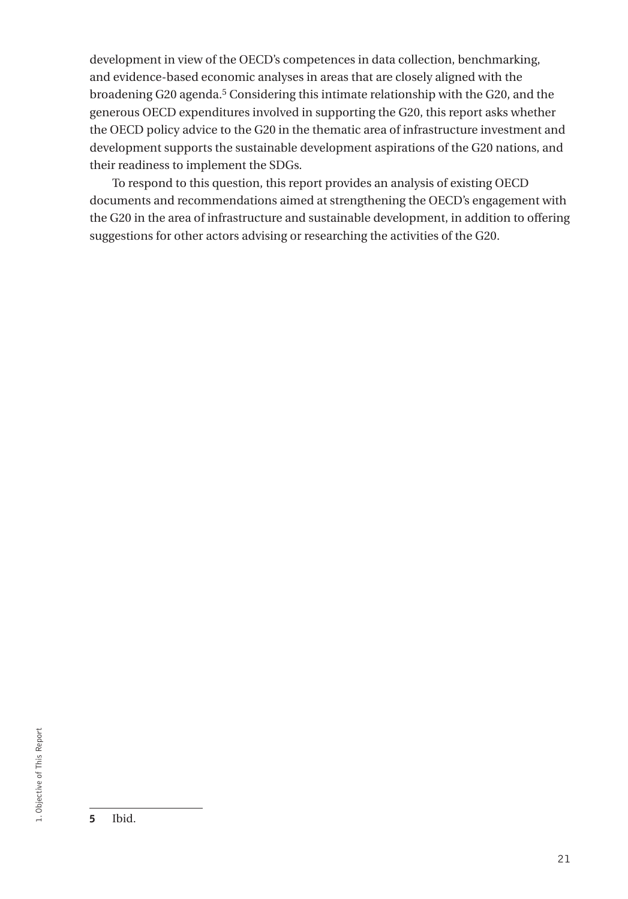development in view of the OECD's competences in data collection, benchmarking, and evidence-based economic analyses in areas that are closely aligned with the broadening G20 agenda.[5] Considering this intimate relationship with the G20, and the generous OECD expenditures involved in supporting the G20, this report asks whether the OECD policy advice to the G20 in the thematic area of infrastructure investment and development supports the sustainable development aspirations of the G20 nations, and their readiness to implement the SDGs.

To respond to this question, this report provides an analysis of existing OECD documents and recommendations aimed at strengthening the OECD's engagement with the G20 in the area of infrastructure and sustainable development, in addition to offering suggestions for other actors advising or researching the activities of the G20.

---

**5** Ibid.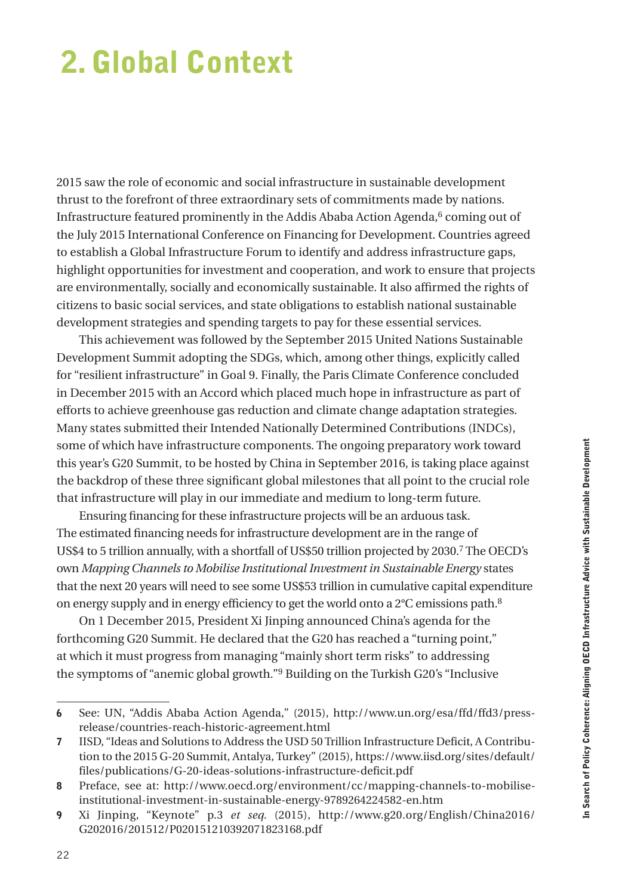# 2. Global Context

2015 saw the role of economic and social infrastructure in sustainable development thrust to the forefront of three extraordinary sets of commitments made by nations. Infrastructure featured prominently in the Addis Ababa Action Agenda,[6] coming out of the July 2015 International Conference on Financing for Development. Countries agreed to establish a Global Infrastructure Forum to identify and address infrastructure gaps, highlight opportunities for investment and cooperation, and work to ensure that projects are environmentally, socially and economically sustainable. It also affirmed the rights of citizens to basic social services, and state obligations to establish national sustainable development strategies and spending targets to pay for these essential services.

This achievement was followed by the September 2015 United Nations Sustainable Development Summit adopting the SDGs, which, among other things, explicitly called for "resilient infrastructure" in Goal 9. Finally, the Paris Climate Conference concluded in December 2015 with an Accord which placed much hope in infrastructure as part of efforts to achieve greenhouse gas reduction and climate change adaptation strategies. Many states submitted their Intended Nationally Determined Contributions (INDCs), some of which have infrastructure components. The ongoing preparatory work toward this year's G20 Summit, to be hosted by China in September 2016, is taking place against the backdrop of these three significant global milestones that all point to the crucial role that infrastructure will play in our immediate and medium to long-term future.

Ensuring financing for these infrastructure projects will be an arduous task. The estimated financing needs for infrastructure development are in the range of US$4 to 5 trillion annually, with a shortfall of US$50 trillion projected by 2030.[7] The OECD's own *Mapping Channels to Mobilise Institutional Investment in Sustainable Energy* states that the next 20 years will need to see some US$53 trillion in cumulative capital expenditure on energy supply and in energy efficiency to get the world onto a 2°C emissions path.[8]

On 1 December 2015, President Xi Jinping announced China's agenda for the forthcoming G20 Summit. He declared that the G20 has reached a "turning point," at which it must progress from managing "mainly short term risks" to addressing the symptoms of "anemic global growth."[9] Building on the Turkish G20's "Inclusive

---

6 See: UN, "Addis Ababa Action Agenda," (2015), http://www.un.org/esa/ffd/ffd3/press-release/countries-reach-historic-agreement.html

7 IISD, "Ideas and Solutions to Address the USD 50 Trillion Infrastructure Deficit, A Contribution to the 2015 G-20 Summit, Antalya, Turkey" (2015), https://www.iisd.org/sites/default/files/publications/G-20-ideas-solutions-infrastructure-deficit.pdf

8 Preface, see at: http://www.oecd.org/environment/cc/mapping-channels-to-mobilise-institutional-investment-in-sustainable-energy-9789264224582-en.htm

9 Xi Jinping, "Keynote" p.3 *et seq*. (2015), http://www.g20.org/English/China2016/G202016/201512/P020151210392071823168.pdf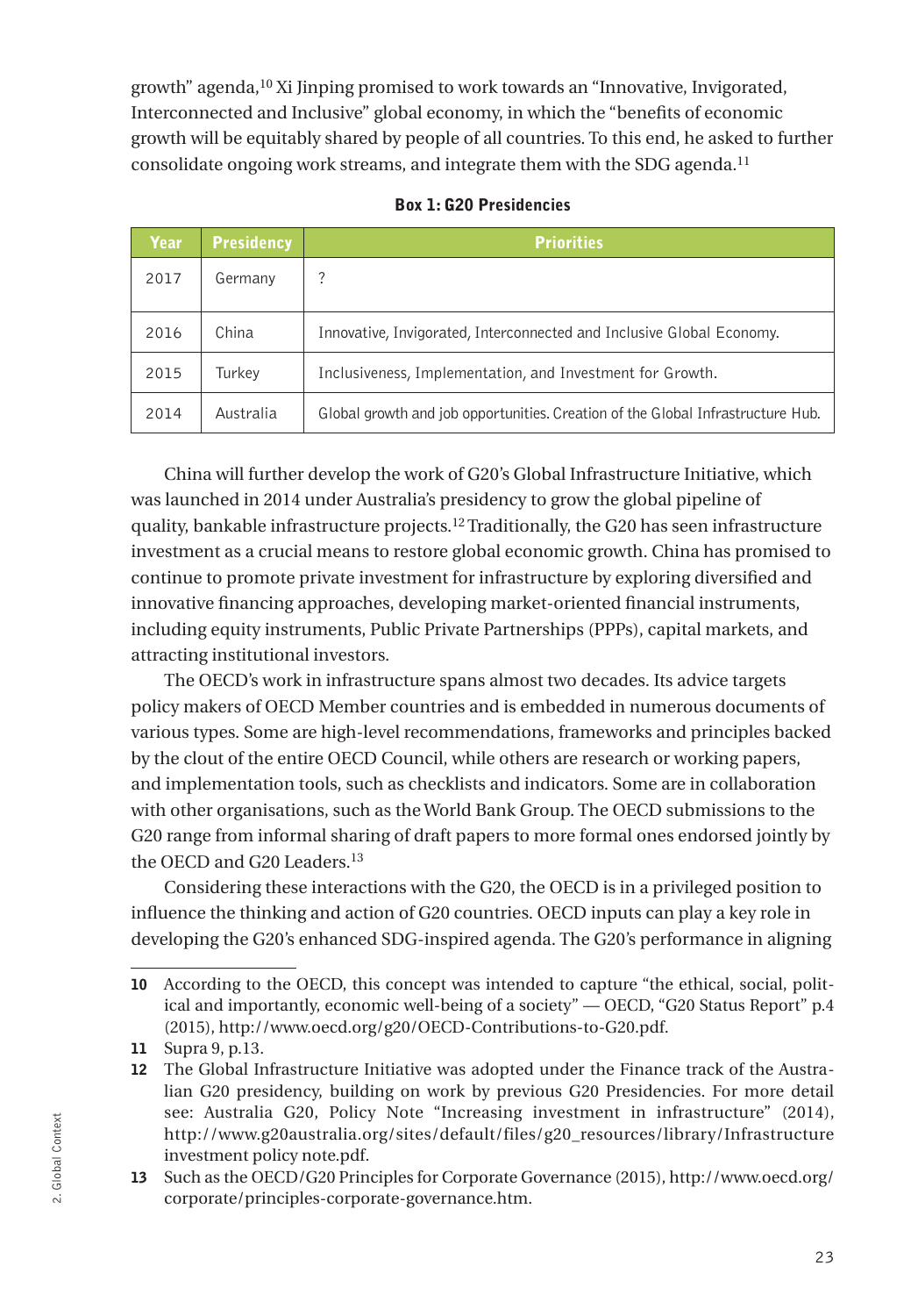growth" agenda,[10] Xi Jinping promised to work towards an "Innovative, Invigorated, Interconnected and Inclusive" global economy, in which the "benefits of economic growth will be equitably shared by people of all countries. To this end, he asked to further consolidate ongoing work streams, and integrate them with the SDG agenda.[11]

**Box 1: G20 Presidencies**

| Year | Presidency | Priorities |
|---|---|---|
| 2017 | Germany | ? |
| 2016 | China | Innovative, Invigorated, Interconnected and Inclusive Global Economy. |
| 2015 | Turkey | Inclusiveness, Implementation, and Investment for Growth. |
| 2014 | Australia | Global growth and job opportunities. Creation of the Global Infrastructure Hub. |

China will further develop the work of G20's Global Infrastructure Initiative, which was launched in 2014 under Australia's presidency to grow the global pipeline of quality, bankable infrastructure projects.[12] Traditionally, the G20 has seen infrastructure investment as a crucial means to restore global economic growth. China has promised to continue to promote private investment for infrastructure by exploring diversified and innovative financing approaches, developing market-oriented financial instruments, including equity instruments, Public Private Partnerships (PPPs), capital markets, and attracting institutional investors.

The OECD's work in infrastructure spans almost two decades. Its advice targets policy makers of OECD Member countries and is embedded in numerous documents of various types. Some are high-level recommendations, frameworks and principles backed by the clout of the entire OECD Council, while others are research or working papers, and implementation tools, such as checklists and indicators. Some are in collaboration with other organisations, such as the World Bank Group. The OECD submissions to the G20 range from informal sharing of draft papers to more formal ones endorsed jointly by the OECD and G20 Leaders.[13]

Considering these interactions with the G20, the OECD is in a privileged position to influence the thinking and action of G20 countries. OECD inputs can play a key role in developing the G20's enhanced SDG-inspired agenda. The G20's performance in aligning

---

**10** According to the OECD, this concept was intended to capture "the ethical, social, political and importantly, economic well-being of a society" — OECD, "G20 Status Report" p.4 (2015), http://www.oecd.org/g20/OECD-Contributions-to-G20.pdf.

**11** Supra 9, p.13.

**12** The Global Infrastructure Initiative was adopted under the Finance track of the Australian G20 presidency, building on work by previous G20 Presidencies. For more detail see: Australia G20, Policy Note "Increasing investment in infrastructure" (2014), http://www.g20australia.org/sites/default/files/g20_resources/library/Infrastructure investment policy note.pdf.

**13** Such as the OECD/G20 Principles for Corporate Governance (2015), http://www.oecd.org/corporate/principles-corporate-governance.htm.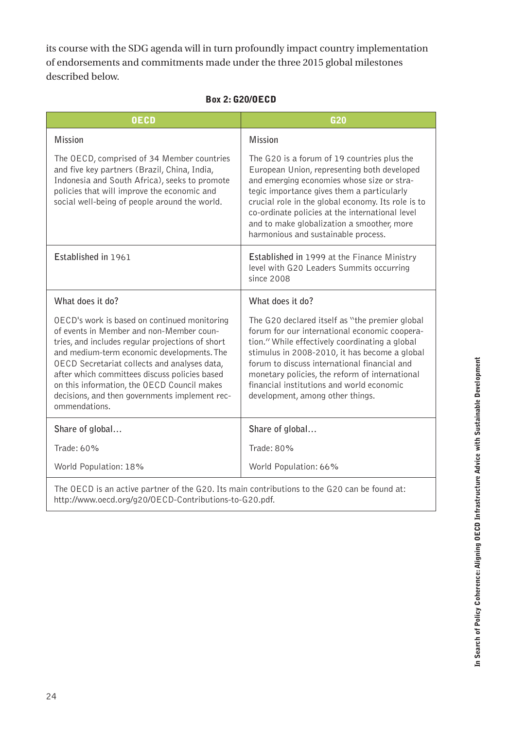its course with the SDG agenda will in turn profoundly impact country implementation of endorsements and commitments made under the three 2015 global milestones described below.

**Box 2: G20/OECD**

| OECD | G20 |
|---|---|
| Mission<br><br>The OECD, comprised of 34 Member countries and five key partners (Brazil, China, India, Indonesia and South Africa), seeks to promote policies that will improve the economic and social well-being of people around the world. | Mission<br><br>The G20 is a forum of 19 countries plus the European Union, representing both developed and emerging economies whose size or strategic importance gives them a particularly crucial role in the global economy. Its role is to co-ordinate policies at the international level and to make globalization a smoother, more harmonious and sustainable process. |
| Established in 1961 | Established in 1999 at the Finance Ministry level with G20 Leaders Summits occurring since 2008 |
| What does it do?<br><br>OECD's work is based on continued monitoring of events in Member and non-Member countries, and includes regular projections of short and medium-term economic developments. The OECD Secretariat collects and analyses data, after which committees discuss policies based on this information, the OECD Council makes decisions, and then governments implement recommendations. | What does it do?<br><br>The G20 declared itself as "the premier global forum for our international economic cooperation." While effectively coordinating a global stimulus in 2008-2010, it has become a global forum to discuss international financial and monetary policies, the reform of international financial institutions and world economic development, among other things. |
| Share of global…<br><br>Trade: 60%<br><br>World Population: 18% | Share of global…<br><br>Trade: 80%<br><br>World Population: 66% |
| The OECD is an active partner of the G20. Its main contributions to the G20 can be found at: http://www.oecd.org/g20/OECD-Contributions-to-G20.pdf. | |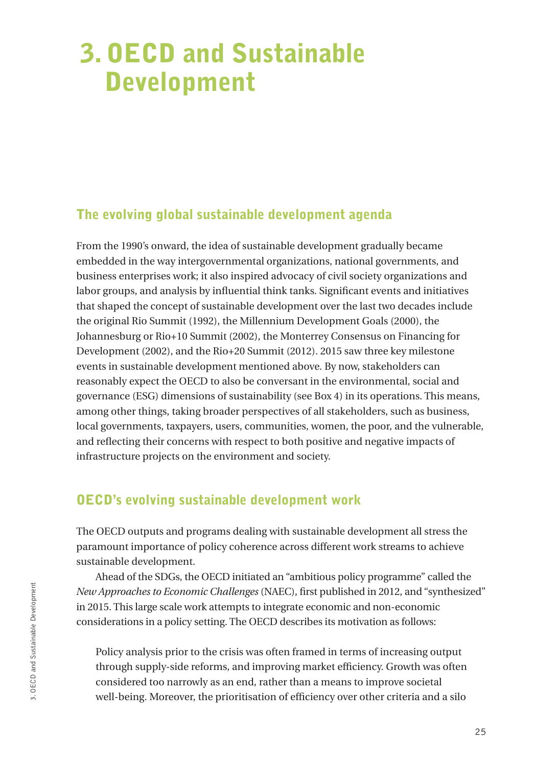# 3. OECD and Sustainable Development

## The evolving global sustainable development agenda

From the 1990's onward, the idea of sustainable development gradually became embedded in the way intergovernmental organizations, national governments, and business enterprises work; it also inspired advocacy of civil society organizations and labor groups, and analysis by influential think tanks. Significant events and initiatives that shaped the concept of sustainable development over the last two decades include the original Rio Summit (1992), the Millennium Development Goals (2000), the Johannesburg or Rio+10 Summit (2002), the Monterrey Consensus on Financing for Development (2002), and the Rio+20 Summit (2012). 2015 saw three key milestone events in sustainable development mentioned above. By now, stakeholders can reasonably expect the OECD to also be conversant in the environmental, social and governance (ESG) dimensions of sustainability (see Box 4) in its operations. This means, among other things, taking broader perspectives of all stakeholders, such as business, local governments, taxpayers, users, communities, women, the poor, and the vulnerable, and reflecting their concerns with respect to both positive and negative impacts of infrastructure projects on the environment and society.

## OECD's evolving sustainable development work

The OECD outputs and programs dealing with sustainable development all stress the paramount importance of policy coherence across different work streams to achieve sustainable development.

Ahead of the SDGs, the OECD initiated an "ambitious policy programme" called the *New Approaches to Economic Challenges* (NAEC), first published in 2012, and "synthesized" in 2015. This large scale work attempts to integrate economic and non-economic considerations in a policy setting. The OECD describes its motivation as follows:

> Policy analysis prior to the crisis was often framed in terms of increasing output through supply-side reforms, and improving market efficiency. Growth was often considered too narrowly as an end, rather than a means to improve societal well-being. Moreover, the prioritisation of efficiency over other criteria and a silo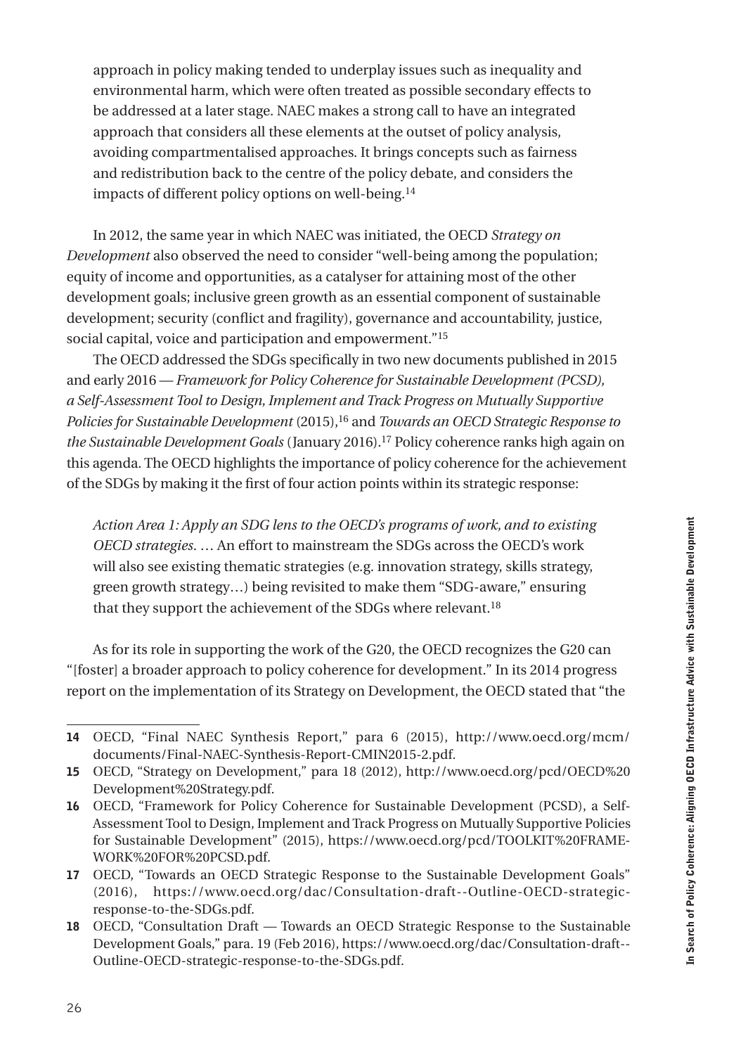approach in policy making tended to underplay issues such as inequality and environmental harm, which were often treated as possible secondary effects to be addressed at a later stage. NAEC makes a strong call to have an integrated approach that considers all these elements at the outset of policy analysis, avoiding compartmentalised approaches. It brings concepts such as fairness and redistribution back to the centre of the policy debate, and considers the impacts of different policy options on well-being.[14]

In 2012, the same year in which NAEC was initiated, the OECD *Strategy on Development* also observed the need to consider "well-being among the population; equity of income and opportunities, as a catalyser for attaining most of the other development goals; inclusive green growth as an essential component of sustainable development; security (conflict and fragility), governance and accountability, justice, social capital, voice and participation and empowerment."[15]

The OECD addressed the SDGs specifically in two new documents published in 2015 and early 2016 — *Framework for Policy Coherence for Sustainable Development (PCSD), a Self-Assessment Tool to Design, Implement and Track Progress on Mutually Supportive Policies for Sustainable Development* (2015),[16] and *Towards an OECD Strategic Response to the Sustainable Development Goals* (January 2016).[17] Policy coherence ranks high again on this agenda. The OECD highlights the importance of policy coherence for the achievement of the SDGs by making it the first of four action points within its strategic response:

> *Action Area 1: Apply an SDG lens to the OECD's programs of work, and to existing OECD strategies.* … An effort to mainstream the SDGs across the OECD's work will also see existing thematic strategies (e.g. innovation strategy, skills strategy, green growth strategy…) being revisited to make them "SDG-aware," ensuring that they support the achievement of the SDGs where relevant.[18]

As for its role in supporting the work of the G20, the OECD recognizes the G20 can "[foster] a broader approach to policy coherence for development." In its 2014 progress report on the implementation of its Strategy on Development, the OECD stated that "the

---

**14** OECD, "Final NAEC Synthesis Report," para 6 (2015), http://www.oecd.org/mcm/documents/Final-NAEC-Synthesis-Report-CMIN2015-2.pdf.

**15** OECD, "Strategy on Development," para 18 (2012), http://www.oecd.org/pcd/OECD%20Development%20Strategy.pdf.

**16** OECD, "Framework for Policy Coherence for Sustainable Development (PCSD), a Self-Assessment Tool to Design, Implement and Track Progress on Mutually Supportive Policies for Sustainable Development" (2015), https://www.oecd.org/pcd/TOOLKIT%20FRAMEWORK%20FOR%20PCSD.pdf.

**17** OECD, "Towards an OECD Strategic Response to the Sustainable Development Goals" (2016), https://www.oecd.org/dac/Consultation-draft--Outline-OECD-strategic-response-to-the-SDGs.pdf.

**18** OECD, "Consultation Draft — Towards an OECD Strategic Response to the Sustainable Development Goals," para. 19 (Feb 2016), https://www.oecd.org/dac/Consultation-draft--Outline-OECD-strategic-response-to-the-SDGs.pdf.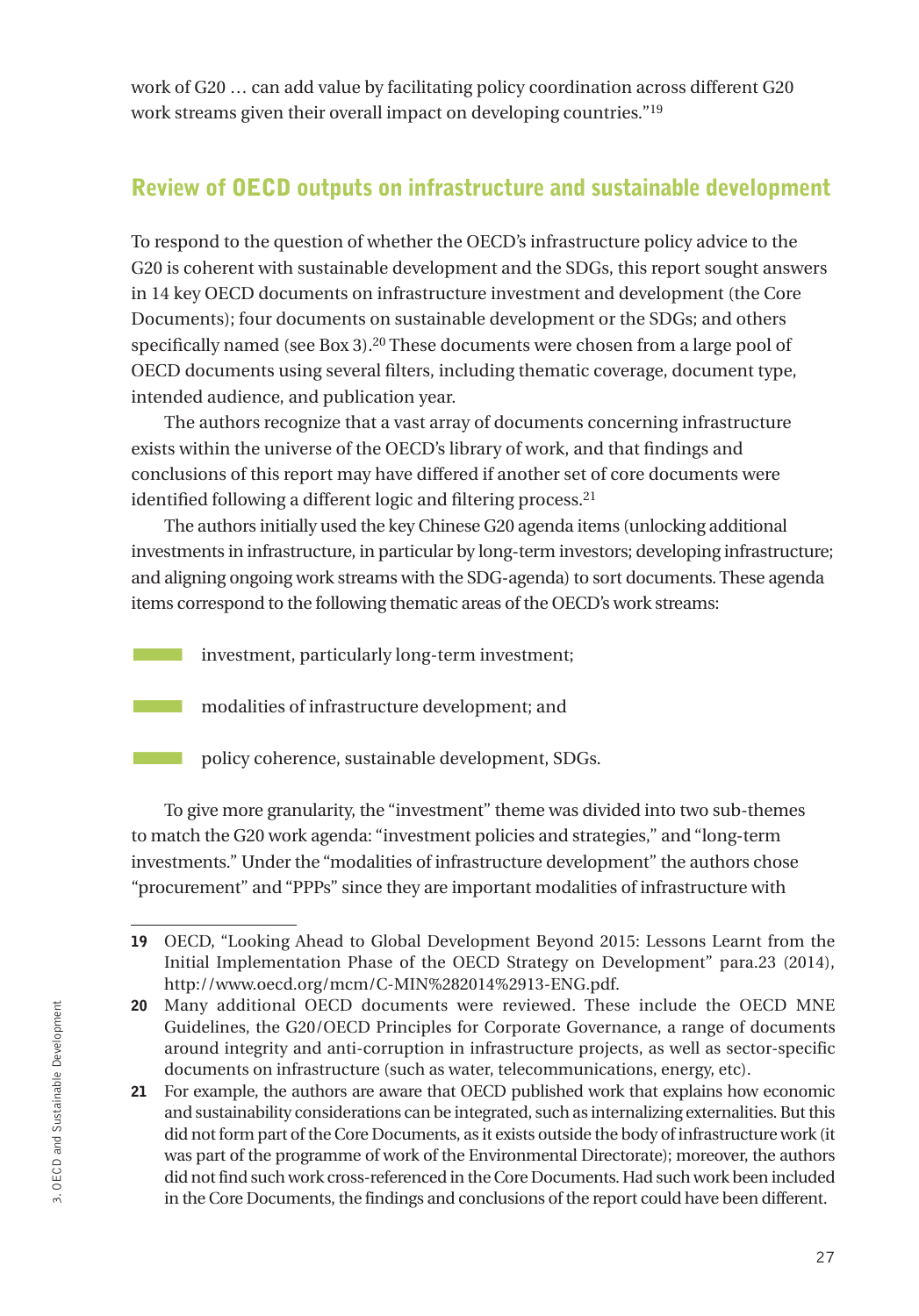work of G20 … can add value by facilitating policy coordination across different G20 work streams given their overall impact on developing countries."[19]

## Review of OECD outputs on infrastructure and sustainable development

To respond to the question of whether the OECD's infrastructure policy advice to the G20 is coherent with sustainable development and the SDGs, this report sought answers in 14 key OECD documents on infrastructure investment and development (the Core Documents); four documents on sustainable development or the SDGs; and others specifically named (see Box 3).[20] These documents were chosen from a large pool of OECD documents using several filters, including thematic coverage, document type, intended audience, and publication year.

The authors recognize that a vast array of documents concerning infrastructure exists within the universe of the OECD's library of work, and that findings and conclusions of this report may have differed if another set of core documents were identified following a different logic and filtering process.[21]

The authors initially used the key Chinese G20 agenda items (unlocking additional investments in infrastructure, in particular by long-term investors; developing infrastructure; and aligning ongoing work streams with the SDG-agenda) to sort documents. These agenda items correspond to the following thematic areas of the OECD's work streams:

- investment, particularly long-term investment;
- modalities of infrastructure development; and
- policy coherence, sustainable development, SDGs.

To give more granularity, the "investment" theme was divided into two sub-themes to match the G20 work agenda: "investment policies and strategies," and "long-term investments." Under the "modalities of infrastructure development" the authors chose "procurement" and "PPPs" since they are important modalities of infrastructure with

---

**19** OECD, "Looking Ahead to Global Development Beyond 2015: Lessons Learnt from the Initial Implementation Phase of the OECD Strategy on Development" para.23 (2014), http://www.oecd.org/mcm/C-MIN%282014%2913-ENG.pdf.

**20** Many additional OECD documents were reviewed. These include the OECD MNE Guidelines, the G20/OECD Principles for Corporate Governance, a range of documents around integrity and anti-corruption in infrastructure projects, as well as sector-specific documents on infrastructure (such as water, telecommunications, energy, etc).

**21** For example, the authors are aware that OECD published work that explains how economic and sustainability considerations can be integrated, such as internalizing externalities. But this did not form part of the Core Documents, as it exists outside the body of infrastructure work (it was part of the programme of work of the Environmental Directorate); moreover, the authors did not find such work cross-referenced in the Core Documents. Had such work been included in the Core Documents, the findings and conclusions of the report could have been different.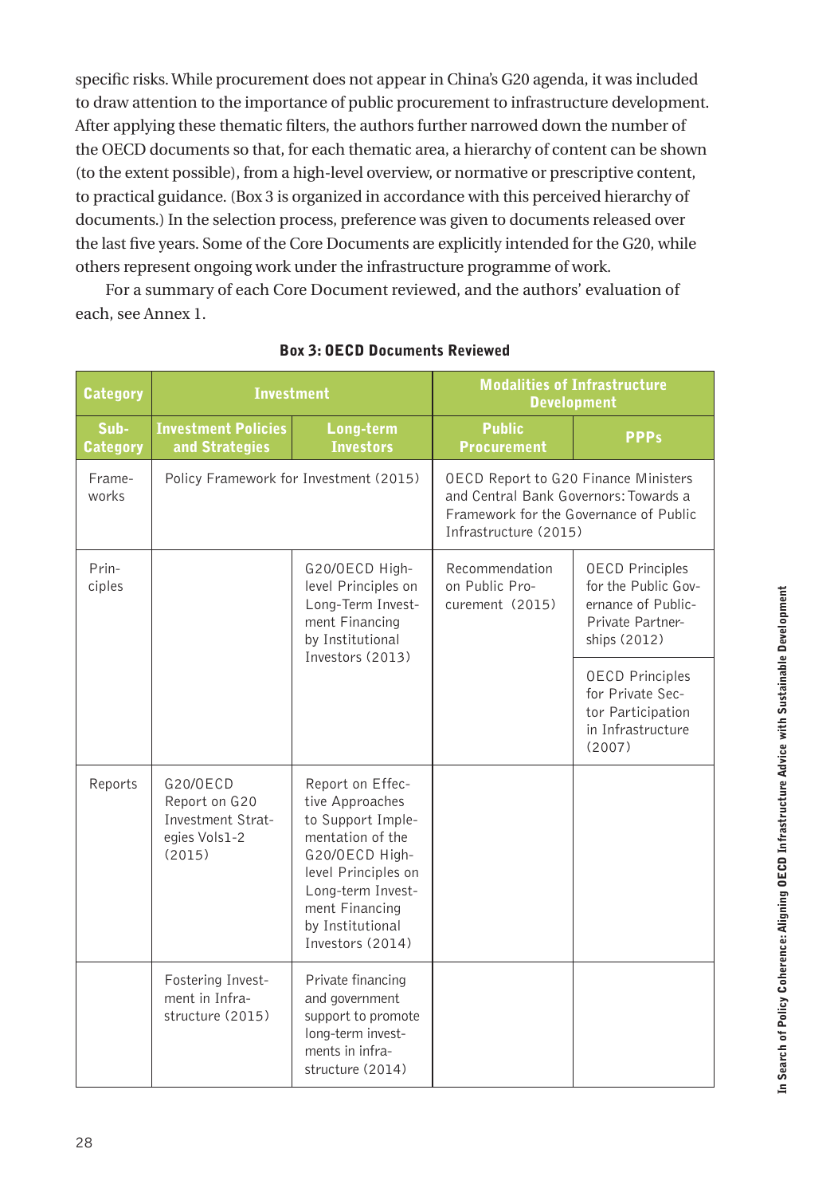specific risks. While procurement does not appear in China's G20 agenda, it was included to draw attention to the importance of public procurement to infrastructure development. After applying these thematic filters, the authors further narrowed down the number of the OECD documents so that, for each thematic area, a hierarchy of content can be shown (to the extent possible), from a high-level overview, or normative or prescriptive content, to practical guidance. (Box 3 is organized in accordance with this perceived hierarchy of documents.) In the selection process, preference was given to documents released over the last five years. Some of the Core Documents are explicitly intended for the G20, while others represent ongoing work under the infrastructure programme of work.

For a summary of each Core Document reviewed, and the authors' evaluation of each, see Annex 1.

**Box 3: OECD Documents Reviewed**

| Category | Investment | | Modalities of Infrastructure Development | |
|---|---|---|---|---|
| Sub-Category | Investment Policies and Strategies | Long-term Investors | Public Procurement | PPPs |
| Frameworks | Policy Framework for Investment (2015) | | OECD Report to G20 Finance Ministers and Central Bank Governors: Towards a Framework for the Governance of Public Infrastructure (2015) | |
| Principles | | G20/OECD High-level Principles on Long-Term Investment Financing by Institutional Investors (2013) | Recommendation on Public Procurement (2015) | OECD Principles for the Public Governance of Public-Private Partnerships (2012) |
| | | | | OECD Principles for Private Sector Participation in Infrastructure (2007) |
| Reports | G20/OECD Report on G20 Investment Strategies Vols1-2 (2015) | Report on Effective Approaches to Support Implementation of the G20/OECD High-level Principles on Long-term Investment Financing by Institutional Investors (2014) | | |
| | Fostering Investment in Infrastructure (2015) | Private financing and government support to promote long-term investments in infrastructure (2014) | | |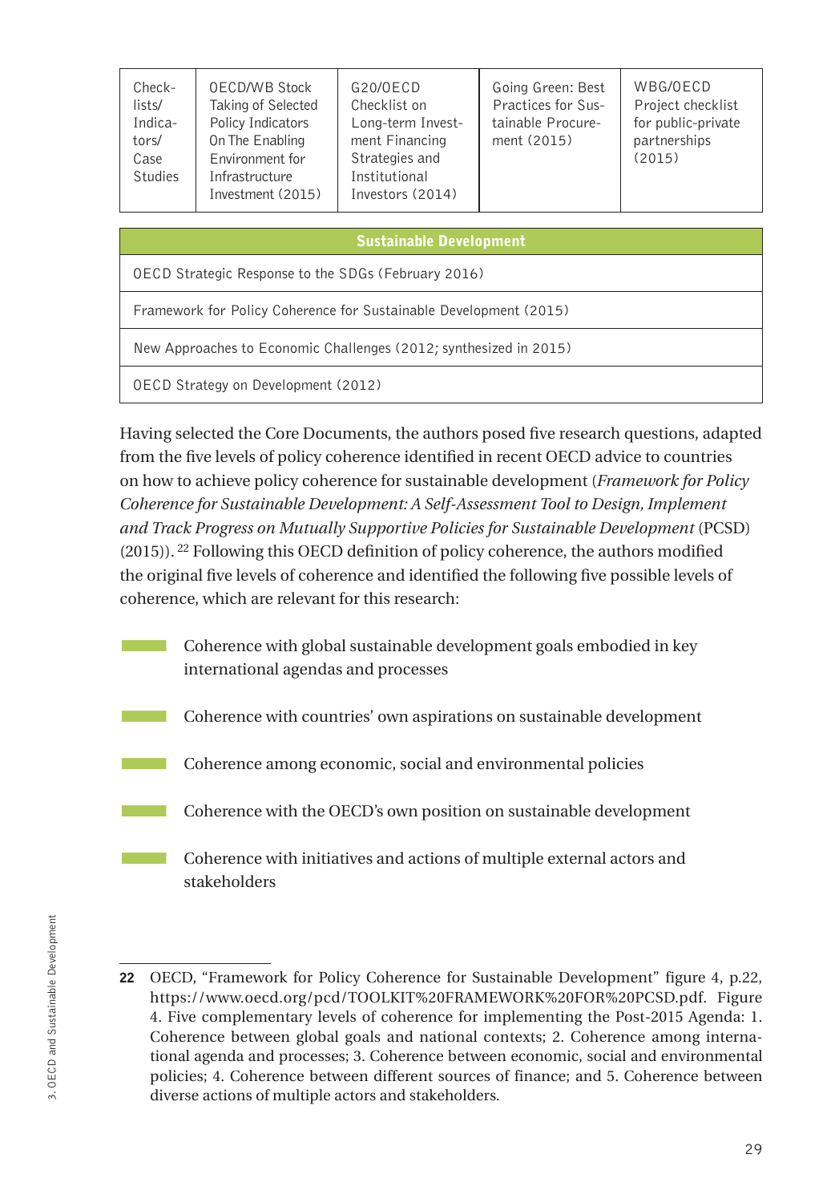| Check-lists/ Indicators/ Case Studies | OECD/WB Stock Taking of Selected Policy Indicators On The Enabling Environment for Infrastructure Investment (2015) | G20/OECD Checklist on Long-term Investment Financing Strategies and Institutional Investors (2014) | Going Green: Best Practices for Sustainable Procurement (2015) | WBG/OECD Project checklist for public-private partnerships (2015) |
|---|---|---|---|---|

| Sustainable Development |
|---|
| OECD Strategic Response to the SDGs (February 2016) |
| Framework for Policy Coherence for Sustainable Development (2015) |
| New Approaches to Economic Challenges (2012; synthesized in 2015) |
| OECD Strategy on Development (2012) |

Having selected the Core Documents, the authors posed five research questions, adapted from the five levels of policy coherence identified in recent OECD advice to countries on how to achieve policy coherence for sustainable development (*Framework for Policy Coherence for Sustainable Development: A Self-Assessment Tool to Design, Implement and Track Progress on Mutually Supportive Policies for Sustainable Development* (PCSD) (2015)).[22] Following this OECD definition of policy coherence, the authors modified the original five levels of coherence and identified the following five possible levels of coherence, which are relevant for this research:

- Coherence with global sustainable development goals embodied in key international agendas and processes
- Coherence with countries' own aspirations on sustainable development
- Coherence among economic, social and environmental policies
- Coherence with the OECD's own position on sustainable development
- Coherence with initiatives and actions of multiple external actors and stakeholders

---

**22** OECD, "Framework for Policy Coherence for Sustainable Development" figure 4, p.22, https://www.oecd.org/pcd/TOOLKIT%20FRAMEWORK%20FOR%20PCSD.pdf. Figure 4. Five complementary levels of coherence for implementing the Post-2015 Agenda: 1. Coherence between global goals and national contexts; 2. Coherence among international agenda and processes; 3. Coherence between economic, social and environmental policies; 4. Coherence between different sources of finance; and 5. Coherence between diverse actions of multiple actors and stakeholders.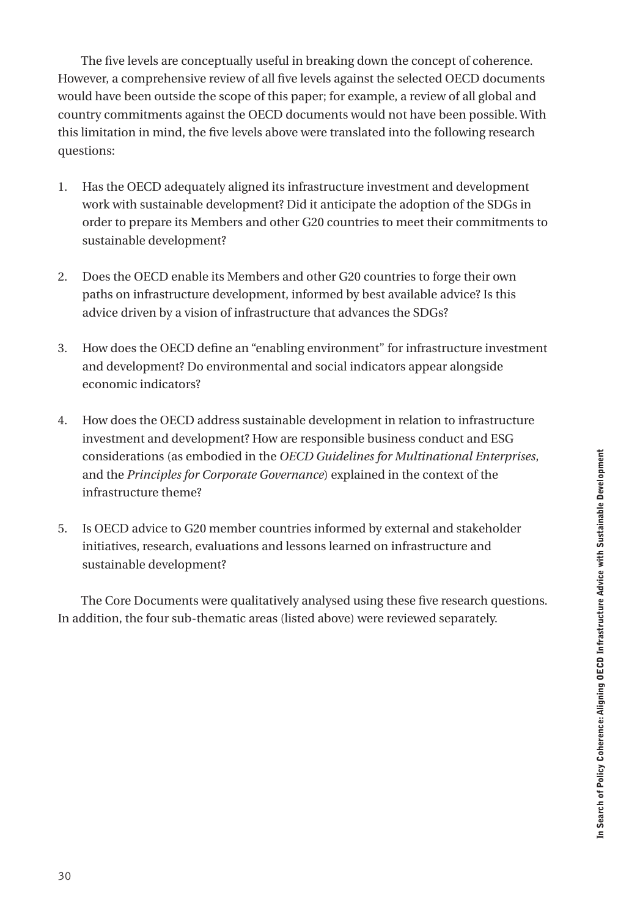The five levels are conceptually useful in breaking down the concept of coherence. However, a comprehensive review of all five levels against the selected OECD documents would have been outside the scope of this paper; for example, a review of all global and country commitments against the OECD documents would not have been possible. With this limitation in mind, the five levels above were translated into the following research questions:

1. Has the OECD adequately aligned its infrastructure investment and development work with sustainable development? Did it anticipate the adoption of the SDGs in order to prepare its Members and other G20 countries to meet their commitments to sustainable development?

2. Does the OECD enable its Members and other G20 countries to forge their own paths on infrastructure development, informed by best available advice? Is this advice driven by a vision of infrastructure that advances the SDGs?

3. How does the OECD define an "enabling environment" for infrastructure investment and development? Do environmental and social indicators appear alongside economic indicators?

4. How does the OECD address sustainable development in relation to infrastructure investment and development? How are responsible business conduct and ESG considerations (as embodied in the *OECD Guidelines for Multinational Enterprises*, and the *Principles for Corporate Governance*) explained in the context of the infrastructure theme?

5. Is OECD advice to G20 member countries informed by external and stakeholder initiatives, research, evaluations and lessons learned on infrastructure and sustainable development?

The Core Documents were qualitatively analysed using these five research questions. In addition, the four sub-thematic areas (listed above) were reviewed separately.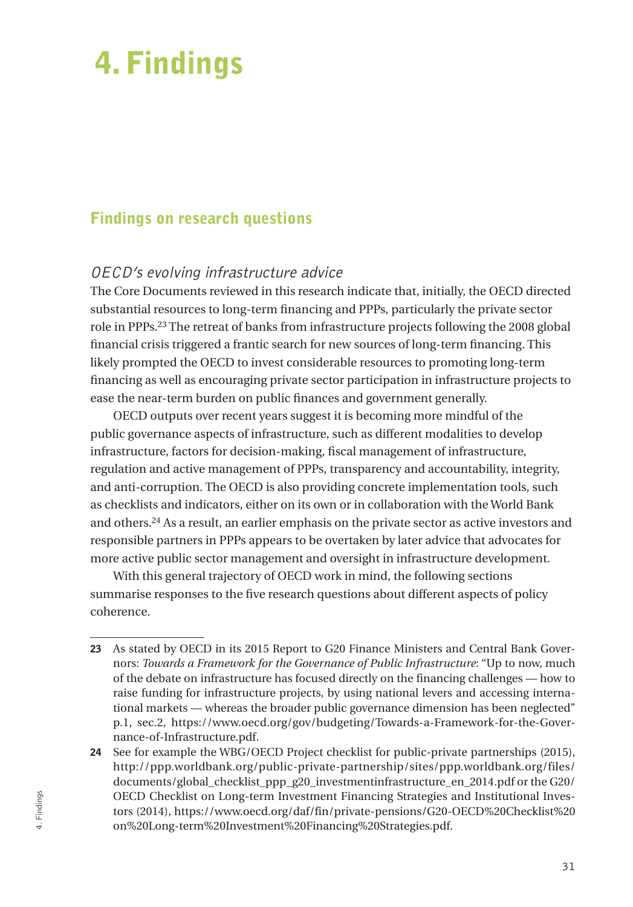# 4. Findings

## Findings on research questions

### *OECD's evolving infrastructure advice*

The Core Documents reviewed in this research indicate that, initially, the OECD directed substantial resources to long-term financing and PPPs, particularly the private sector role in PPPs.[23] The retreat of banks from infrastructure projects following the 2008 global financial crisis triggered a frantic search for new sources of long-term financing. This likely prompted the OECD to invest considerable resources to promoting long-term financing as well as encouraging private sector participation in infrastructure projects to ease the near-term burden on public finances and government generally.

OECD outputs over recent years suggest it is becoming more mindful of the public governance aspects of infrastructure, such as different modalities to develop infrastructure, factors for decision-making, fiscal management of infrastructure, regulation and active management of PPPs, transparency and accountability, integrity, and anti-corruption. The OECD is also providing concrete implementation tools, such as checklists and indicators, either on its own or in collaboration with the World Bank and others.[24] As a result, an earlier emphasis on the private sector as active investors and responsible partners in PPPs appears to be overtaken by later advice that advocates for more active public sector management and oversight in infrastructure development.

With this general trajectory of OECD work in mind, the following sections summarise responses to the five research questions about different aspects of policy coherence.

---

**23** As stated by OECD in its 2015 Report to G20 Finance Ministers and Central Bank Governors: *Towards a Framework for the Governance of Public Infrastructure*: "Up to now, much of the debate on infrastructure has focused directly on the financing challenges — how to raise funding for infrastructure projects, by using national levers and accessing international markets — whereas the broader public governance dimension has been neglected" p.1, sec.2, https://www.oecd.org/gov/budgeting/Towards-a-Framework-for-the-Governance-of-Infrastructure.pdf.

**24** See for example the WBG/OECD Project checklist for public-private partnerships (2015), http://ppp.worldbank.org/public-private-partnership/sites/ppp.worldbank.org/files/documents/global_checklist_ppp_g20_investmentinfrastructure_en_2014.pdf or the G20/OECD Checklist on Long-term Investment Financing Strategies and Institutional Investors (2014), https://www.oecd.org/daf/fin/private-pensions/G20-OECD%20Checklist%20on%20Long-term%20Investment%20Financing%20Strategies.pdf.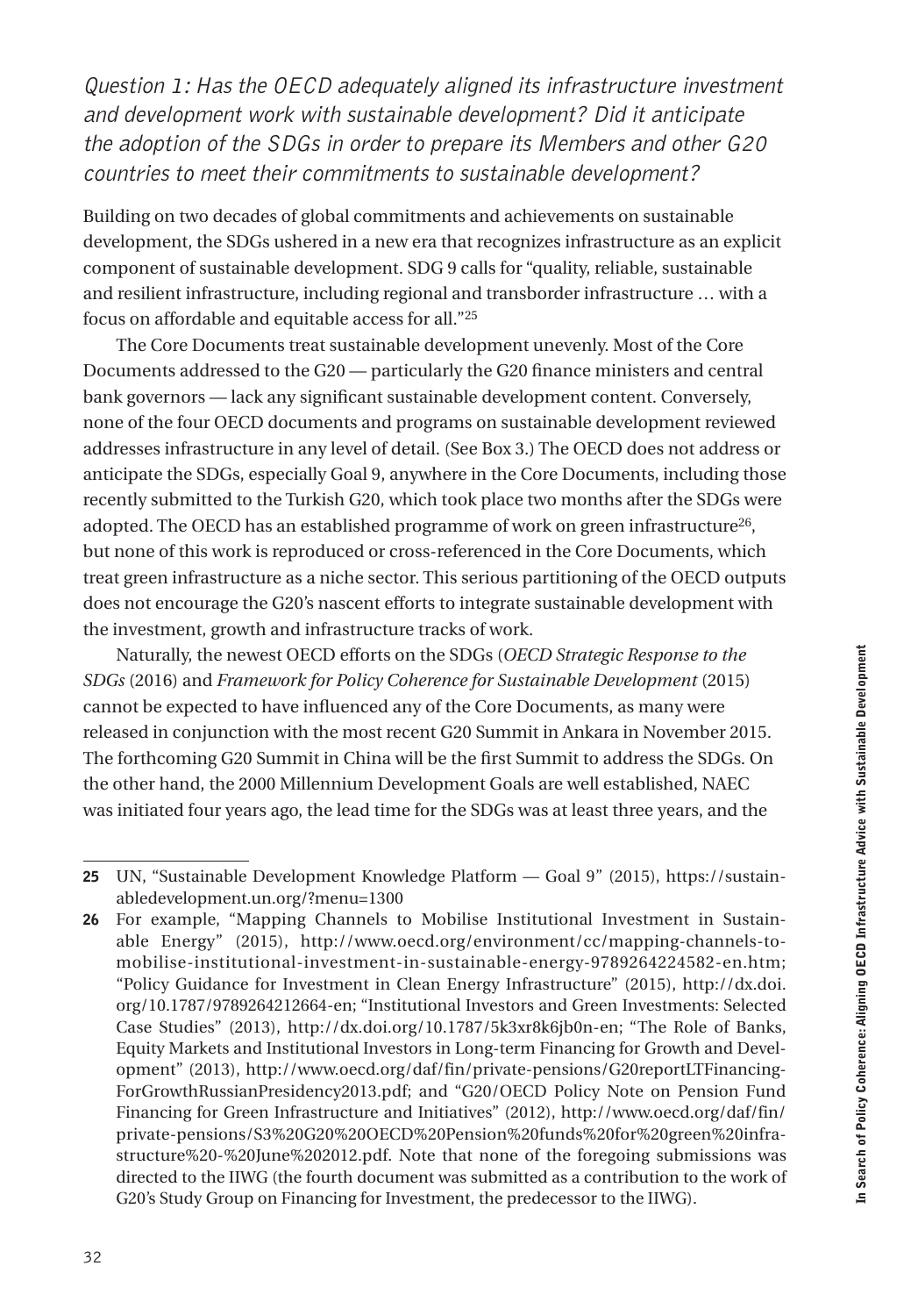*Question 1: Has the OECD adequately aligned its infrastructure investment and development work with sustainable development? Did it anticipate the adoption of the SDGs in order to prepare its Members and other G20 countries to meet their commitments to sustainable development?*

Building on two decades of global commitments and achievements on sustainable development, the SDGs ushered in a new era that recognizes infrastructure as an explicit component of sustainable development. SDG 9 calls for "quality, reliable, sustainable and resilient infrastructure, including regional and transborder infrastructure … with a focus on affordable and equitable access for all."[25]

The Core Documents treat sustainable development unevenly. Most of the Core Documents addressed to the G20 — particularly the G20 finance ministers and central bank governors — lack any significant sustainable development content. Conversely, none of the four OECD documents and programs on sustainable development reviewed addresses infrastructure in any level of detail. (See Box 3.) The OECD does not address or anticipate the SDGs, especially Goal 9, anywhere in the Core Documents, including those recently submitted to the Turkish G20, which took place two months after the SDGs were adopted. The OECD has an established programme of work on green infrastructure[26], but none of this work is reproduced or cross-referenced in the Core Documents, which treat green infrastructure as a niche sector. This serious partitioning of the OECD outputs does not encourage the G20's nascent efforts to integrate sustainable development with the investment, growth and infrastructure tracks of work.

Naturally, the newest OECD efforts on the SDGs (*OECD Strategic Response to the SDGs* (2016) and *Framework for Policy Coherence for Sustainable Development* (2015) cannot be expected to have influenced any of the Core Documents, as many were released in conjunction with the most recent G20 Summit in Ankara in November 2015. The forthcoming G20 Summit in China will be the first Summit to address the SDGs. On the other hand, the 2000 Millennium Development Goals are well established, NAEC was initiated four years ago, the lead time for the SDGs was at least three years, and the

---

**25** UN, "Sustainable Development Knowledge Platform — Goal 9" (2015), https://sustainabledevelopment.un.org/?menu=1300

**26** For example, "Mapping Channels to Mobilise Institutional Investment in Sustainable Energy" (2015), http://www.oecd.org/environment/cc/mapping-channels-to-mobilise-institutional-investment-in-sustainable-energy-9789264224582-en.htm; "Policy Guidance for Investment in Clean Energy Infrastructure" (2015), http://dx.doi.org/10.1787/9789264212664-en; "Institutional Investors and Green Investments: Selected Case Studies" (2013), http://dx.doi.org/10.1787/5k3xr8k6jb0n-en; "The Role of Banks, Equity Markets and Institutional Investors in Long-term Financing for Growth and Development" (2013), http://www.oecd.org/daf/fin/private-pensions/G20reportLTFinancingForGrowthRussianPresidency2013.pdf; and "G20/OECD Policy Note on Pension Fund Financing for Green Infrastructure and Initiatives" (2012), http://www.oecd.org/daf/fin/private-pensions/S3%20G20%20OECD%20Pension%20funds%20for%20green%20infrastructure%20-%20June%202012.pdf. Note that none of the foregoing submissions was directed to the IIWG (the fourth document was submitted as a contribution to the work of G20's Study Group on Financing for Investment, the predecessor to the IIWG).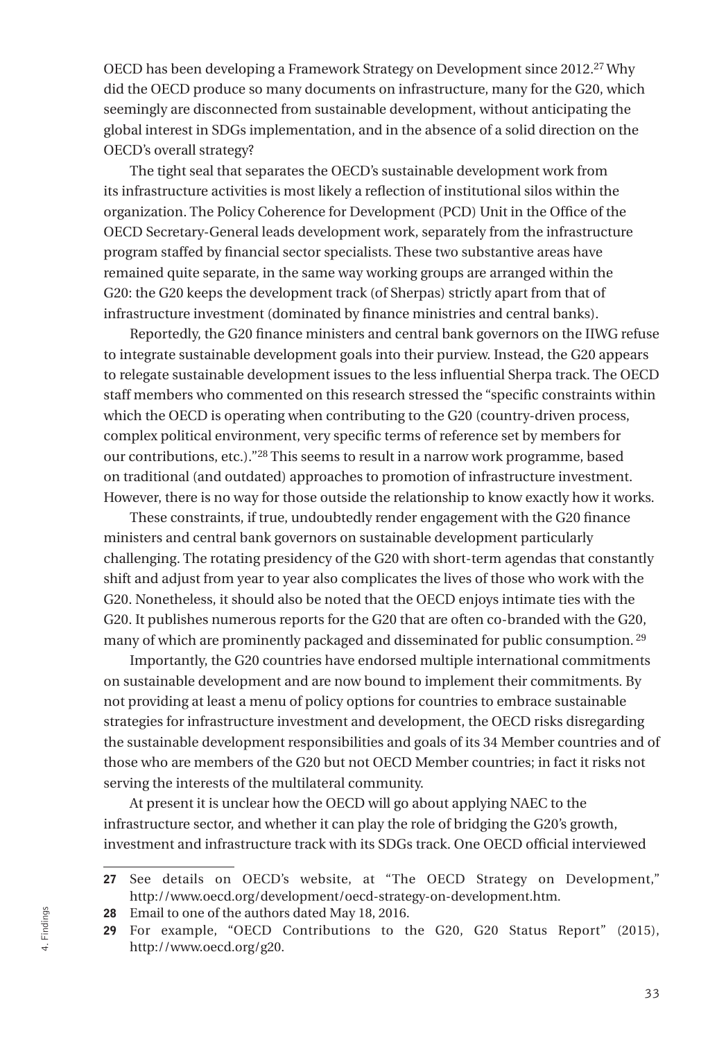OECD has been developing a Framework Strategy on Development since 2012.[27] Why did the OECD produce so many documents on infrastructure, many for the G20, which seemingly are disconnected from sustainable development, without anticipating the global interest in SDGs implementation, and in the absence of a solid direction on the OECD's overall strategy?

The tight seal that separates the OECD's sustainable development work from its infrastructure activities is most likely a reflection of institutional silos within the organization. The Policy Coherence for Development (PCD) Unit in the Office of the OECD Secretary-General leads development work, separately from the infrastructure program staffed by financial sector specialists. These two substantive areas have remained quite separate, in the same way working groups are arranged within the G20: the G20 keeps the development track (of Sherpas) strictly apart from that of infrastructure investment (dominated by finance ministries and central banks).

Reportedly, the G20 finance ministers and central bank governors on the IIWG refuse to integrate sustainable development goals into their purview. Instead, the G20 appears to relegate sustainable development issues to the less influential Sherpa track. The OECD staff members who commented on this research stressed the "specific constraints within which the OECD is operating when contributing to the G20 (country-driven process, complex political environment, very specific terms of reference set by members for our contributions, etc.)."[28] This seems to result in a narrow work programme, based on traditional (and outdated) approaches to promotion of infrastructure investment. However, there is no way for those outside the relationship to know exactly how it works.

These constraints, if true, undoubtedly render engagement with the G20 finance ministers and central bank governors on sustainable development particularly challenging. The rotating presidency of the G20 with short-term agendas that constantly shift and adjust from year to year also complicates the lives of those who work with the G20. Nonetheless, it should also be noted that the OECD enjoys intimate ties with the G20. It publishes numerous reports for the G20 that are often co-branded with the G20, many of which are prominently packaged and disseminated for public consumption.[29]

Importantly, the G20 countries have endorsed multiple international commitments on sustainable development and are now bound to implement their commitments. By not providing at least a menu of policy options for countries to embrace sustainable strategies for infrastructure investment and development, the OECD risks disregarding the sustainable development responsibilities and goals of its 34 Member countries and of those who are members of the G20 but not OECD Member countries; in fact it risks not serving the interests of the multilateral community.

At present it is unclear how the OECD will go about applying NAEC to the infrastructure sector, and whether it can play the role of bridging the G20's growth, investment and infrastructure track with its SDGs track. One OECD official interviewed

---

27 See details on OECD's website, at "The OECD Strategy on Development," http://www.oecd.org/development/oecd-strategy-on-development.htm.

28 Email to one of the authors dated May 18, 2016.

29 For example, "OECD Contributions to the G20, G20 Status Report" (2015), http://www.oecd.org/g20.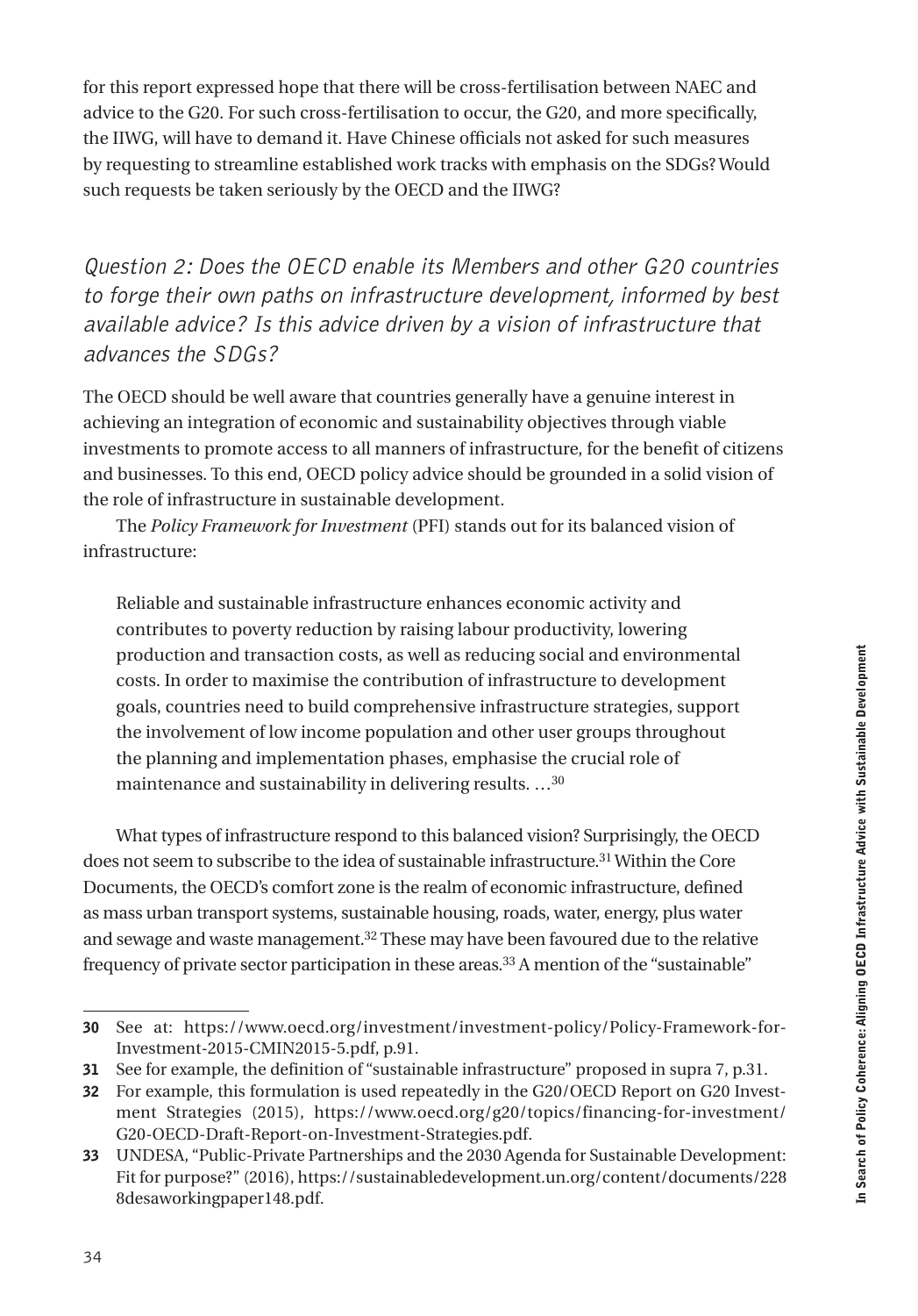for this report expressed hope that there will be cross-fertilisation between NAEC and advice to the G20. For such cross-fertilisation to occur, the G20, and more specifically, the IIWG, will have to demand it. Have Chinese officials not asked for such measures by requesting to streamline established work tracks with emphasis on the SDGs? Would such requests be taken seriously by the OECD and the IIWG?

### *Question 2: Does the OECD enable its Members and other G20 countries to forge their own paths on infrastructure development, informed by best available advice? Is this advice driven by a vision of infrastructure that advances the SDGs?*

The OECD should be well aware that countries generally have a genuine interest in achieving an integration of economic and sustainability objectives through viable investments to promote access to all manners of infrastructure, for the benefit of citizens and businesses. To this end, OECD policy advice should be grounded in a solid vision of the role of infrastructure in sustainable development.

The *Policy Framework for Investment* (PFI) stands out for its balanced vision of infrastructure:

> Reliable and sustainable infrastructure enhances economic activity and contributes to poverty reduction by raising labour productivity, lowering production and transaction costs, as well as reducing social and environmental costs. In order to maximise the contribution of infrastructure to development goals, countries need to build comprehensive infrastructure strategies, support the involvement of low income population and other user groups throughout the planning and implementation phases, emphasise the crucial role of maintenance and sustainability in delivering results. …[30]

What types of infrastructure respond to this balanced vision? Surprisingly, the OECD does not seem to subscribe to the idea of sustainable infrastructure.[31] Within the Core Documents, the OECD's comfort zone is the realm of economic infrastructure, defined as mass urban transport systems, sustainable housing, roads, water, energy, plus water and sewage and waste management.[32] These may have been favoured due to the relative frequency of private sector participation in these areas.[33] A mention of the "sustainable"

---

**30** See at: https://www.oecd.org/investment/investment-policy/Policy-Framework-for-Investment-2015-CMIN2015-5.pdf, p.91.

**31** See for example, the definition of "sustainable infrastructure" proposed in supra 7, p.31.

**32** For example, this formulation is used repeatedly in the G20/OECD Report on G20 Investment Strategies (2015), https://www.oecd.org/g20/topics/financing-for-investment/G20-OECD-Draft-Report-on-Investment-Strategies.pdf.

**33** UNDESA, "Public-Private Partnerships and the 2030 Agenda for Sustainable Development: Fit for purpose?" (2016), https://sustainabledevelopment.un.org/content/documents/2288desaworkingpaper148.pdf.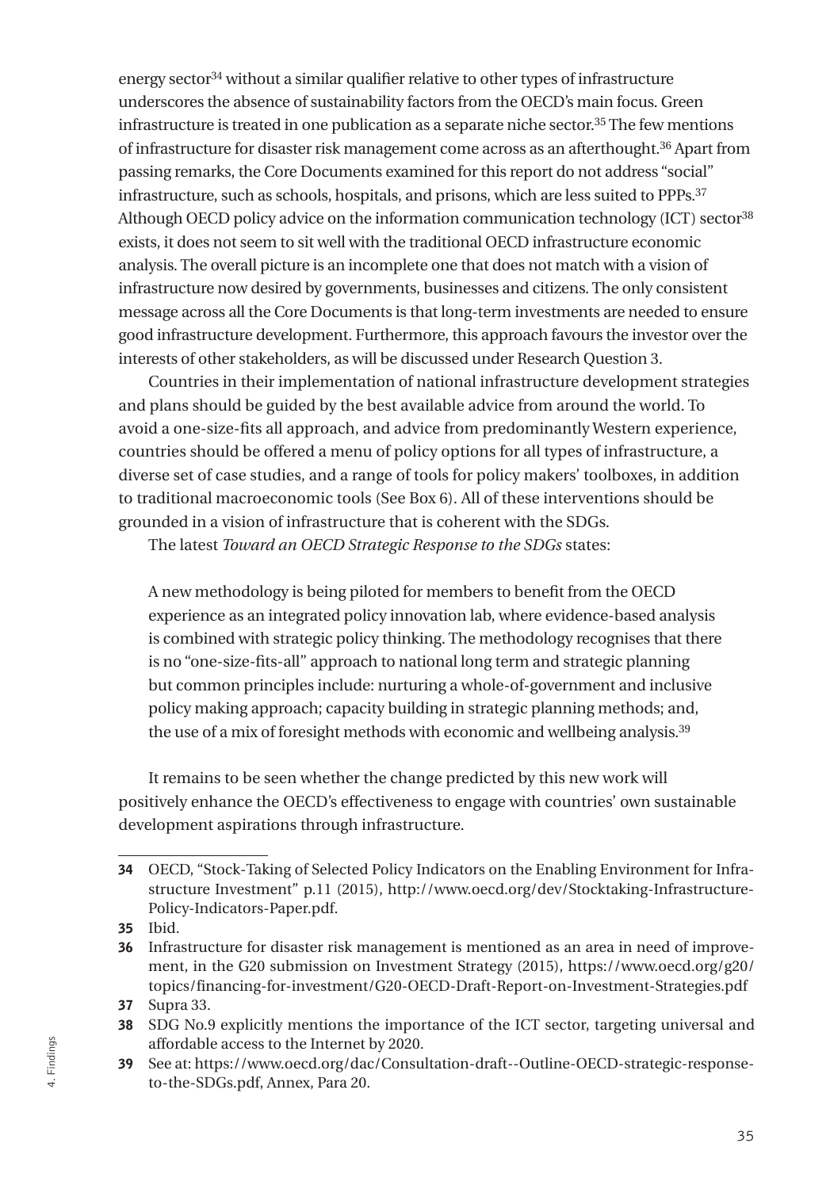energy sector[34] without a similar qualifier relative to other types of infrastructure underscores the absence of sustainability factors from the OECD's main focus. Green infrastructure is treated in one publication as a separate niche sector.[35] The few mentions of infrastructure for disaster risk management come across as an afterthought.[36] Apart from passing remarks, the Core Documents examined for this report do not address "social" infrastructure, such as schools, hospitals, and prisons, which are less suited to PPPs.[37] Although OECD policy advice on the information communication technology (ICT) sector[38] exists, it does not seem to sit well with the traditional OECD infrastructure economic analysis. The overall picture is an incomplete one that does not match with a vision of infrastructure now desired by governments, businesses and citizens. The only consistent message across all the Core Documents is that long-term investments are needed to ensure good infrastructure development. Furthermore, this approach favours the investor over the interests of other stakeholders, as will be discussed under Research Question 3.

Countries in their implementation of national infrastructure development strategies and plans should be guided by the best available advice from around the world. To avoid a one-size-fits all approach, and advice from predominantly Western experience, countries should be offered a menu of policy options for all types of infrastructure, a diverse set of case studies, and a range of tools for policy makers' toolboxes, in addition to traditional macroeconomic tools (See Box 6). All of these interventions should be grounded in a vision of infrastructure that is coherent with the SDGs.

The latest *Toward an OECD Strategic Response to the SDGs* states:

> A new methodology is being piloted for members to benefit from the OECD experience as an integrated policy innovation lab, where evidence-based analysis is combined with strategic policy thinking. The methodology recognises that there is no "one-size-fits-all" approach to national long term and strategic planning but common principles include: nurturing a whole-of-government and inclusive policy making approach; capacity building in strategic planning methods; and, the use of a mix of foresight methods with economic and wellbeing analysis.[39]

It remains to be seen whether the change predicted by this new work will positively enhance the OECD's effectiveness to engage with countries' own sustainable development aspirations through infrastructure.

---

**34** OECD, "Stock-Taking of Selected Policy Indicators on the Enabling Environment for Infrastructure Investment" p.11 (2015), http://www.oecd.org/dev/Stocktaking-Infrastructure-Policy-Indicators-Paper.pdf.

**35** Ibid.

**36** Infrastructure for disaster risk management is mentioned as an area in need of improvement, in the G20 submission on Investment Strategy (2015), https://www.oecd.org/g20/topics/financing-for-investment/G20-OECD-Draft-Report-on-Investment-Strategies.pdf

**37** Supra 33.

**38** SDG No.9 explicitly mentions the importance of the ICT sector, targeting universal and affordable access to the Internet by 2020.

**39** See at: https://www.oecd.org/dac/Consultation-draft--Outline-OECD-strategic-response-to-the-SDGs.pdf, Annex, Para 20.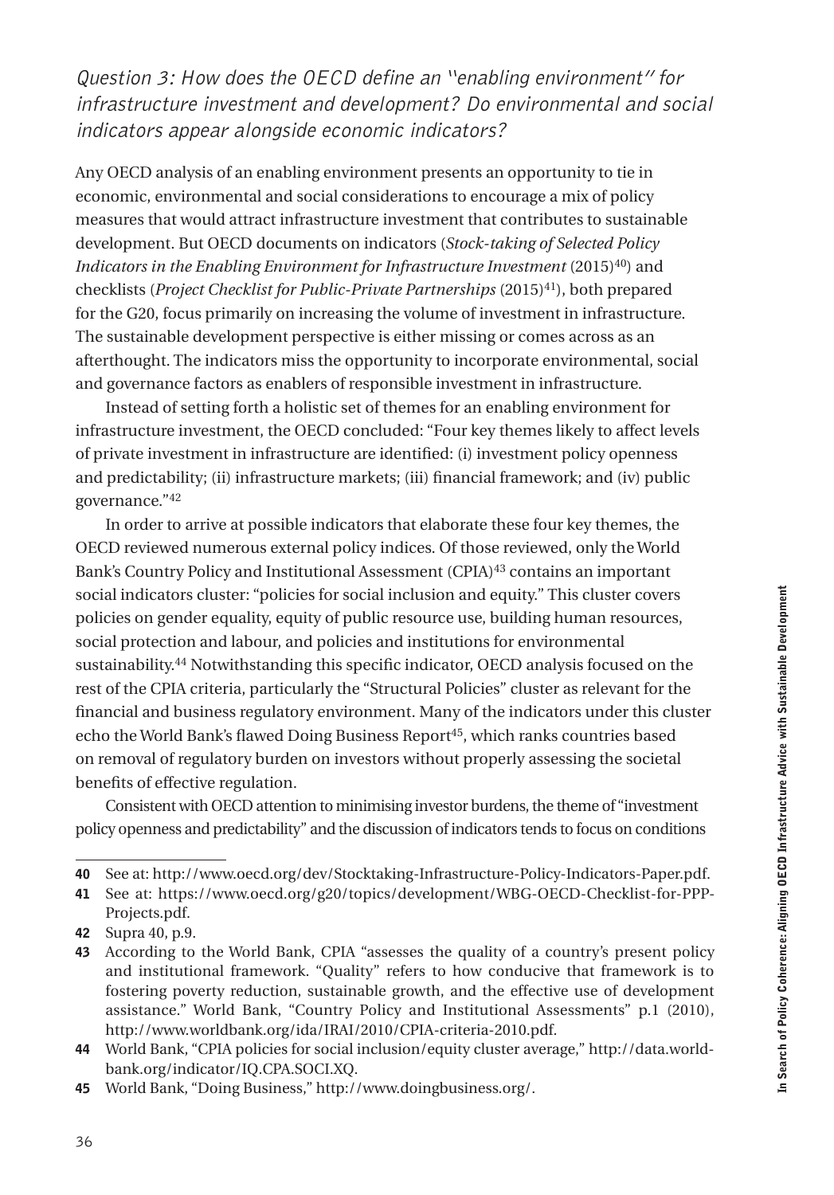### *Question 3: How does the OECD define an "enabling environment" for infrastructure investment and development? Do environmental and social indicators appear alongside economic indicators?*

Any OECD analysis of an enabling environment presents an opportunity to tie in economic, environmental and social considerations to encourage a mix of policy measures that would attract infrastructure investment that contributes to sustainable development. But OECD documents on indicators (*Stock-taking of Selected Policy Indicators in the Enabling Environment for Infrastructure Investment* (2015)[40]) and checklists (*Project Checklist for Public-Private Partnerships* (2015)[41]), both prepared for the G20, focus primarily on increasing the volume of investment in infrastructure. The sustainable development perspective is either missing or comes across as an afterthought. The indicators miss the opportunity to incorporate environmental, social and governance factors as enablers of responsible investment in infrastructure.

Instead of setting forth a holistic set of themes for an enabling environment for infrastructure investment, the OECD concluded: "Four key themes likely to affect levels of private investment in infrastructure are identified: (i) investment policy openness and predictability; (ii) infrastructure markets; (iii) financial framework; and (iv) public governance."[42]

In order to arrive at possible indicators that elaborate these four key themes, the OECD reviewed numerous external policy indices. Of those reviewed, only the World Bank's Country Policy and Institutional Assessment (CPIA)[43] contains an important social indicators cluster: "policies for social inclusion and equity." This cluster covers policies on gender equality, equity of public resource use, building human resources, social protection and labour, and policies and institutions for environmental sustainability.[44] Notwithstanding this specific indicator, OECD analysis focused on the rest of the CPIA criteria, particularly the "Structural Policies" cluster as relevant for the financial and business regulatory environment. Many of the indicators under this cluster echo the World Bank's flawed Doing Business Report[45], which ranks countries based on removal of regulatory burden on investors without properly assessing the societal benefits of effective regulation.

Consistent with OECD attention to minimising investor burdens, the theme of "investment policy openness and predictability" and the discussion of indicators tends to focus on conditions

---

**40** See at: http://www.oecd.org/dev/Stocktaking-Infrastructure-Policy-Indicators-Paper.pdf.

**41** See at: https://www.oecd.org/g20/topics/development/WBG-OECD-Checklist-for-PPP-Projects.pdf.

**42** Supra 40, p.9.

**43** According to the World Bank, CPIA "assesses the quality of a country's present policy and institutional framework. "Quality" refers to how conducive that framework is to fostering poverty reduction, sustainable growth, and the effective use of development assistance." World Bank, "Country Policy and Institutional Assessments" p.1 (2010), http://www.worldbank.org/ida/IRAI/2010/CPIA-criteria-2010.pdf.

**44** World Bank, "CPIA policies for social inclusion/equity cluster average," http://data.worldbank.org/indicator/IQ.CPA.SOCI.XQ.

**45** World Bank, "Doing Business," http://www.doingbusiness.org/.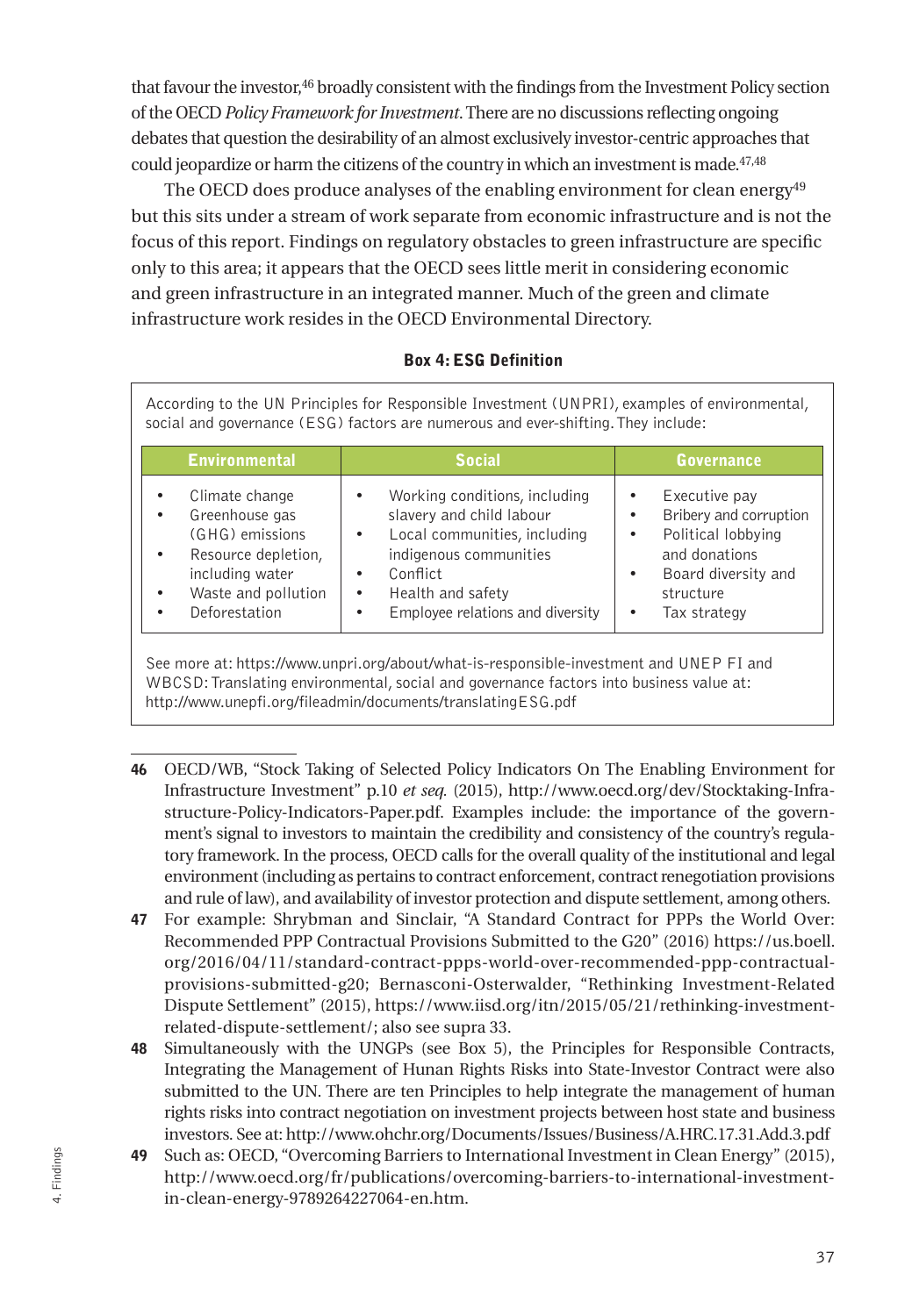that favour the investor,[46] broadly consistent with the findings from the Investment Policy section of the OECD *Policy Framework for Investment*. There are no discussions reflecting ongoing debates that question the desirability of an almost exclusively investor-centric approaches that could jeopardize or harm the citizens of the country in which an investment is made.[47,48]

The OECD does produce analyses of the enabling environment for clean energy[49] but this sits under a stream of work separate from economic infrastructure and is not the focus of this report. Findings on regulatory obstacles to green infrastructure are specific only to this area; it appears that the OECD sees little merit in considering economic and green infrastructure in an integrated manner. Much of the green and climate infrastructure work resides in the OECD Environmental Directory.

**Box 4: ESG Definition**

According to the UN Principles for Responsible Investment (UNPRI), examples of environmental, social and governance (ESG) factors are numerous and ever-shifting. They include:

| Environmental | Social | Governance |
|---|---|---|
| • Climate change<br>• Greenhouse gas (GHG) emissions<br>• Resource depletion, including water<br>• Waste and pollution<br>• Deforestation | • Working conditions, including slavery and child labour<br>• Local communities, including indigenous communities<br>• Conflict<br>• Health and safety<br>• Employee relations and diversity | • Executive pay<br>• Bribery and corruption<br>• Political lobbying and donations<br>• Board diversity and structure<br>• Tax strategy |

See more at: https://www.unpri.org/about/what-is-responsible-investment and UNEP FI and WBCSD: Translating environmental, social and governance factors into business value at: http://www.unepfi.org/fileadmin/documents/translatingESG.pdf

---

**46** OECD/WB, "Stock Taking of Selected Policy Indicators On The Enabling Environment for Infrastructure Investment" p.10 *et seq.* (2015), http://www.oecd.org/dev/Stocktaking-Infrastructure-Policy-Indicators-Paper.pdf. Examples include: the importance of the government's signal to investors to maintain the credibility and consistency of the country's regulatory framework. In the process, OECD calls for the overall quality of the institutional and legal environment (including as pertains to contract enforcement, contract renegotiation provisions and rule of law), and availability of investor protection and dispute settlement, among others.

**47** For example: Shrybman and Sinclair, "A Standard Contract for PPPs the World Over: Recommended PPP Contractual Provisions Submitted to the G20" (2016) https://us.boell.org/2016/04/11/standard-contract-ppps-world-over-recommended-ppp-contractual-provisions-submitted-g20; Bernasconi-Osterwalder, "Rethinking Investment-Related Dispute Settlement" (2015), https://www.iisd.org/itn/2015/05/21/rethinking-investment-related-dispute-settlement/; also see supra 33.

**48** Simultaneously with the UNGPs (see Box 5), the Principles for Responsible Contracts, Integrating the Management of Hunan Rights Risks into State-Investor Contract were also submitted to the UN. There are ten Principles to help integrate the management of human rights risks into contract negotiation on investment projects between host state and business investors. See at: http://www.ohchr.org/Documents/Issues/Business/A.HRC.17.31.Add.3.pdf

**49** Such as: OECD, "Overcoming Barriers to International Investment in Clean Energy" (2015), http://www.oecd.org/fr/publications/overcoming-barriers-to-international-investment-in-clean-energy-9789264227064-en.htm.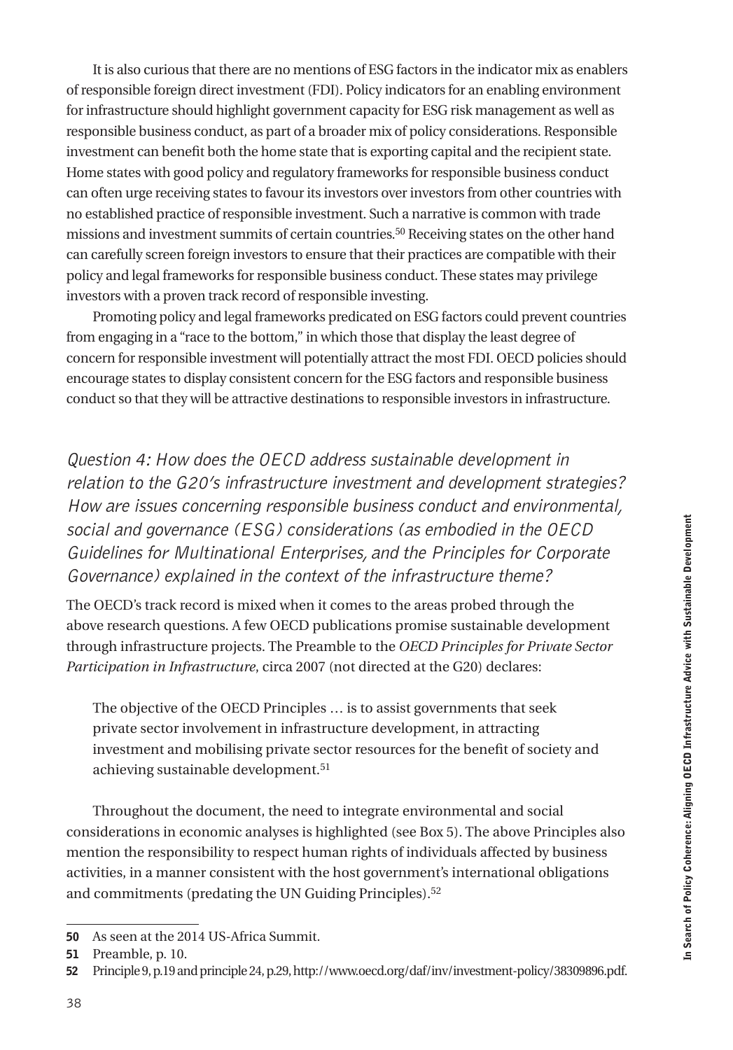It is also curious that there are no mentions of ESG factors in the indicator mix as enablers of responsible foreign direct investment (FDI). Policy indicators for an enabling environment for infrastructure should highlight government capacity for ESG risk management as well as responsible business conduct, as part of a broader mix of policy considerations. Responsible investment can benefit both the home state that is exporting capital and the recipient state. Home states with good policy and regulatory frameworks for responsible business conduct can often urge receiving states to favour its investors over investors from other countries with no established practice of responsible investment. Such a narrative is common with trade missions and investment summits of certain countries.[50] Receiving states on the other hand can carefully screen foreign investors to ensure that their practices are compatible with their policy and legal frameworks for responsible business conduct. These states may privilege investors with a proven track record of responsible investing.

Promoting policy and legal frameworks predicated on ESG factors could prevent countries from engaging in a "race to the bottom," in which those that display the least degree of concern for responsible investment will potentially attract the most FDI. OECD policies should encourage states to display consistent concern for the ESG factors and responsible business conduct so that they will be attractive destinations to responsible investors in infrastructure.

### *Question 4: How does the OECD address sustainable development in relation to the G20's infrastructure investment and development strategies? How are issues concerning responsible business conduct and environmental, social and governance (ESG) considerations (as embodied in the OECD Guidelines for Multinational Enterprises, and the Principles for Corporate Governance) explained in the context of the infrastructure theme?*

The OECD's track record is mixed when it comes to the areas probed through the above research questions. A few OECD publications promise sustainable development through infrastructure projects. The Preamble to the *OECD Principles for Private Sector Participation in Infrastructure*, circa 2007 (not directed at the G20) declares:

> The objective of the OECD Principles … is to assist governments that seek private sector involvement in infrastructure development, in attracting investment and mobilising private sector resources for the benefit of society and achieving sustainable development.[51]

Throughout the document, the need to integrate environmental and social considerations in economic analyses is highlighted (see Box 5). The above Principles also mention the responsibility to respect human rights of individuals affected by business activities, in a manner consistent with the host government's international obligations and commitments (predating the UN Guiding Principles).[52]

---

**50** As seen at the 2014 US-Africa Summit.

**51** Preamble, p. 10.

**52** Principle 9, p.19 and principle 24, p.29, http://www.oecd.org/daf/inv/investment-policy/38309896.pdf.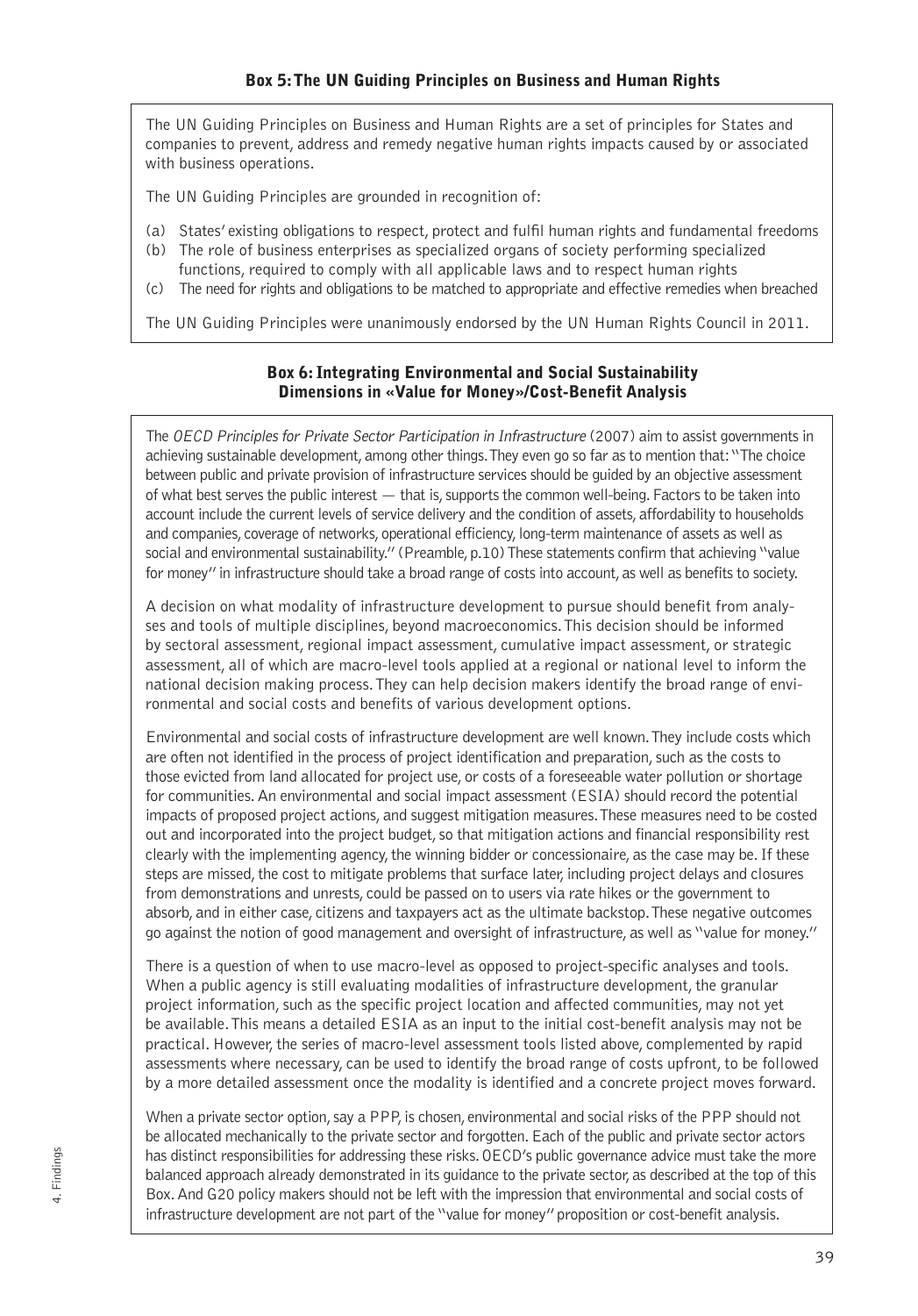### Box 5: The UN Guiding Principles on Business and Human Rights

The UN Guiding Principles on Business and Human Rights are a set of principles for States and companies to prevent, address and remedy negative human rights impacts caused by or associated with business operations.

The UN Guiding Principles are grounded in recognition of:

(a) States' existing obligations to respect, protect and fulfil human rights and fundamental freedoms
(b) The role of business enterprises as specialized organs of society performing specialized functions, required to comply with all applicable laws and to respect human rights
(c) The need for rights and obligations to be matched to appropriate and effective remedies when breached

The UN Guiding Principles were unanimously endorsed by the UN Human Rights Council in 2011.

### Box 6: Integrating Environmental and Social Sustainability Dimensions in «Value for Money»/Cost-Benefit Analysis

The *OECD Principles for Private Sector Participation in Infrastructure* (2007) aim to assist governments in achieving sustainable development, among other things. They even go so far as to mention that: "The choice between public and private provision of infrastructure services should be guided by an objective assessment of what best serves the public interest — that is, supports the common well-being. Factors to be taken into account include the current levels of service delivery and the condition of assets, affordability to households and companies, coverage of networks, operational efficiency, long-term maintenance of assets as well as social and environmental sustainability." (Preamble, p.10) These statements confirm that achieving "value for money" in infrastructure should take a broad range of costs into account, as well as benefits to society.

A decision on what modality of infrastructure development to pursue should benefit from analyses and tools of multiple disciplines, beyond macroeconomics. This decision should be informed by sectoral assessment, regional impact assessment, cumulative impact assessment, or strategic assessment, all of which are macro-level tools applied at a regional or national level to inform the national decision making process. They can help decision makers identify the broad range of environmental and social costs and benefits of various development options.

Environmental and social costs of infrastructure development are well known. They include costs which are often not identified in the process of project identification and preparation, such as the costs to those evicted from land allocated for project use, or costs of a foreseeable water pollution or shortage for communities. An environmental and social impact assessment (ESIA) should record the potential impacts of proposed project actions, and suggest mitigation measures. These measures need to be costed out and incorporated into the project budget, so that mitigation actions and financial responsibility rest clearly with the implementing agency, the winning bidder or concessionaire, as the case may be. If these steps are missed, the cost to mitigate problems that surface later, including project delays and closures from demonstrations and unrests, could be passed on to users via rate hikes or the government to absorb, and in either case, citizens and taxpayers act as the ultimate backstop. These negative outcomes go against the notion of good management and oversight of infrastructure, as well as "value for money."

There is a question of when to use macro-level as opposed to project-specific analyses and tools. When a public agency is still evaluating modalities of infrastructure development, the granular project information, such as the specific project location and affected communities, may not yet be available. This means a detailed ESIA as an input to the initial cost-benefit analysis may not be practical. However, the series of macro-level assessment tools listed above, complemented by rapid assessments where necessary, can be used to identify the broad range of costs upfront, to be followed by a more detailed assessment once the modality is identified and a concrete project moves forward.

When a private sector option, say a PPP, is chosen, environmental and social risks of the PPP should not be allocated mechanically to the private sector and forgotten. Each of the public and private sector actors has distinct responsibilities for addressing these risks. OECD's public governance advice must take the more balanced approach already demonstrated in its guidance to the private sector, as described at the top of this Box. And G20 policy makers should not be left with the impression that environmental and social costs of infrastructure development are not part of the "value for money" proposition or cost-benefit analysis.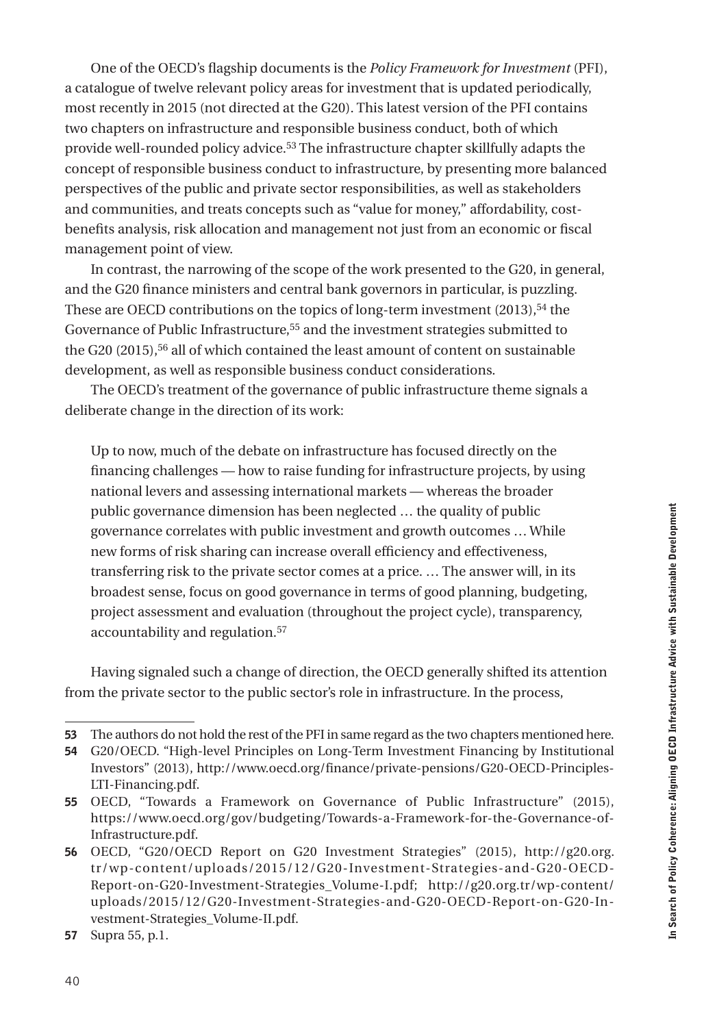One of the OECD's flagship documents is the *Policy Framework for Investment* (PFI), a catalogue of twelve relevant policy areas for investment that is updated periodically, most recently in 2015 (not directed at the G20). This latest version of the PFI contains two chapters on infrastructure and responsible business conduct, both of which provide well-rounded policy advice.[53] The infrastructure chapter skillfully adapts the concept of responsible business conduct to infrastructure, by presenting more balanced perspectives of the public and private sector responsibilities, as well as stakeholders and communities, and treats concepts such as "value for money," affordability, cost-benefits analysis, risk allocation and management not just from an economic or fiscal management point of view.

In contrast, the narrowing of the scope of the work presented to the G20, in general, and the G20 finance ministers and central bank governors in particular, is puzzling. These are OECD contributions on the topics of long-term investment (2013),[54] the Governance of Public Infrastructure,[55] and the investment strategies submitted to the G20 (2015),[56] all of which contained the least amount of content on sustainable development, as well as responsible business conduct considerations.

The OECD's treatment of the governance of public infrastructure theme signals a deliberate change in the direction of its work:

> Up to now, much of the debate on infrastructure has focused directly on the financing challenges — how to raise funding for infrastructure projects, by using national levers and assessing international markets — whereas the broader public governance dimension has been neglected … the quality of public governance correlates with public investment and growth outcomes … While new forms of risk sharing can increase overall efficiency and effectiveness, transferring risk to the private sector comes at a price. … The answer will, in its broadest sense, focus on good governance in terms of good planning, budgeting, project assessment and evaluation (throughout the project cycle), transparency, accountability and regulation.[57]

Having signaled such a change of direction, the OECD generally shifted its attention from the private sector to the public sector's role in infrastructure. In the process,

---

**53** The authors do not hold the rest of the PFI in same regard as the two chapters mentioned here.

**54** G20/OECD. "High-level Principles on Long-Term Investment Financing by Institutional Investors" (2013), http://www.oecd.org/finance/private-pensions/G20-OECD-Principles-LTI-Financing.pdf.

**55** OECD, "Towards a Framework on Governance of Public Infrastructure" (2015), https://www.oecd.org/gov/budgeting/Towards-a-Framework-for-the-Governance-of-Infrastructure.pdf.

**56** OECD, "G20/OECD Report on G20 Investment Strategies" (2015), http://g20.org.tr/wp-content/uploads/2015/12/G20-Investment-Strategies-and-G20-OECD-Report-on-G20-Investment-Strategies_Volume-I.pdf; http://g20.org.tr/wp-content/uploads/2015/12/G20-Investment-Strategies-and-G20-OECD-Report-on-G20-Investment-Strategies_Volume-II.pdf.

**57** Supra 55, p.1.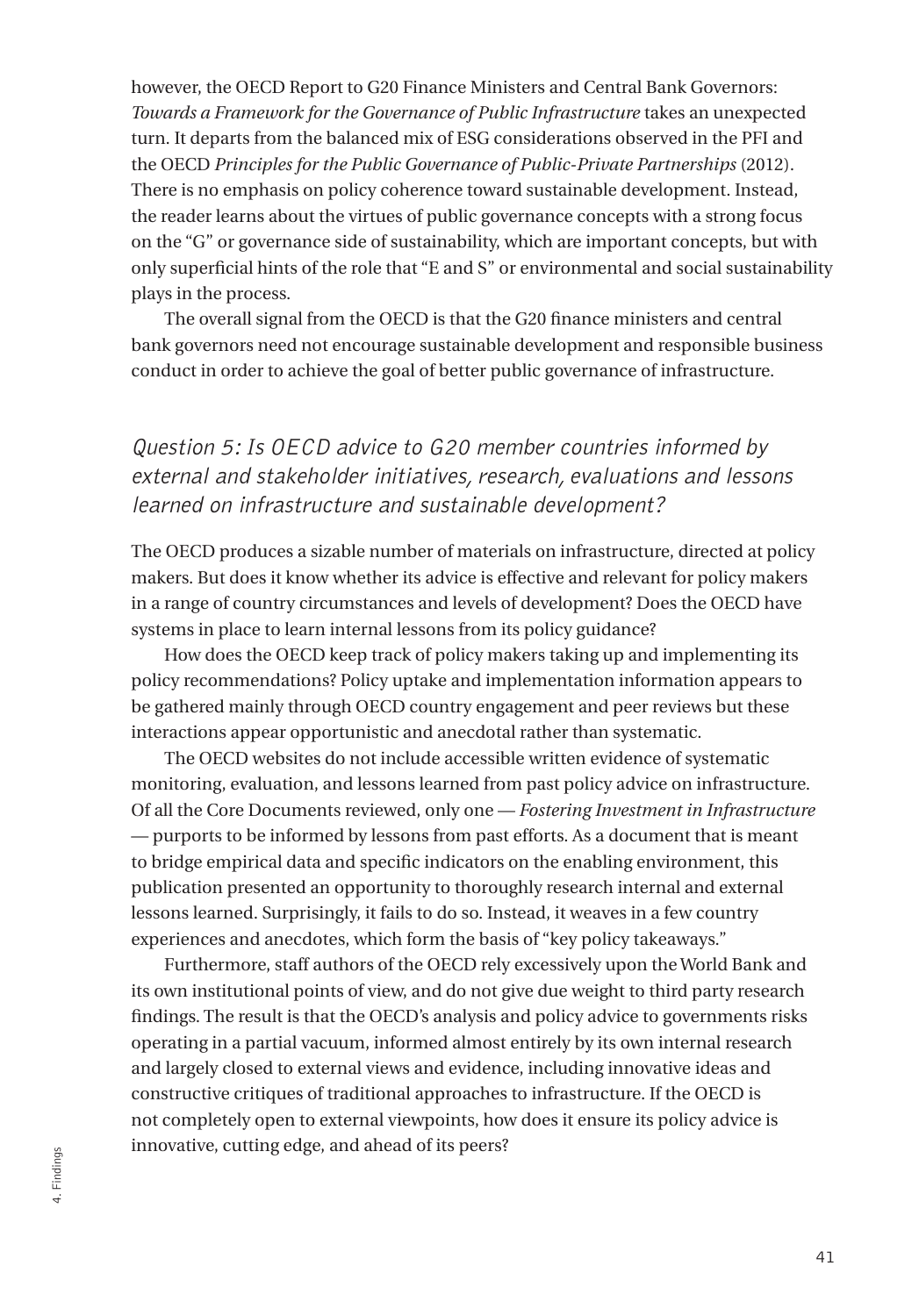however, the OECD Report to G20 Finance Ministers and Central Bank Governors: *Towards a Framework for the Governance of Public Infrastructure* takes an unexpected turn. It departs from the balanced mix of ESG considerations observed in the PFI and the OECD *Principles for the Public Governance of Public-Private Partnerships* (2012). There is no emphasis on policy coherence toward sustainable development. Instead, the reader learns about the virtues of public governance concepts with a strong focus on the "G" or governance side of sustainability, which are important concepts, but with only superficial hints of the role that "E and S" or environmental and social sustainability plays in the process.

The overall signal from the OECD is that the G20 finance ministers and central bank governors need not encourage sustainable development and responsible business conduct in order to achieve the goal of better public governance of infrastructure.

### *Question 5: Is OECD advice to G20 member countries informed by external and stakeholder initiatives, research, evaluations and lessons learned on infrastructure and sustainable development?*

The OECD produces a sizable number of materials on infrastructure, directed at policy makers. But does it know whether its advice is effective and relevant for policy makers in a range of country circumstances and levels of development? Does the OECD have systems in place to learn internal lessons from its policy guidance?

How does the OECD keep track of policy makers taking up and implementing its policy recommendations? Policy uptake and implementation information appears to be gathered mainly through OECD country engagement and peer reviews but these interactions appear opportunistic and anecdotal rather than systematic.

The OECD websites do not include accessible written evidence of systematic monitoring, evaluation, and lessons learned from past policy advice on infrastructure. Of all the Core Documents reviewed, only one — *Fostering Investment in Infrastructure* — purports to be informed by lessons from past efforts. As a document that is meant to bridge empirical data and specific indicators on the enabling environment, this publication presented an opportunity to thoroughly research internal and external lessons learned. Surprisingly, it fails to do so. Instead, it weaves in a few country experiences and anecdotes, which form the basis of "key policy takeaways."

Furthermore, staff authors of the OECD rely excessively upon the World Bank and its own institutional points of view, and do not give due weight to third party research findings. The result is that the OECD's analysis and policy advice to governments risks operating in a partial vacuum, informed almost entirely by its own internal research and largely closed to external views and evidence, including innovative ideas and constructive critiques of traditional approaches to infrastructure. If the OECD is not completely open to external viewpoints, how does it ensure its policy advice is innovative, cutting edge, and ahead of its peers?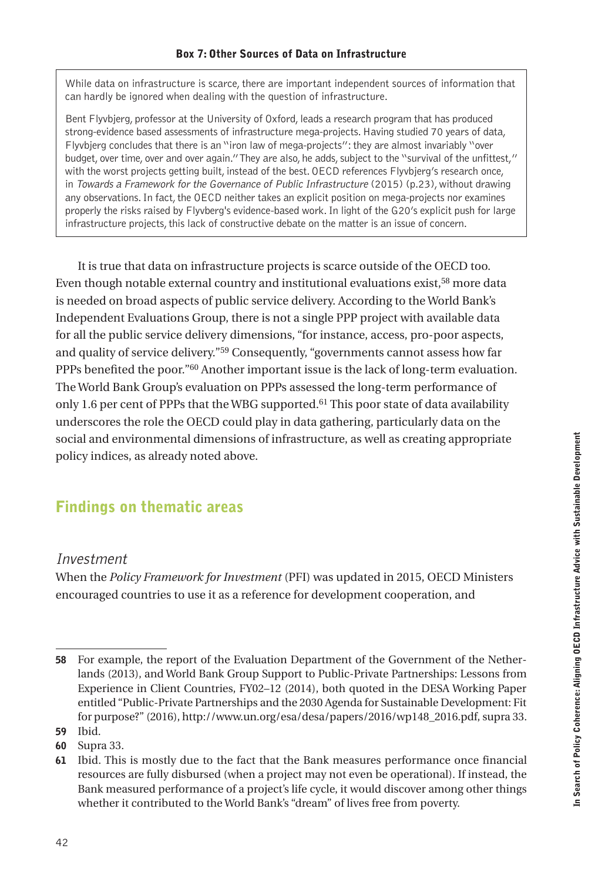**Box 7: Other Sources of Data on Infrastructure**

While data on infrastructure is scarce, there are important independent sources of information that can hardly be ignored when dealing with the question of infrastructure.

Bent Flyvbjerg, professor at the University of Oxford, leads a research program that has produced strong-evidence based assessments of infrastructure mega-projects. Having studied 70 years of data, Flyvbjerg concludes that there is an "iron law of mega-projects": they are almost invariably "over budget, over time, over and over again." They are also, he adds, subject to the "survival of the unfittest," with the worst projects getting built, instead of the best. OECD references Flyvbjerg's research once, in *Towards a Framework for the Governance of Public Infrastructure* (2015) (p.23), without drawing any observations. In fact, the OECD neither takes an explicit position on mega-projects nor examines properly the risks raised by Flyvberg's evidence-based work. In light of the G20's explicit push for large infrastructure projects, this lack of constructive debate on the matter is an issue of concern.

It is true that data on infrastructure projects is scarce outside of the OECD too. Even though notable external country and institutional evaluations exist,[58] more data is needed on broad aspects of public service delivery. According to the World Bank's Independent Evaluations Group, there is not a single PPP project with available data for all the public service delivery dimensions, "for instance, access, pro-poor aspects, and quality of service delivery."[59] Consequently, "governments cannot assess how far PPPs benefited the poor."[60] Another important issue is the lack of long-term evaluation. The World Bank Group's evaluation on PPPs assessed the long-term performance of only 1.6 per cent of PPPs that the WBG supported.[61] This poor state of data availability underscores the role the OECD could play in data gathering, particularly data on the social and environmental dimensions of infrastructure, as well as creating appropriate policy indices, as already noted above.

## Findings on thematic areas

### Investment

When the *Policy Framework for Investment* (PFI) was updated in 2015, OECD Ministers encouraged countries to use it as a reference for development cooperation, and

---

**58** For example, the report of the Evaluation Department of the Government of the Netherlands (2013), and World Bank Group Support to Public-Private Partnerships: Lessons from Experience in Client Countries, FY02–12 (2014), both quoted in the DESA Working Paper entitled "Public-Private Partnerships and the 2030 Agenda for Sustainable Development: Fit for purpose?" (2016), http://www.un.org/esa/desa/papers/2016/wp148_2016.pdf, supra 33.

**59** Ibid.

**60** Supra 33.

**61** Ibid. This is mostly due to the fact that the Bank measures performance once financial resources are fully disbursed (when a project may not even be operational). If instead, the Bank measured performance of a project's life cycle, it would discover among other things whether it contributed to the World Bank's "dream" of lives free from poverty.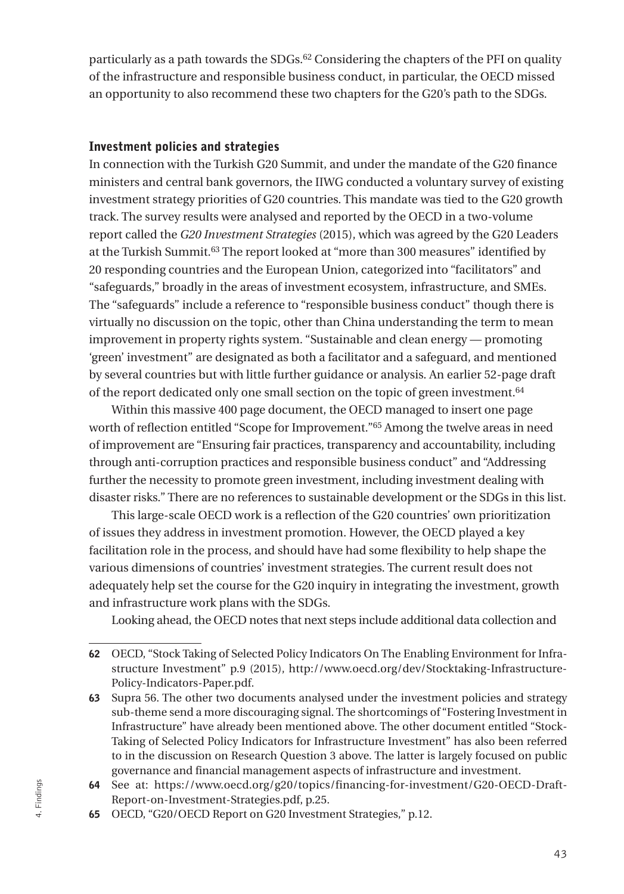particularly as a path towards the SDGs.[62] Considering the chapters of the PFI on quality of the infrastructure and responsible business conduct, in particular, the OECD missed an opportunity to also recommend these two chapters for the G20's path to the SDGs.

### Investment policies and strategies

In connection with the Turkish G20 Summit, and under the mandate of the G20 finance ministers and central bank governors, the IIWG conducted a voluntary survey of existing investment strategy priorities of G20 countries. This mandate was tied to the G20 growth track. The survey results were analysed and reported by the OECD in a two-volume report called the *G20 Investment Strategies* (2015), which was agreed by the G20 Leaders at the Turkish Summit.[63] The report looked at "more than 300 measures" identified by 20 responding countries and the European Union, categorized into "facilitators" and "safeguards," broadly in the areas of investment ecosystem, infrastructure, and SMEs. The "safeguards" include a reference to "responsible business conduct" though there is virtually no discussion on the topic, other than China understanding the term to mean improvement in property rights system. "Sustainable and clean energy — promoting 'green' investment" are designated as both a facilitator and a safeguard, and mentioned by several countries but with little further guidance or analysis. An earlier 52-page draft of the report dedicated only one small section on the topic of green investment.[64]

Within this massive 400 page document, the OECD managed to insert one page worth of reflection entitled "Scope for Improvement."[65] Among the twelve areas in need of improvement are "Ensuring fair practices, transparency and accountability, including through anti-corruption practices and responsible business conduct" and "Addressing further the necessity to promote green investment, including investment dealing with disaster risks." There are no references to sustainable development or the SDGs in this list.

This large-scale OECD work is a reflection of the G20 countries' own prioritization of issues they address in investment promotion. However, the OECD played a key facilitation role in the process, and should have had some flexibility to help shape the various dimensions of countries' investment strategies. The current result does not adequately help set the course for the G20 inquiry in integrating the investment, growth and infrastructure work plans with the SDGs.

Looking ahead, the OECD notes that next steps include additional data collection and

---

**62** OECD, "Stock Taking of Selected Policy Indicators On The Enabling Environment for Infrastructure Investment" p.9 (2015), http://www.oecd.org/dev/Stocktaking-Infrastructure-Policy-Indicators-Paper.pdf.

**63** Supra 56. The other two documents analysed under the investment policies and strategy sub-theme send a more discouraging signal. The shortcomings of "Fostering Investment in Infrastructure" have already been mentioned above. The other document entitled "Stock-Taking of Selected Policy Indicators for Infrastructure Investment" has also been referred to in the discussion on Research Question 3 above. The latter is largely focused on public governance and financial management aspects of infrastructure and investment.

**64** See at: https://www.oecd.org/g20/topics/financing-for-investment/G20-OECD-Draft-Report-on-Investment-Strategies.pdf, p.25.

**65** OECD, "G20/OECD Report on G20 Investment Strategies," p.12.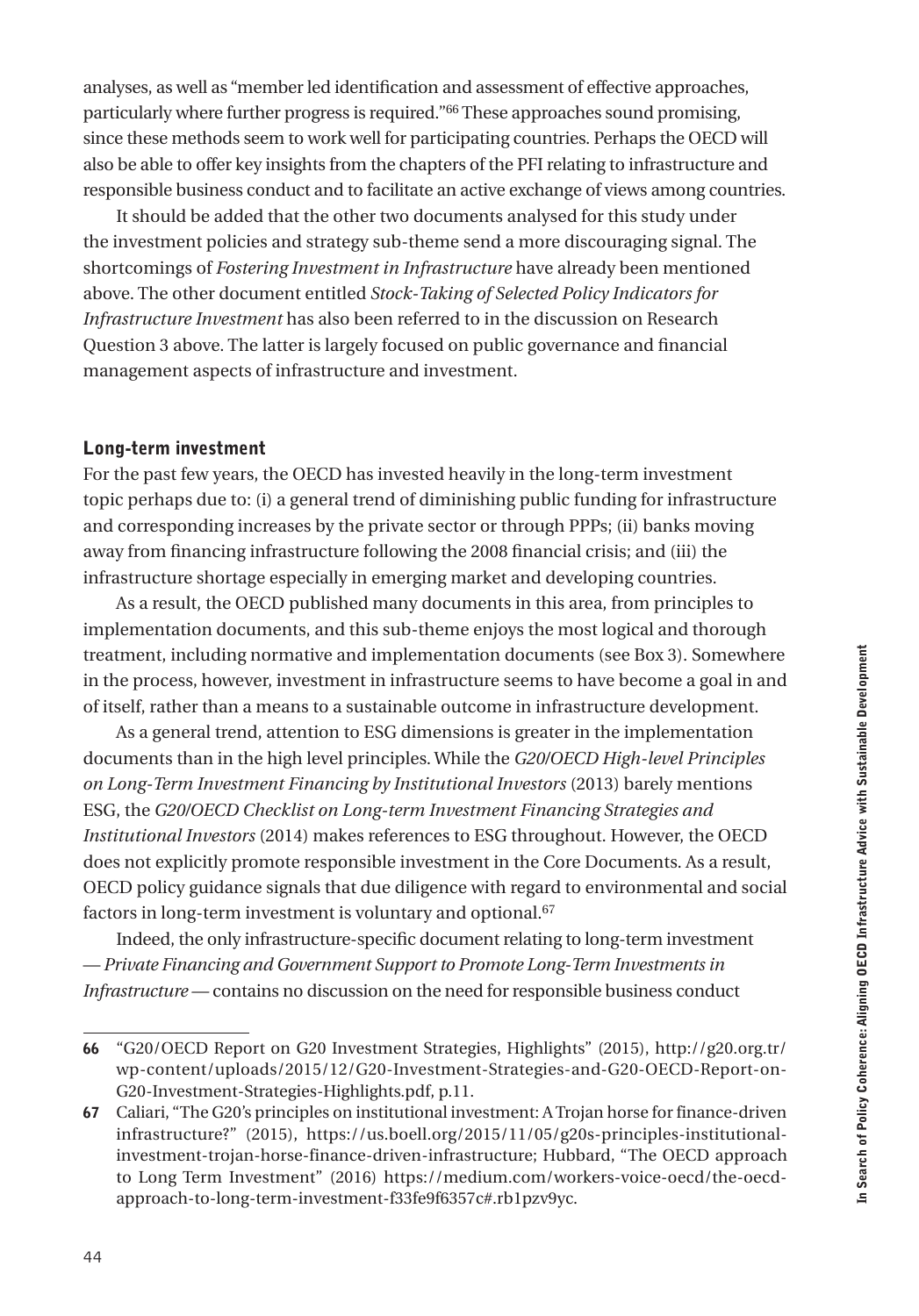analyses, as well as "member led identification and assessment of effective approaches, particularly where further progress is required."[66] These approaches sound promising, since these methods seem to work well for participating countries. Perhaps the OECD will also be able to offer key insights from the chapters of the PFI relating to infrastructure and responsible business conduct and to facilitate an active exchange of views among countries.

It should be added that the other two documents analysed for this study under the investment policies and strategy sub-theme send a more discouraging signal. The shortcomings of *Fostering Investment in Infrastructure* have already been mentioned above. The other document entitled *Stock-Taking of Selected Policy Indicators for Infrastructure Investment* has also been referred to in the discussion on Research Question 3 above. The latter is largely focused on public governance and financial management aspects of infrastructure and investment.

### Long-term investment

For the past few years, the OECD has invested heavily in the long-term investment topic perhaps due to: (i) a general trend of diminishing public funding for infrastructure and corresponding increases by the private sector or through PPPs; (ii) banks moving away from financing infrastructure following the 2008 financial crisis; and (iii) the infrastructure shortage especially in emerging market and developing countries.

As a result, the OECD published many documents in this area, from principles to implementation documents, and this sub-theme enjoys the most logical and thorough treatment, including normative and implementation documents (see Box 3). Somewhere in the process, however, investment in infrastructure seems to have become a goal in and of itself, rather than a means to a sustainable outcome in infrastructure development.

As a general trend, attention to ESG dimensions is greater in the implementation documents than in the high level principles. While the *G20/OECD High-level Principles on Long-Term Investment Financing by Institutional Investors* (2013) barely mentions ESG, the *G20/OECD Checklist on Long-term Investment Financing Strategies and Institutional Investors* (2014) makes references to ESG throughout. However, the OECD does not explicitly promote responsible investment in the Core Documents. As a result, OECD policy guidance signals that due diligence with regard to environmental and social factors in long-term investment is voluntary and optional.[67]

Indeed, the only infrastructure-specific document relating to long-term investment — *Private Financing and Government Support to Promote Long-Term Investments in Infrastructure* — contains no discussion on the need for responsible business conduct

---

**66** "G20/OECD Report on G20 Investment Strategies, Highlights" (2015), http://g20.org.tr/wp-content/uploads/2015/12/G20-Investment-Strategies-and-G20-OECD-Report-on-G20-Investment-Strategies-Highlights.pdf, p.11.

**67** Caliari, "The G20's principles on institutional investment: A Trojan horse for finance-driven infrastructure?" (2015), https://us.boell.org/2015/11/05/g20s-principles-institutional-investment-trojan-horse-finance-driven-infrastructure; Hubbard, "The OECD approach to Long Term Investment" (2016) https://medium.com/workers-voice-oecd/the-oecd-approach-to-long-term-investment-f33fe9f6357c#.rb1pzv9yc.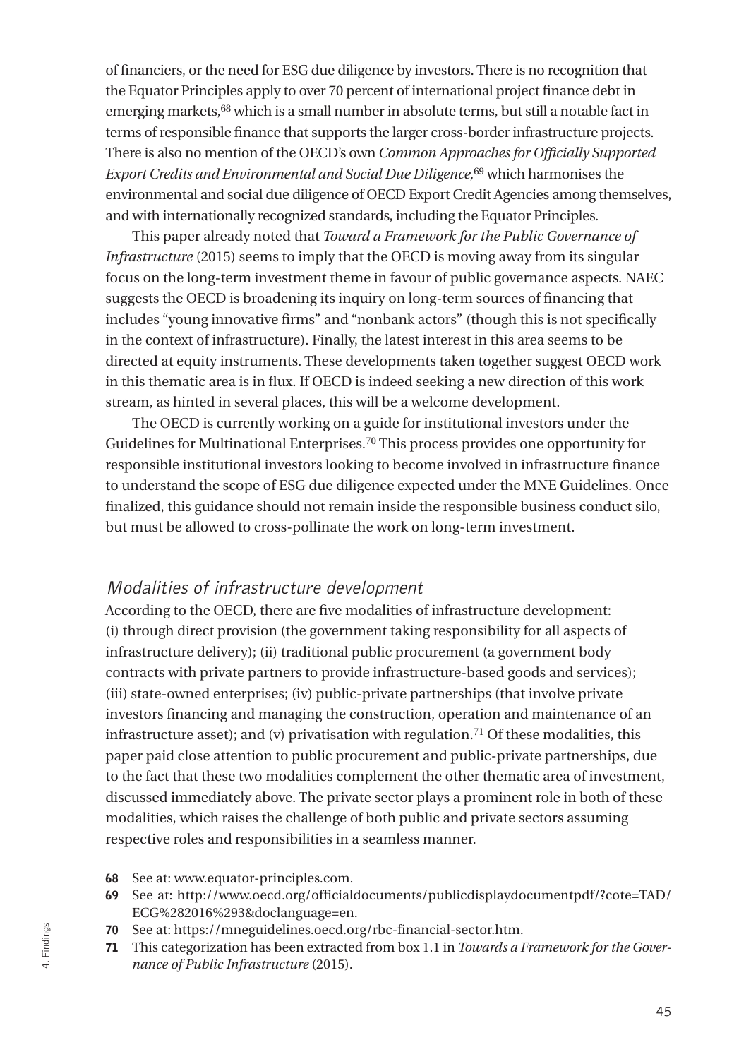of financiers, or the need for ESG due diligence by investors. There is no recognition that the Equator Principles apply to over 70 percent of international project finance debt in emerging markets,[68] which is a small number in absolute terms, but still a notable fact in terms of responsible finance that supports the larger cross-border infrastructure projects. There is also no mention of the OECD's own *Common Approaches for Officially Supported Export Credits and Environmental and Social Due Diligence,*[69] which harmonises the environmental and social due diligence of OECD Export Credit Agencies among themselves, and with internationally recognized standards, including the Equator Principles.

This paper already noted that *Toward a Framework for the Public Governance of Infrastructure* (2015) seems to imply that the OECD is moving away from its singular focus on the long-term investment theme in favour of public governance aspects. NAEC suggests the OECD is broadening its inquiry on long-term sources of financing that includes "young innovative firms" and "nonbank actors" (though this is not specifically in the context of infrastructure). Finally, the latest interest in this area seems to be directed at equity instruments. These developments taken together suggest OECD work in this thematic area is in flux. If OECD is indeed seeking a new direction of this work stream, as hinted in several places, this will be a welcome development.

The OECD is currently working on a guide for institutional investors under the Guidelines for Multinational Enterprises.[70] This process provides one opportunity for responsible institutional investors looking to become involved in infrastructure finance to understand the scope of ESG due diligence expected under the MNE Guidelines. Once finalized, this guidance should not remain inside the responsible business conduct silo, but must be allowed to cross-pollinate the work on long-term investment.

### *Modalities of infrastructure development*

According to the OECD, there are five modalities of infrastructure development: (i) through direct provision (the government taking responsibility for all aspects of infrastructure delivery); (ii) traditional public procurement (a government body contracts with private partners to provide infrastructure-based goods and services); (iii) state-owned enterprises; (iv) public-private partnerships (that involve private investors financing and managing the construction, operation and maintenance of an infrastructure asset); and (v) privatisation with regulation.[71] Of these modalities, this paper paid close attention to public procurement and public-private partnerships, due to the fact that these two modalities complement the other thematic area of investment, discussed immediately above. The private sector plays a prominent role in both of these modalities, which raises the challenge of both public and private sectors assuming respective roles and responsibilities in a seamless manner.

---

**68** See at: www.equator-principles.com.

**69** See at: http://www.oecd.org/officialdocuments/publicdisplaydocumentpdf/?cote=TAD/ECG%282016%293&doclanguage=en.

**70** See at: https://mneguidelines.oecd.org/rbc-financial-sector.htm.

**71** This categorization has been extracted from box 1.1 in *Towards a Framework for the Governance of Public Infrastructure* (2015).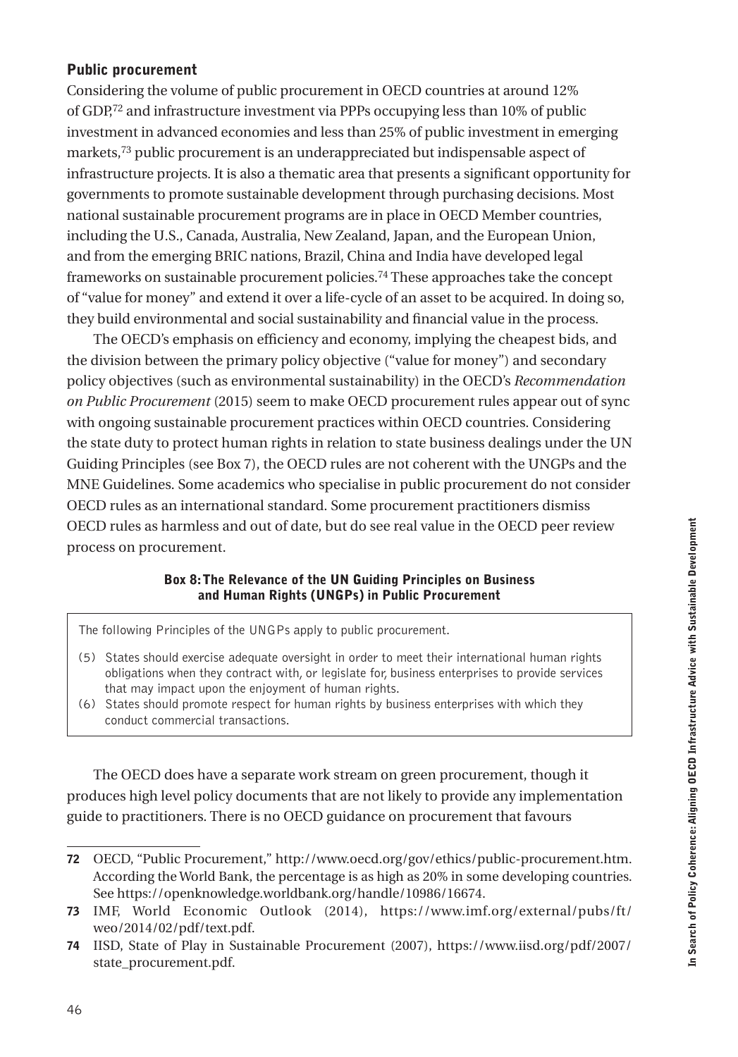### Public procurement

Considering the volume of public procurement in OECD countries at around 12% of GDP,[72] and infrastructure investment via PPPs occupying less than 10% of public investment in advanced economies and less than 25% of public investment in emerging markets,[73] public procurement is an underappreciated but indispensable aspect of infrastructure projects. It is also a thematic area that presents a significant opportunity for governments to promote sustainable development through purchasing decisions. Most national sustainable procurement programs are in place in OECD Member countries, including the U.S., Canada, Australia, New Zealand, Japan, and the European Union, and from the emerging BRIC nations, Brazil, China and India have developed legal frameworks on sustainable procurement policies.[74] These approaches take the concept of "value for money" and extend it over a life-cycle of an asset to be acquired. In doing so, they build environmental and social sustainability and financial value in the process.

The OECD's emphasis on efficiency and economy, implying the cheapest bids, and the division between the primary policy objective ("value for money") and secondary policy objectives (such as environmental sustainability) in the OECD's *Recommendation on Public Procurement* (2015) seem to make OECD procurement rules appear out of sync with ongoing sustainable procurement practices within OECD countries. Considering the state duty to protect human rights in relation to state business dealings under the UN Guiding Principles (see Box 7), the OECD rules are not coherent with the UNGPs and the MNE Guidelines. Some academics who specialise in public procurement do not consider OECD rules as an international standard. Some procurement practitioners dismiss OECD rules as harmless and out of date, but do see real value in the OECD peer review process on procurement.

**Box 8: The Relevance of the UN Guiding Principles on Business and Human Rights (UNGPs) in Public Procurement**

The following Principles of the UNGPs apply to public procurement.

(5) States should exercise adequate oversight in order to meet their international human rights obligations when they contract with, or legislate for, business enterprises to provide services that may impact upon the enjoyment of human rights.

(6) States should promote respect for human rights by business enterprises with which they conduct commercial transactions.

The OECD does have a separate work stream on green procurement, though it produces high level policy documents that are not likely to provide any implementation guide to practitioners. There is no OECD guidance on procurement that favours

---

72 OECD, "Public Procurement," http://www.oecd.org/gov/ethics/public-procurement.htm. According the World Bank, the percentage is as high as 20% in some developing countries. See https://openknowledge.worldbank.org/handle/10986/16674.

73 IMF, World Economic Outlook (2014), https://www.imf.org/external/pubs/ft/weo/2014/02/pdf/text.pdf.

74 IISD, State of Play in Sustainable Procurement (2007), https://www.iisd.org/pdf/2007/state_procurement.pdf.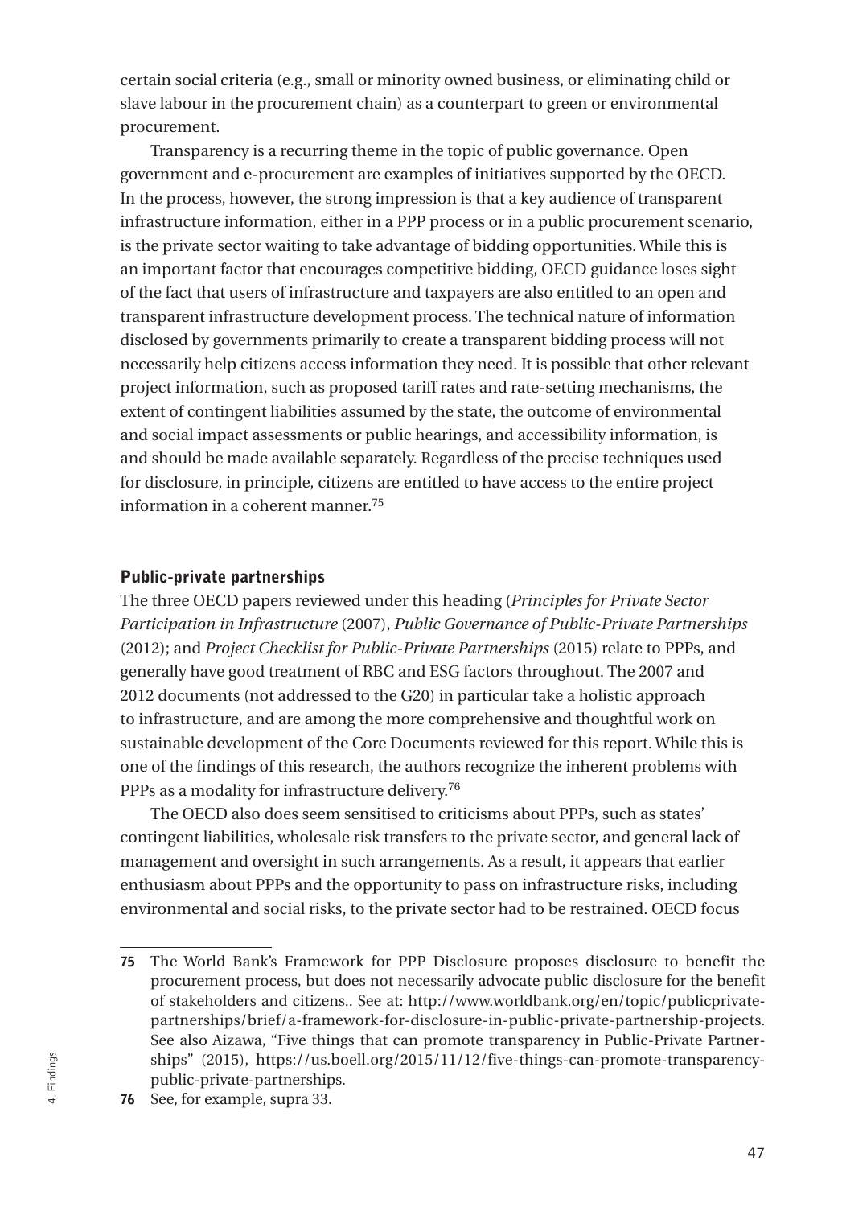certain social criteria (e.g., small or minority owned business, or eliminating child or slave labour in the procurement chain) as a counterpart to green or environmental procurement.

Transparency is a recurring theme in the topic of public governance. Open government and e-procurement are examples of initiatives supported by the OECD. In the process, however, the strong impression is that a key audience of transparent infrastructure information, either in a PPP process or in a public procurement scenario, is the private sector waiting to take advantage of bidding opportunities. While this is an important factor that encourages competitive bidding, OECD guidance loses sight of the fact that users of infrastructure and taxpayers are also entitled to an open and transparent infrastructure development process. The technical nature of information disclosed by governments primarily to create a transparent bidding process will not necessarily help citizens access information they need. It is possible that other relevant project information, such as proposed tariff rates and rate-setting mechanisms, the extent of contingent liabilities assumed by the state, the outcome of environmental and social impact assessments or public hearings, and accessibility information, is and should be made available separately. Regardless of the precise techniques used for disclosure, in principle, citizens are entitled to have access to the entire project information in a coherent manner.[75]

### Public-private partnerships

The three OECD papers reviewed under this heading (*Principles for Private Sector Participation in Infrastructure* (2007), *Public Governance of Public-Private Partnerships* (2012); and *Project Checklist for Public-Private Partnerships* (2015) relate to PPPs, and generally have good treatment of RBC and ESG factors throughout. The 2007 and 2012 documents (not addressed to the G20) in particular take a holistic approach to infrastructure, and are among the more comprehensive and thoughtful work on sustainable development of the Core Documents reviewed for this report. While this is one of the findings of this research, the authors recognize the inherent problems with PPPs as a modality for infrastructure delivery.[76]

The OECD also does seem sensitised to criticisms about PPPs, such as states' contingent liabilities, wholesale risk transfers to the private sector, and general lack of management and oversight in such arrangements. As a result, it appears that earlier enthusiasm about PPPs and the opportunity to pass on infrastructure risks, including environmental and social risks, to the private sector had to be restrained. OECD focus

---

**75** The World Bank's Framework for PPP Disclosure proposes disclosure to benefit the procurement process, but does not necessarily advocate public disclosure for the benefit of stakeholders and citizens.. See at: http://www.worldbank.org/en/topic/publicprivatepartnerships/brief/a-framework-for-disclosure-in-public-private-partnership-projects. See also Aizawa, "Five things that can promote transparency in Public-Private Partnerships" (2015), https://us.boell.org/2015/11/12/five-things-can-promote-transparency-public-private-partnerships.

**76** See, for example, supra 33.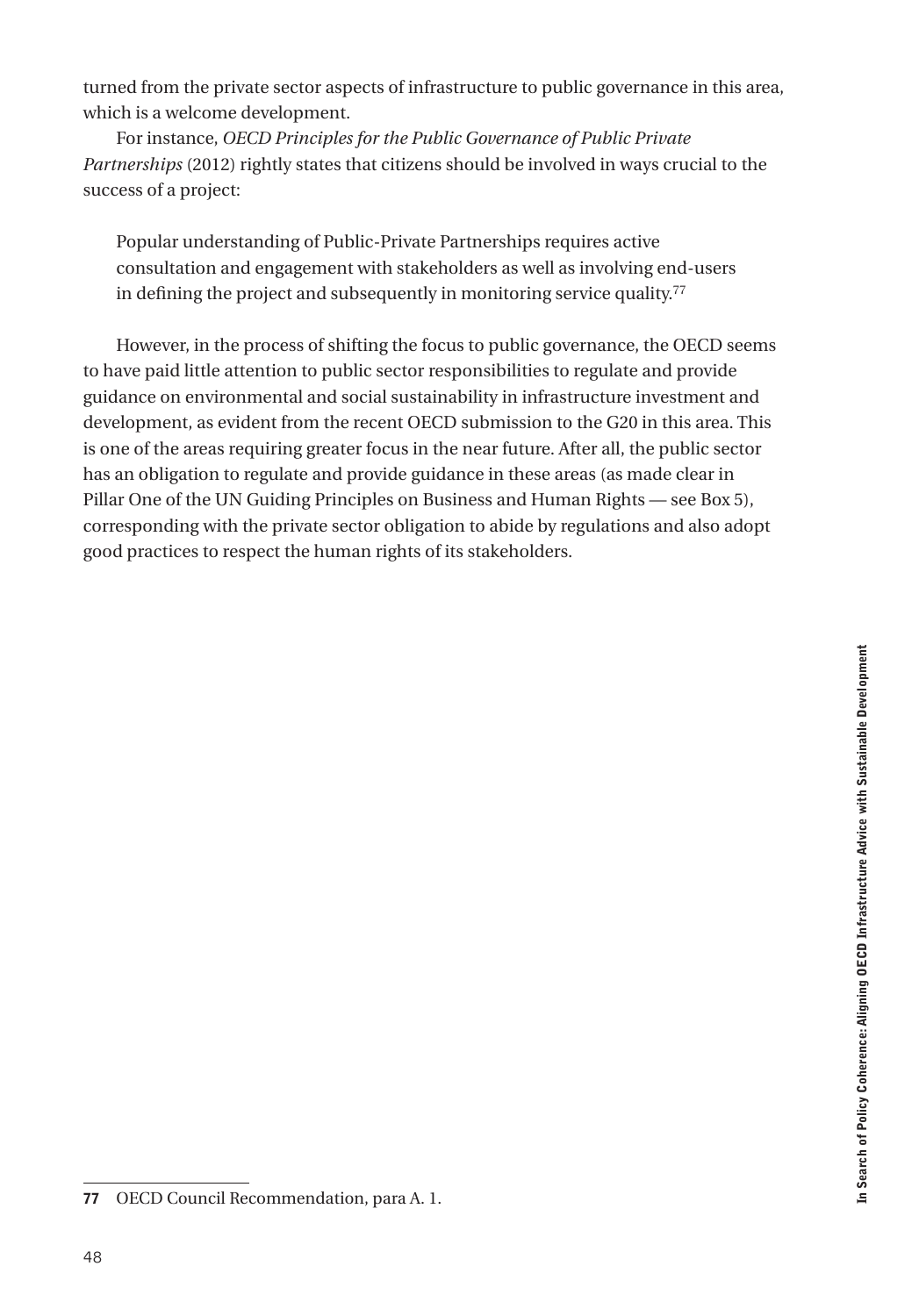turned from the private sector aspects of infrastructure to public governance in this area, which is a welcome development.

For instance, *OECD Principles for the Public Governance of Public Private Partnerships* (2012) rightly states that citizens should be involved in ways crucial to the success of a project:

> Popular understanding of Public-Private Partnerships requires active consultation and engagement with stakeholders as well as involving end-users in defining the project and subsequently in monitoring service quality.[77]

However, in the process of shifting the focus to public governance, the OECD seems to have paid little attention to public sector responsibilities to regulate and provide guidance on environmental and social sustainability in infrastructure investment and development, as evident from the recent OECD submission to the G20 in this area. This is one of the areas requiring greater focus in the near future. After all, the public sector has an obligation to regulate and provide guidance in these areas (as made clear in Pillar One of the UN Guiding Principles on Business and Human Rights — see Box 5), corresponding with the private sector obligation to abide by regulations and also adopt good practices to respect the human rights of its stakeholders.

---

**77** OECD Council Recommendation, para A. 1.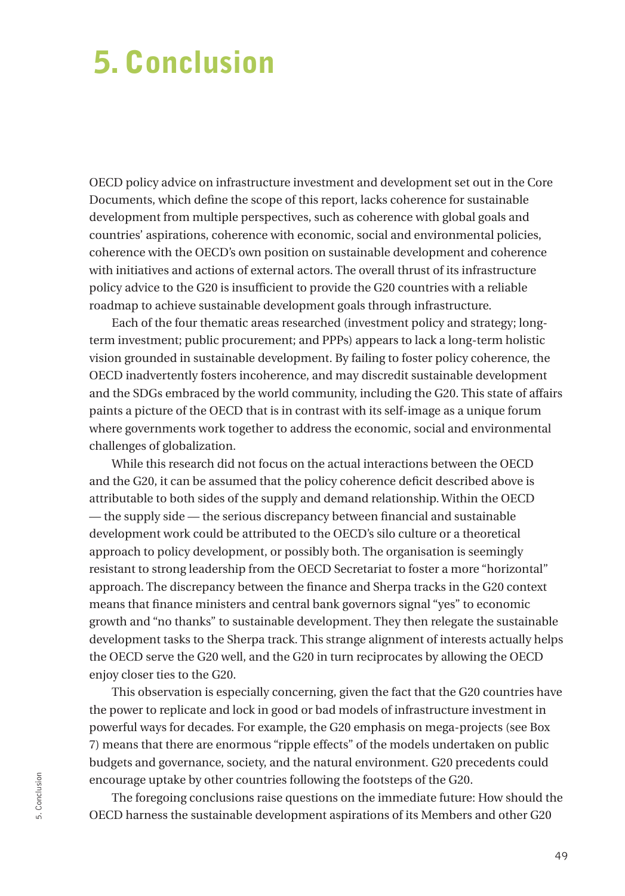# 5. Conclusion

OECD policy advice on infrastructure investment and development set out in the Core Documents, which define the scope of this report, lacks coherence for sustainable development from multiple perspectives, such as coherence with global goals and countries' aspirations, coherence with economic, social and environmental policies, coherence with the OECD's own position on sustainable development and coherence with initiatives and actions of external actors. The overall thrust of its infrastructure policy advice to the G20 is insufficient to provide the G20 countries with a reliable roadmap to achieve sustainable development goals through infrastructure.

Each of the four thematic areas researched (investment policy and strategy; long-term investment; public procurement; and PPPs) appears to lack a long-term holistic vision grounded in sustainable development. By failing to foster policy coherence, the OECD inadvertently fosters incoherence, and may discredit sustainable development and the SDGs embraced by the world community, including the G20. This state of affairs paints a picture of the OECD that is in contrast with its self-image as a unique forum where governments work together to address the economic, social and environmental challenges of globalization.

While this research did not focus on the actual interactions between the OECD and the G20, it can be assumed that the policy coherence deficit described above is attributable to both sides of the supply and demand relationship. Within the OECD — the supply side — the serious discrepancy between financial and sustainable development work could be attributed to the OECD's silo culture or a theoretical approach to policy development, or possibly both. The organisation is seemingly resistant to strong leadership from the OECD Secretariat to foster a more "horizontal" approach. The discrepancy between the finance and Sherpa tracks in the G20 context means that finance ministers and central bank governors signal "yes" to economic growth and "no thanks" to sustainable development. They then relegate the sustainable development tasks to the Sherpa track. This strange alignment of interests actually helps the OECD serve the G20 well, and the G20 in turn reciprocates by allowing the OECD enjoy closer ties to the G20.

This observation is especially concerning, given the fact that the G20 countries have the power to replicate and lock in good or bad models of infrastructure investment in powerful ways for decades. For example, the G20 emphasis on mega-projects (see Box 7) means that there are enormous "ripple effects" of the models undertaken on public budgets and governance, society, and the natural environment. G20 precedents could encourage uptake by other countries following the footsteps of the G20.

The foregoing conclusions raise questions on the immediate future: How should the OECD harness the sustainable development aspirations of its Members and other G20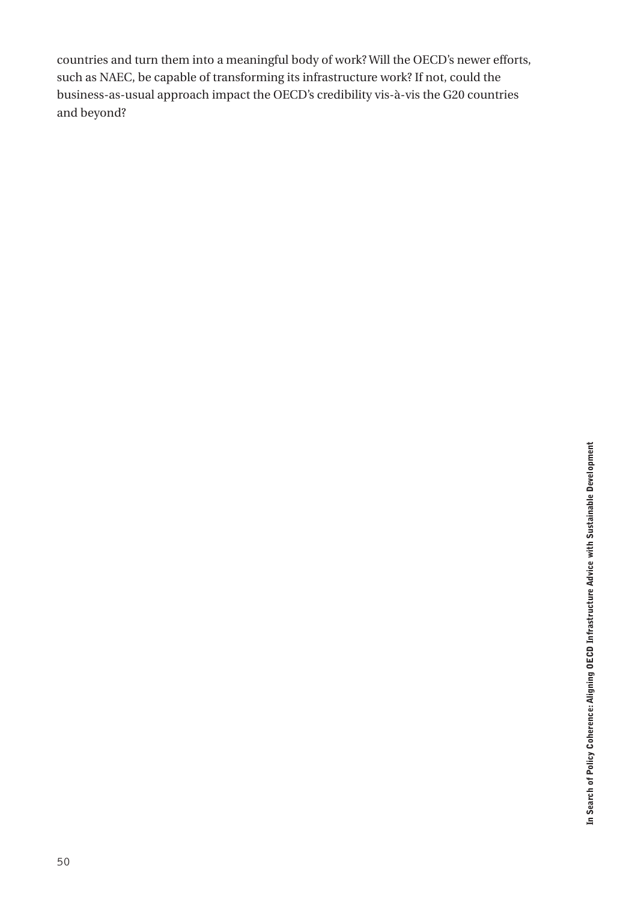countries and turn them into a meaningful body of work? Will the OECD's newer efforts, such as NAEC, be capable of transforming its infrastructure work? If not, could the business-as-usual approach impact the OECD's credibility vis-à-vis the G20 countries and beyond?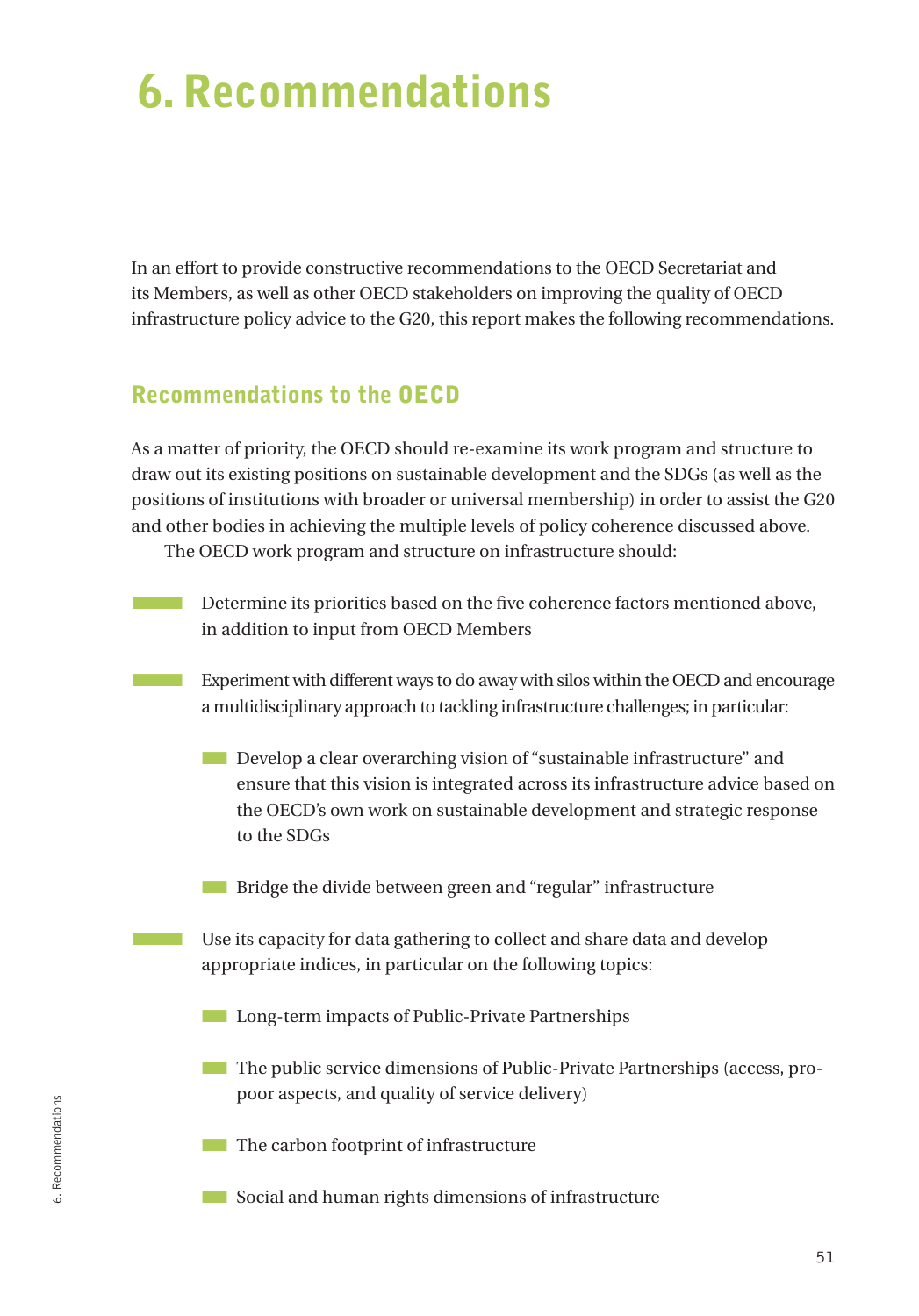# 6. Recommendations

In an effort to provide constructive recommendations to the OECD Secretariat and its Members, as well as other OECD stakeholders on improving the quality of OECD infrastructure policy advice to the G20, this report makes the following recommendations.

## Recommendations to the OECD

As a matter of priority, the OECD should re-examine its work program and structure to draw out its existing positions on sustainable development and the SDGs (as well as the positions of institutions with broader or universal membership) in order to assist the G20 and other bodies in achieving the multiple levels of policy coherence discussed above.

The OECD work program and structure on infrastructure should:

- Determine its priorities based on the five coherence factors mentioned above, in addition to input from OECD Members
- Experiment with different ways to do away with silos within the OECD and encourage a multidisciplinary approach to tackling infrastructure challenges; in particular:
  - Develop a clear overarching vision of "sustainable infrastructure" and ensure that this vision is integrated across its infrastructure advice based on the OECD's own work on sustainable development and strategic response to the SDGs
  - Bridge the divide between green and "regular" infrastructure
- Use its capacity for data gathering to collect and share data and develop appropriate indices, in particular on the following topics:
  - Long-term impacts of Public-Private Partnerships
  - The public service dimensions of Public-Private Partnerships (access, pro-poor aspects, and quality of service delivery)
  - The carbon footprint of infrastructure
  - Social and human rights dimensions of infrastructure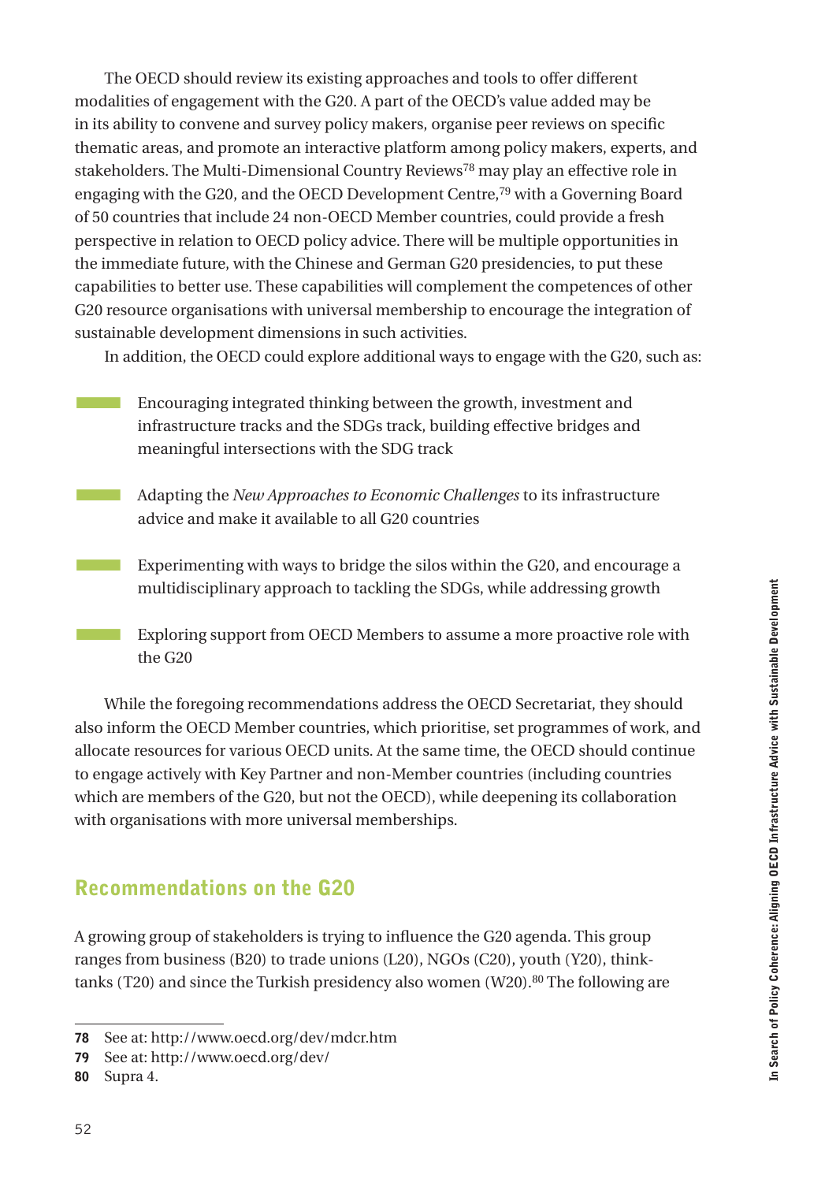The OECD should review its existing approaches and tools to offer different modalities of engagement with the G20. A part of the OECD's value added may be in its ability to convene and survey policy makers, organise peer reviews on specific thematic areas, and promote an interactive platform among policy makers, experts, and stakeholders. The Multi-Dimensional Country Reviews[78] may play an effective role in engaging with the G20, and the OECD Development Centre,[79] with a Governing Board of 50 countries that include 24 non-OECD Member countries, could provide a fresh perspective in relation to OECD policy advice. There will be multiple opportunities in the immediate future, with the Chinese and German G20 presidencies, to put these capabilities to better use. These capabilities will complement the competences of other G20 resource organisations with universal membership to encourage the integration of sustainable development dimensions in such activities.

In addition, the OECD could explore additional ways to engage with the G20, such as:

- Encouraging integrated thinking between the growth, investment and infrastructure tracks and the SDGs track, building effective bridges and meaningful intersections with the SDG track
- Adapting the *New Approaches to Economic Challenges* to its infrastructure advice and make it available to all G20 countries
- Experimenting with ways to bridge the silos within the G20, and encourage a multidisciplinary approach to tackling the SDGs, while addressing growth
- Exploring support from OECD Members to assume a more proactive role with the G20

While the foregoing recommendations address the OECD Secretariat, they should also inform the OECD Member countries, which prioritise, set programmes of work, and allocate resources for various OECD units. At the same time, the OECD should continue to engage actively with Key Partner and non-Member countries (including countries which are members of the G20, but not the OECD), while deepening its collaboration with organisations with more universal memberships.

## Recommendations on the G20

A growing group of stakeholders is trying to influence the G20 agenda. This group ranges from business (B20) to trade unions (L20), NGOs (C20), youth (Y20), think-tanks (T20) and since the Turkish presidency also women (W20).[80] The following are

---

**78** See at: http://www.oecd.org/dev/mdcr.htm

**79** See at: http://www.oecd.org/dev/

**80** Supra 4.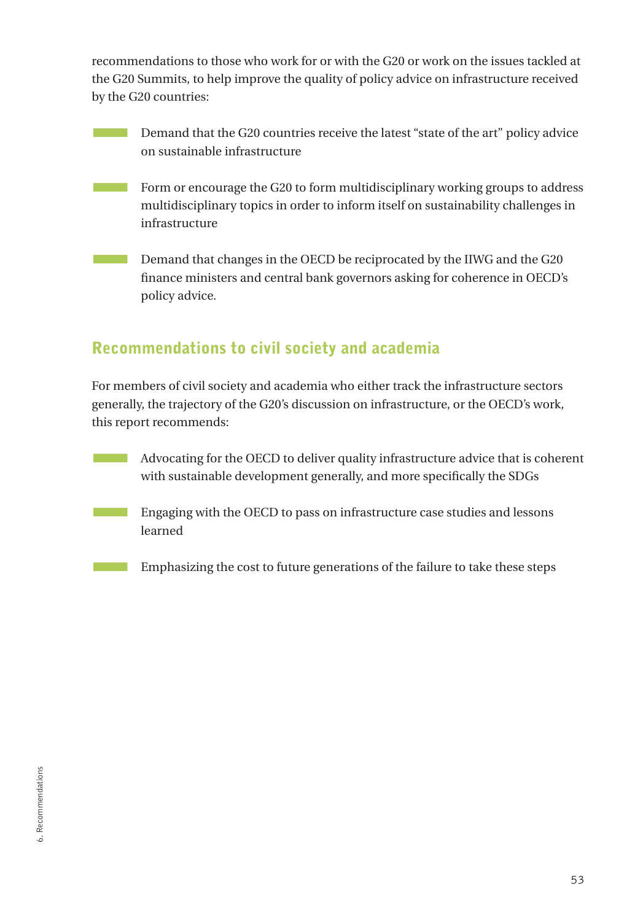recommendations to those who work for or with the G20 or work on the issues tackled at the G20 Summits, to help improve the quality of policy advice on infrastructure received by the G20 countries:

- Demand that the G20 countries receive the latest "state of the art" policy advice on sustainable infrastructure
- Form or encourage the G20 to form multidisciplinary working groups to address multidisciplinary topics in order to inform itself on sustainability challenges in infrastructure
- Demand that changes in the OECD be reciprocated by the IIWG and the G20 finance ministers and central bank governors asking for coherence in OECD's policy advice.

## Recommendations to civil society and academia

For members of civil society and academia who either track the infrastructure sectors generally, the trajectory of the G20's discussion on infrastructure, or the OECD's work, this report recommends:

- Advocating for the OECD to deliver quality infrastructure advice that is coherent with sustainable development generally, and more specifically the SDGs
- Engaging with the OECD to pass on infrastructure case studies and lessons learned
- Emphasizing the cost to future generations of the failure to take these steps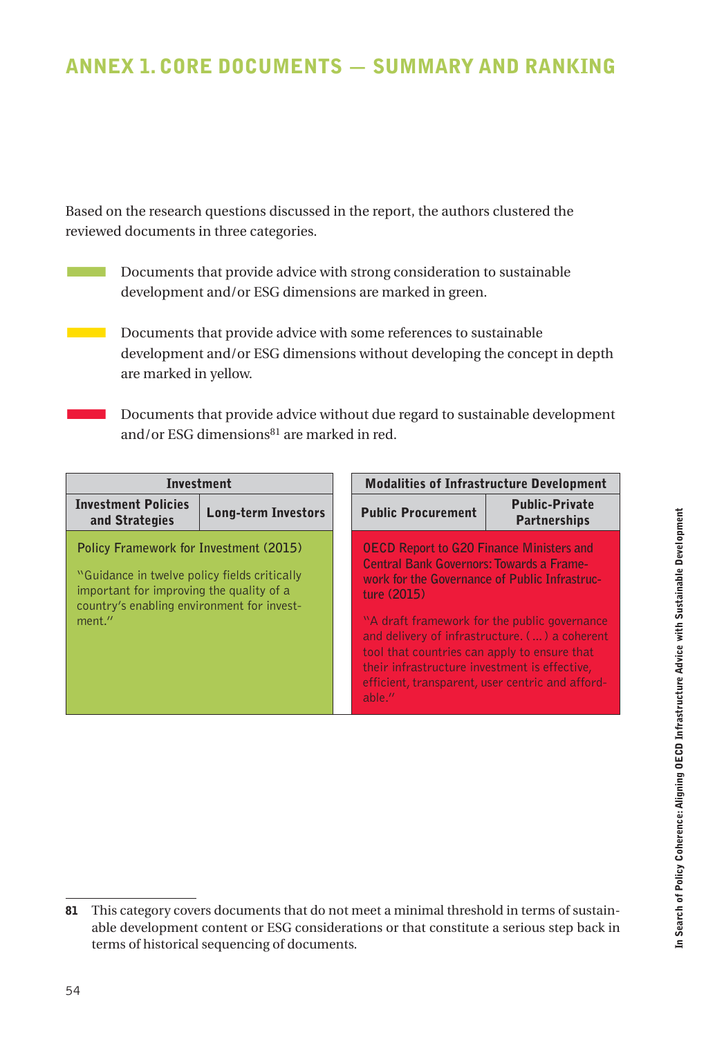# ANNEX 1. CORE DOCUMENTS — SUMMARY AND RANKING

Based on the research questions discussed in the report, the authors clustered the reviewed documents in three categories.

- Documents that provide advice with strong consideration to sustainable development and/or ESG dimensions are marked in green.
- Documents that provide advice with some references to sustainable development and/or ESG dimensions without developing the concept in depth are marked in yellow.
- Documents that provide advice without due regard to sustainable development and/or ESG dimensions[81] are marked in red.

| Investment | | Modalities of Infrastructure Development | |
|---|---|---|---|
| Investment Policies and Strategies | Long-term Investors | Public Procurement | Public-Private Partnerships |
| Policy Framework for Investment (2015)<br><br>"Guidance in twelve policy fields critically important for improving the quality of a country's enabling environment for investment." | | OECD Report to G20 Finance Ministers and Central Bank Governors: Towards a Framework for the Governance of Public Infrastructure (2015)<br><br>"A draft framework for the public governance and delivery of infrastructure. (…) a coherent tool that countries can apply to ensure that their infrastructure investment is effective, efficient, transparent, user centric and affordable." | |

81 This category covers documents that do not meet a minimal threshold in terms of sustainable development content or ESG considerations or that constitute a serious step back in terms of historical sequencing of documents.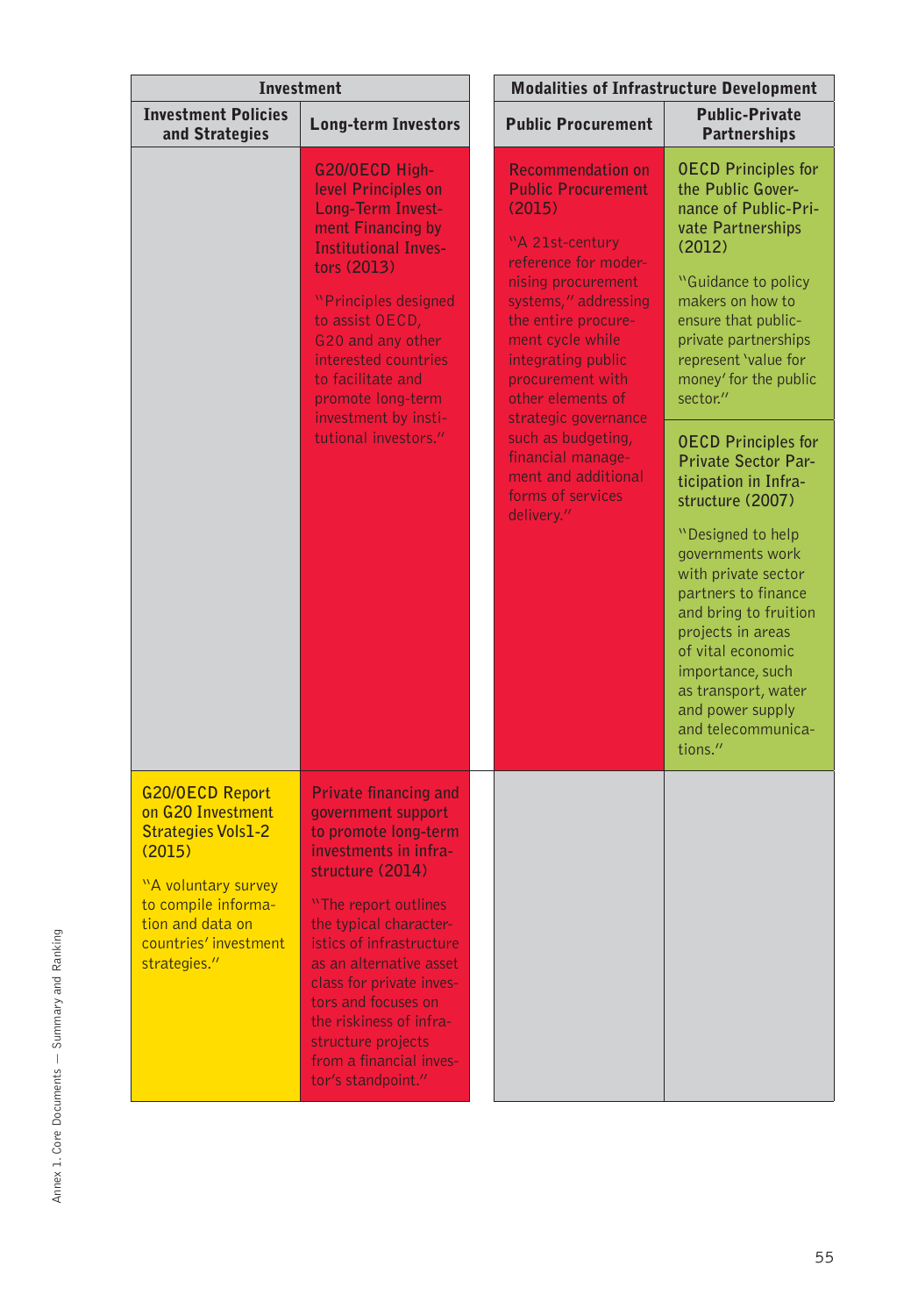| Investment | | Modalities of Infrastructure Development | |
|---|---|---|---|
| **Investment Policies and Strategies** | **Long-term Investors** | **Public Procurement** | **Public-Private Partnerships** |
| | G20/OECD High-level Principles on Long-Term Investment Financing by Institutional Investors (2013)<br><br>"Principles designed to assist OECD, G20 and any other interested countries to facilitate and promote long-term investment by institutional investors." | Recommendation on Public Procurement (2015)<br><br>"A 21st-century reference for modernising procurement systems," addressing the entire procurement cycle while integrating public procurement with other elements of strategic governance such as budgeting, financial management and additional forms of services delivery." | OECD Principles for the Public Governance of Public-Private Partnerships (2012)<br><br>"Guidance to policy makers on how to ensure that public-private partnerships represent 'value for money' for the public sector."<br><br>OECD Principles for Private Sector Participation in Infrastructure (2007)<br><br>"Designed to help governments work with private sector partners to finance and bring to fruition projects in areas of vital economic importance, such as transport, water and power supply and telecommunications." |
| G20/OECD Report on G20 Investment Strategies Vols1-2 (2015)<br><br>"A voluntary survey to compile information and data on countries' investment strategies." | Private financing and government support to promote long-term investments in infrastructure (2014)<br><br>"The report outlines the typical characteristics of infrastructure as an alternative asset class for private investors and focuses on the riskiness of infrastructure projects from a financial investor's standpoint." | | |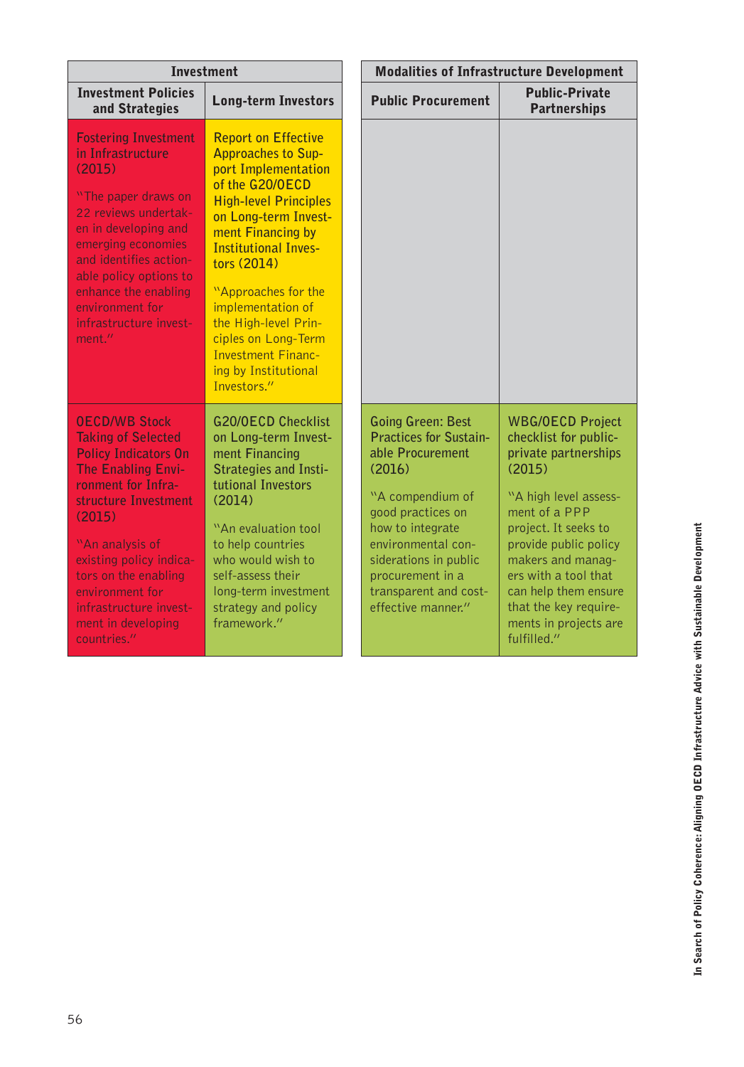| Investment | | Modalities of Infrastructure Development | |
|---|---|---|---|
| **Investment Policies and Strategies** | **Long-term Investors** | **Public Procurement** | **Public-Private Partnerships** |
| Fostering Investment in Infrastructure (2015)<br><br>"The paper draws on 22 reviews undertaken in developing and emerging economies and identifies actionable policy options to enhance the enabling environment for infrastructure investment." | Report on Effective Approaches to Support Implementation of the G20/OECD High-level Principles on Long-term Investment Financing by Institutional Investors (2014)<br><br>"Approaches for the implementation of the High-level Principles on Long-Term Investment Financing by Institutional Investors." | | |
| OECD/WB Stock Taking of Selected Policy Indicators On The Enabling Environment for Infrastructure Investment (2015)<br><br>"An analysis of existing policy indicators on the enabling environment for infrastructure investment in developing countries." | G20/OECD Checklist on Long-term Investment Financing Strategies and Institutional Investors (2014)<br><br>"An evaluation tool to help countries who would wish to self-assess their long-term investment strategy and policy framework." | Going Green: Best Practices for Sustainable Procurement (2016)<br><br>"A compendium of good practices on how to integrate environmental considerations in public procurement in a transparent and cost-effective manner." | WBG/OECD Project checklist for public-private partnerships (2015)<br><br>"A high level assessment of a PPP project. It seeks to provide public policy makers and managers with a tool that can help them ensure that the key requirements in projects are fulfilled." |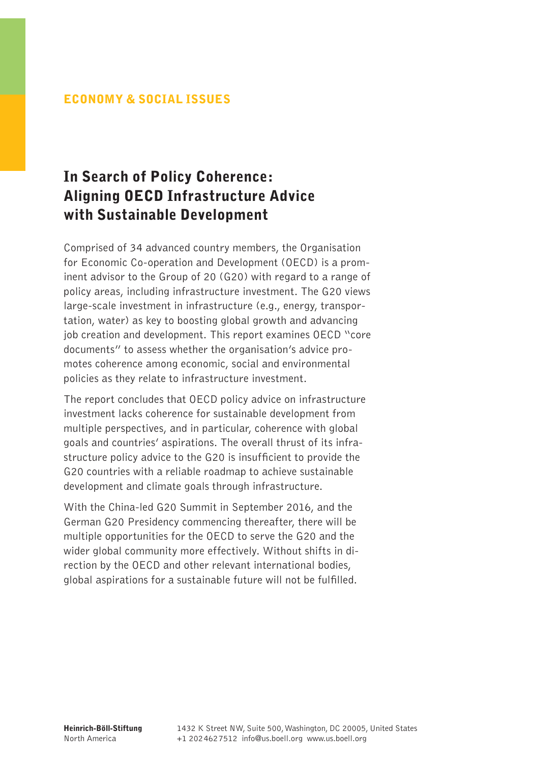ECONOMY & SOCIAL ISSUES

# In Search of Policy Coherence: Aligning OECD Infrastructure Advice with Sustainable Development

Comprised of 34 advanced country members, the Organisation for Economic Co-operation and Development (OECD) is a prominent advisor to the Group of 20 (G20) with regard to a range of policy areas, including infrastructure investment. The G20 views large-scale investment in infrastructure (e.g., energy, transportation, water) as key to boosting global growth and advancing job creation and development. This report examines OECD "core documents" to assess whether the organisation's advice promotes coherence among economic, social and environmental policies as they relate to infrastructure investment.

The report concludes that OECD policy advice on infrastructure investment lacks coherence for sustainable development from multiple perspectives, and in particular, coherence with global goals and countries' aspirations. The overall thrust of its infrastructure policy advice to the G20 is insufficient to provide the G20 countries with a reliable roadmap to achieve sustainable development and climate goals through infrastructure.

With the China-led G20 Summit in September 2016, and the German G20 Presidency commencing thereafter, there will be multiple opportunities for the OECD to serve the G20 and the wider global community more effectively. Without shifts in direction by the OECD and other relevant international bodies, global aspirations for a sustainable future will not be fulfilled.

**Heinrich-Böll-Stiftung**
North America

1432 K Street NW, Suite 500, Washington, DC 20005, United States
+1 2024627512 info@us.boell.org www.us.boell.org